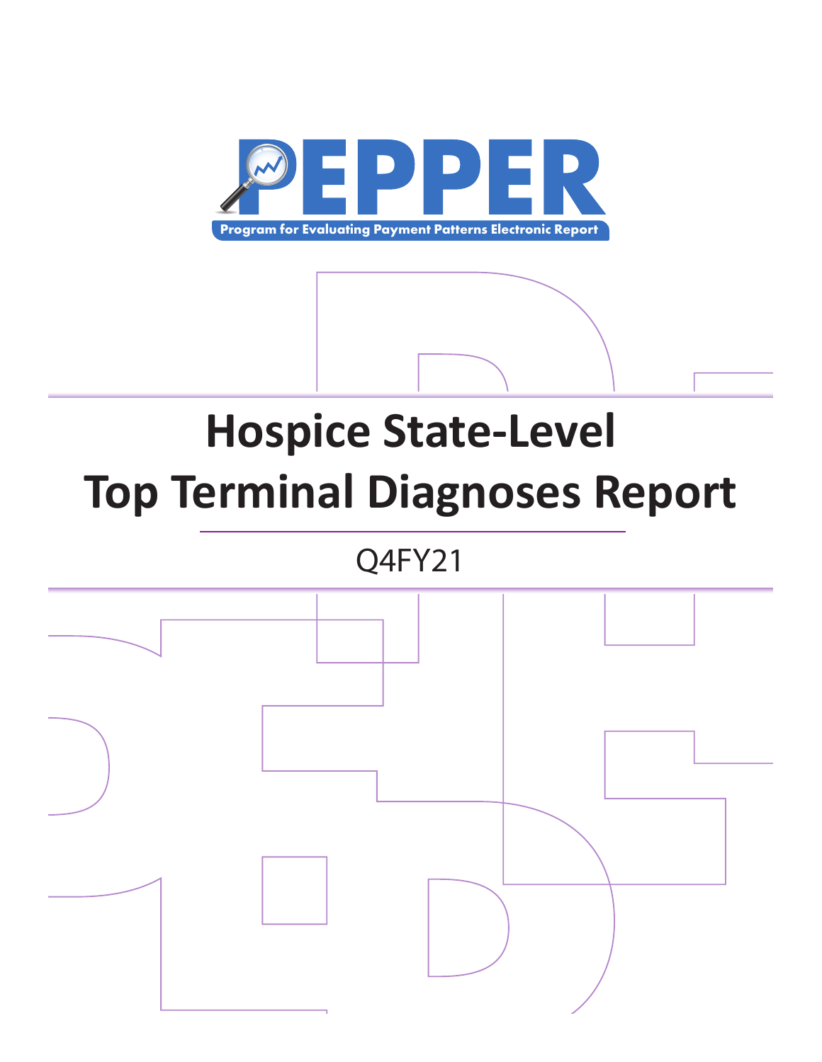# PEPPER

Program for Evaluating Payment Patterns Electronic Report

# Hospice State-Level Top Terminal Diagnoses Report

Q4FY21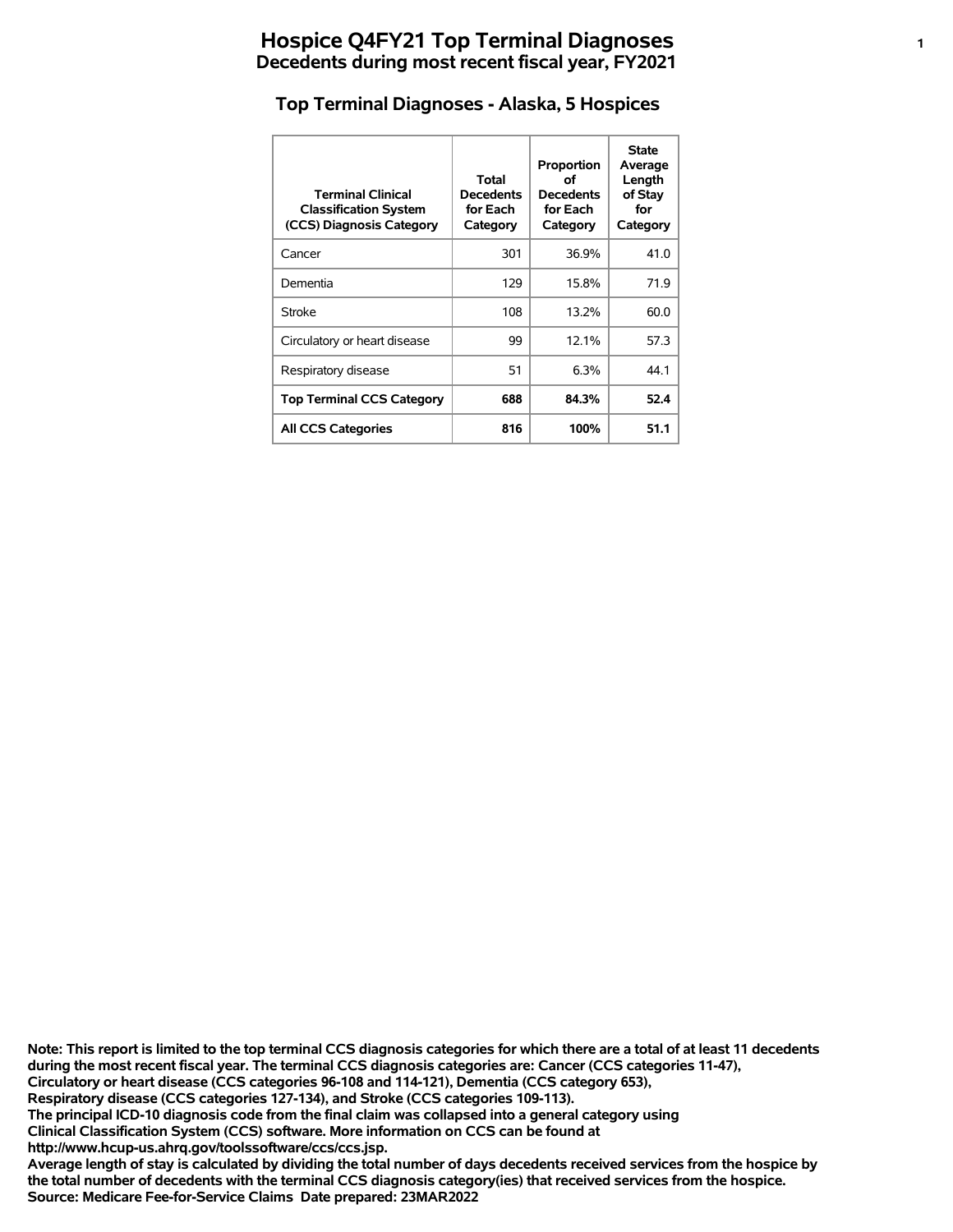# Hospice Q4FY21 Top Terminal Diagnoses
## Decedents during most recent fiscal year, FY2021

### Top Terminal Diagnoses - Alaska, 5 Hospices

| Terminal Clinical Classification System (CCS) Diagnosis Category | Total Decedents for Each Category | Proportion of Decedents for Each Category | State Average Length of Stay for Category |
|---|---|---|---|
| Cancer | 301 | 36.9% | 41.0 |
| Dementia | 129 | 15.8% | 71.9 |
| Stroke | 108 | 13.2% | 60.0 |
| Circulatory or heart disease | 99 | 12.1% | 57.3 |
| Respiratory disease | 51 | 6.3% | 44.1 |
| **Top Terminal CCS Category** | **688** | **84.3%** | **52.4** |
| **All CCS Categories** | **816** | **100%** | **51.1** |

**Note: This report is limited to the top terminal CCS diagnosis categories for which there are a total of at least 11 decedents during the most recent fiscal year. The terminal CCS diagnosis categories are: Cancer (CCS categories 11-47), Circulatory or heart disease (CCS categories 96-108 and 114-121), Dementia (CCS category 653), Respiratory disease (CCS categories 127-134), and Stroke (CCS categories 109-113).**
**The principal ICD-10 diagnosis code from the final claim was collapsed into a general category using Clinical Classification System (CCS) software. More information on CCS can be found at http://www.hcup-us.ahrq.gov/toolssoftware/ccs/ccs.jsp.**
**Average length of stay is calculated by dividing the total number of days decedents received services from the hospice by the total number of decedents with the terminal CCS diagnosis category(ies) that received services from the hospice.**
**Source: Medicare Fee-for-Service Claims Date prepared: 23MAR2022**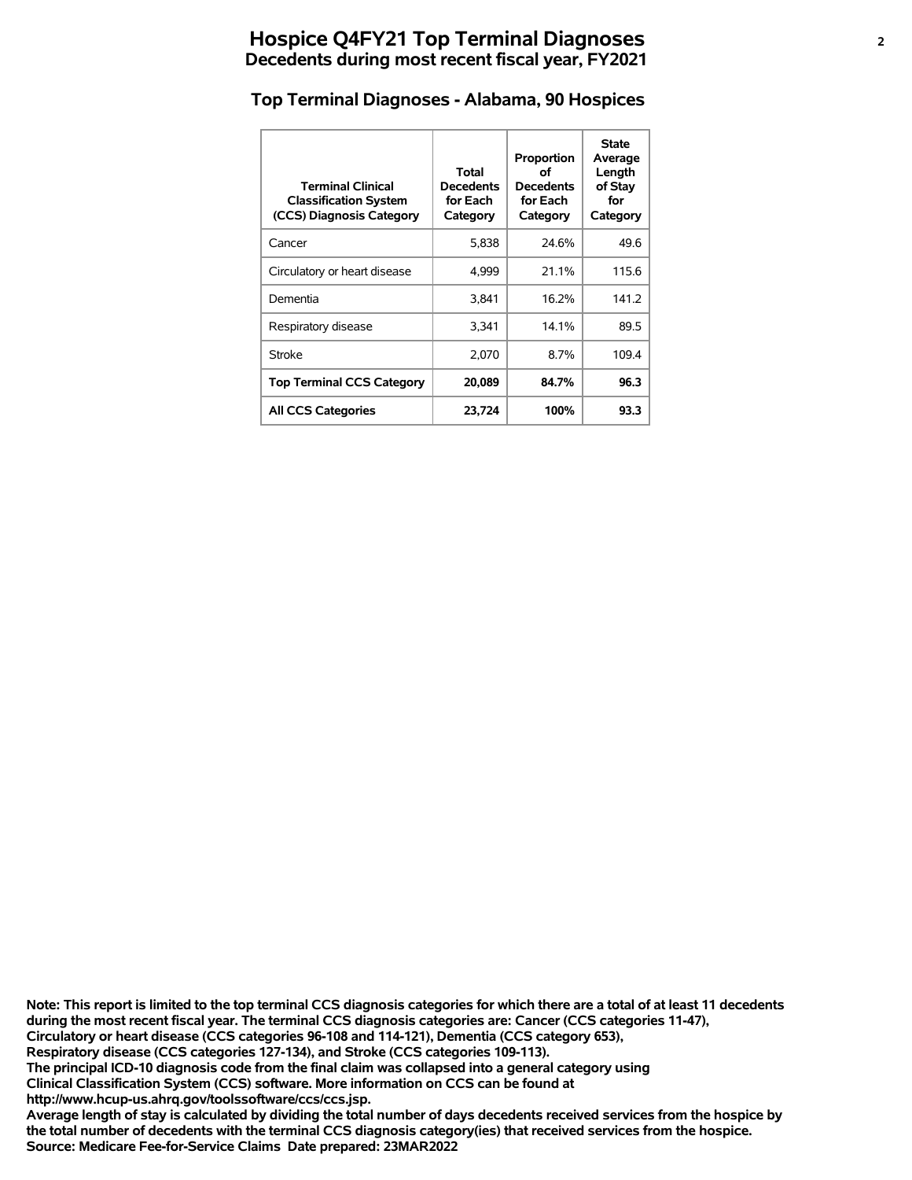# Hospice Q4FY21 Top Terminal Diagnoses

## Decedents during most recent fiscal year, FY2021

### Top Terminal Diagnoses - Alabama, 90 Hospices

| Terminal Clinical Classification System (CCS) Diagnosis Category | Total Decedents for Each Category | Proportion of Decedents for Each Category | State Average Length of Stay for Category |
|---|---|---|---|
| Cancer | 5,838 | 24.6% | 49.6 |
| Circulatory or heart disease | 4,999 | 21.1% | 115.6 |
| Dementia | 3,841 | 16.2% | 141.2 |
| Respiratory disease | 3,341 | 14.1% | 89.5 |
| Stroke | 2,070 | 8.7% | 109.4 |
| **Top Terminal CCS Category** | **20,089** | **84.7%** | **96.3** |
| **All CCS Categories** | **23,724** | **100%** | **93.3** |

**Note: This report is limited to the top terminal CCS diagnosis categories for which there are a total of at least 11 decedents during the most recent fiscal year. The terminal CCS diagnosis categories are: Cancer (CCS categories 11-47), Circulatory or heart disease (CCS categories 96-108 and 114-121), Dementia (CCS category 653), Respiratory disease (CCS categories 127-134), and Stroke (CCS categories 109-113).**
**The principal ICD-10 diagnosis code from the final claim was collapsed into a general category using Clinical Classification System (CCS) software. More information on CCS can be found at http://www.hcup-us.ahrq.gov/toolssoftware/ccs/ccs.jsp.**
**Average length of stay is calculated by dividing the total number of days decedents received services from the hospice by the total number of decedents with the terminal CCS diagnosis category(ies) that received services from the hospice.**
**Source: Medicare Fee-for-Service Claims Date prepared: 23MAR2022**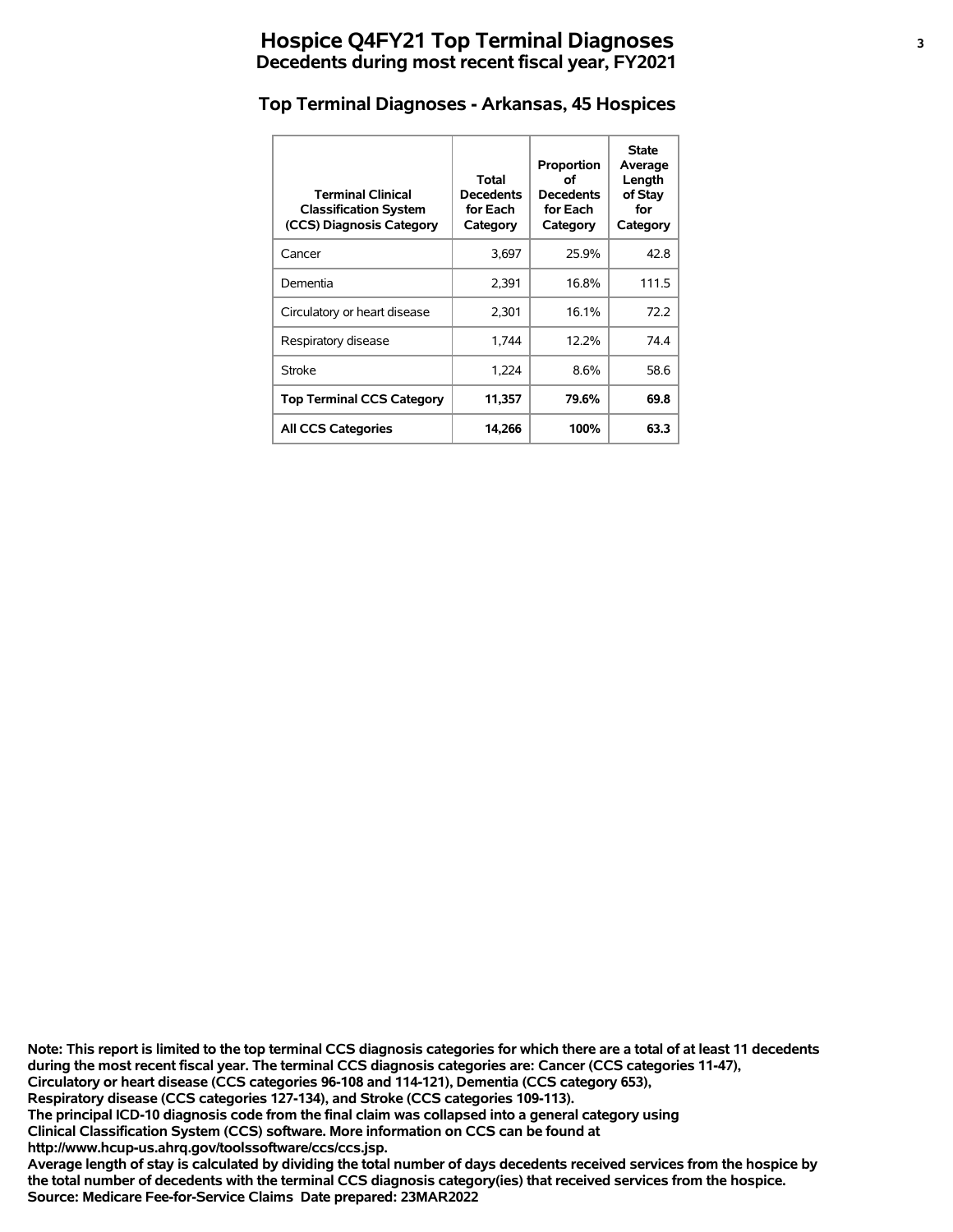# Hospice Q4FY21 Top Terminal Diagnoses

## Decedents during most recent fiscal year, FY2021

### Top Terminal Diagnoses - Arkansas, 45 Hospices

| Terminal Clinical Classification System (CCS) Diagnosis Category | Total Decedents for Each Category | Proportion of Decedents for Each Category | State Average Length of Stay for Category |
|---|---|---|---|
| Cancer | 3,697 | 25.9% | 42.8 |
| Dementia | 2,391 | 16.8% | 111.5 |
| Circulatory or heart disease | 2,301 | 16.1% | 72.2 |
| Respiratory disease | 1,744 | 12.2% | 74.4 |
| Stroke | 1,224 | 8.6% | 58.6 |
| **Top Terminal CCS Category** | **11,357** | **79.6%** | **69.8** |
| **All CCS Categories** | **14,266** | **100%** | **63.3** |

**Note: This report is limited to the top terminal CCS diagnosis categories for which there are a total of at least 11 decedents during the most recent fiscal year. The terminal CCS diagnosis categories are: Cancer (CCS categories 11-47), Circulatory or heart disease (CCS categories 96-108 and 114-121), Dementia (CCS category 653), Respiratory disease (CCS categories 127-134), and Stroke (CCS categories 109-113).**
**The principal ICD-10 diagnosis code from the final claim was collapsed into a general category using Clinical Classification System (CCS) software. More information on CCS can be found at http://www.hcup-us.ahrq.gov/toolssoftware/ccs/ccs.jsp.**
**Average length of stay is calculated by dividing the total number of days decedents received services from the hospice by the total number of decedents with the terminal CCS diagnosis category(ies) that received services from the hospice.**
**Source: Medicare Fee-for-Service Claims Date prepared: 23MAR2022**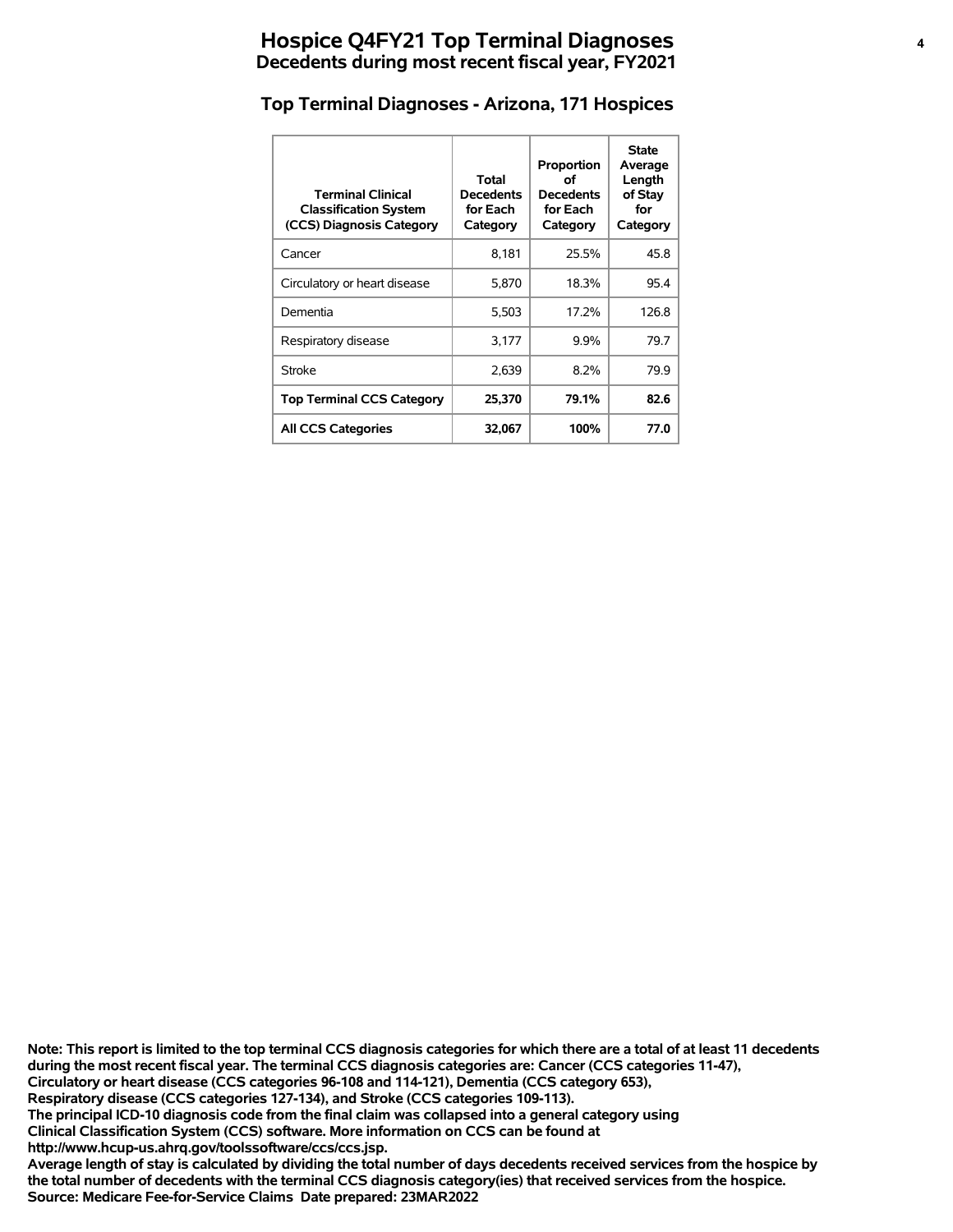# Hospice Q4FY21 Top Terminal Diagnoses

## Decedents during most recent fiscal year, FY2021

### Top Terminal Diagnoses - Arizona, 171 Hospices

| Terminal Clinical Classification System (CCS) Diagnosis Category | Total Decedents for Each Category | Proportion of Decedents for Each Category | State Average Length of Stay for Category |
|---|---|---|---|
| Cancer | 8,181 | 25.5% | 45.8 |
| Circulatory or heart disease | 5,870 | 18.3% | 95.4 |
| Dementia | 5,503 | 17.2% | 126.8 |
| Respiratory disease | 3,177 | 9.9% | 79.7 |
| Stroke | 2,639 | 8.2% | 79.9 |
| **Top Terminal CCS Category** | **25,370** | **79.1%** | **82.6** |
| **All CCS Categories** | **32,067** | **100%** | **77.0** |

**Note: This report is limited to the top terminal CCS diagnosis categories for which there are a total of at least 11 decedents during the most recent fiscal year. The terminal CCS diagnosis categories are: Cancer (CCS categories 11-47), Circulatory or heart disease (CCS categories 96-108 and 114-121), Dementia (CCS category 653), Respiratory disease (CCS categories 127-134), and Stroke (CCS categories 109-113).**
**The principal ICD-10 diagnosis code from the final claim was collapsed into a general category using Clinical Classification System (CCS) software. More information on CCS can be found at http://www.hcup-us.ahrq.gov/toolssoftware/ccs/ccs.jsp.**
**Average length of stay is calculated by dividing the total number of days decedents received services from the hospice by the total number of decedents with the terminal CCS diagnosis category(ies) that received services from the hospice.**
**Source: Medicare Fee-for-Service Claims Date prepared: 23MAR2022**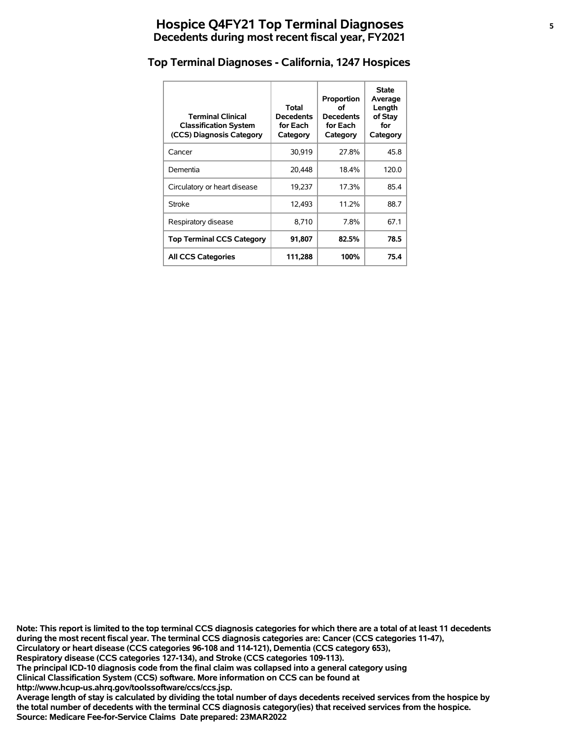# Hospice Q4FY21 Top Terminal Diagnoses

## Decedents during most recent fiscal year, FY2021

### Top Terminal Diagnoses - California, 1247 Hospices

| Terminal Clinical Classification System (CCS) Diagnosis Category | Total Decedents for Each Category | Proportion of Decedents for Each Category | State Average Length of Stay for Category |
|---|---|---|---|
| Cancer | 30,919 | 27.8% | 45.8 |
| Dementia | 20,448 | 18.4% | 120.0 |
| Circulatory or heart disease | 19,237 | 17.3% | 85.4 |
| Stroke | 12,493 | 11.2% | 88.7 |
| Respiratory disease | 8,710 | 7.8% | 67.1 |
| **Top Terminal CCS Category** | **91,807** | **82.5%** | **78.5** |
| **All CCS Categories** | **111,288** | **100%** | **75.4** |

**Note: This report is limited to the top terminal CCS diagnosis categories for which there are a total of at least 11 decedents during the most recent fiscal year. The terminal CCS diagnosis categories are: Cancer (CCS categories 11-47), Circulatory or heart disease (CCS categories 96-108 and 114-121), Dementia (CCS category 653), Respiratory disease (CCS categories 127-134), and Stroke (CCS categories 109-113).**
**The principal ICD-10 diagnosis code from the final claim was collapsed into a general category using Clinical Classification System (CCS) software. More information on CCS can be found at http://www.hcup-us.ahrq.gov/toolssoftware/ccs/ccs.jsp.**
**Average length of stay is calculated by dividing the total number of days decedents received services from the hospice by the total number of decedents with the terminal CCS diagnosis category(ies) that received services from the hospice.**
**Source: Medicare Fee-for-Service Claims Date prepared: 23MAR2022**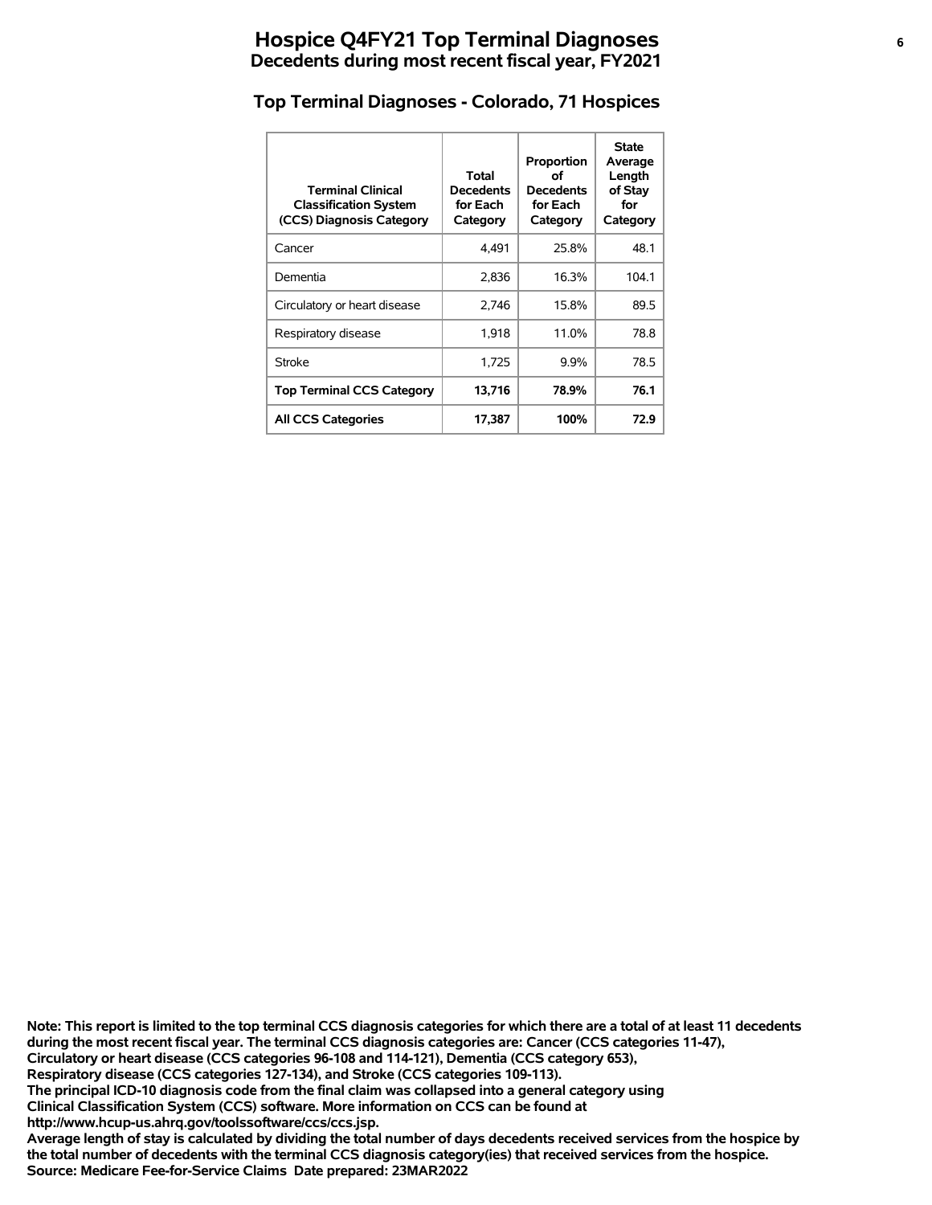# Hospice Q4FY21 Top Terminal Diagnoses

## Decedents during most recent fiscal year, FY2021

### Top Terminal Diagnoses - Colorado, 71 Hospices

| Terminal Clinical Classification System (CCS) Diagnosis Category | Total Decedents for Each Category | Proportion of Decedents for Each Category | State Average Length of Stay for Category |
|---|---|---|---|
| Cancer | 4,491 | 25.8% | 48.1 |
| Dementia | 2,836 | 16.3% | 104.1 |
| Circulatory or heart disease | 2,746 | 15.8% | 89.5 |
| Respiratory disease | 1,918 | 11.0% | 78.8 |
| Stroke | 1,725 | 9.9% | 78.5 |
| **Top Terminal CCS Category** | **13,716** | **78.9%** | **76.1** |
| **All CCS Categories** | **17,387** | **100%** | **72.9** |

**Note: This report is limited to the top terminal CCS diagnosis categories for which there are a total of at least 11 decedents during the most recent fiscal year. The terminal CCS diagnosis categories are: Cancer (CCS categories 11-47), Circulatory or heart disease (CCS categories 96-108 and 114-121), Dementia (CCS category 653), Respiratory disease (CCS categories 127-134), and Stroke (CCS categories 109-113).**
**The principal ICD-10 diagnosis code from the final claim was collapsed into a general category using Clinical Classification System (CCS) software. More information on CCS can be found at http://www.hcup-us.ahrq.gov/toolssoftware/ccs/ccs.jsp.**
**Average length of stay is calculated by dividing the total number of days decedents received services from the hospice by the total number of decedents with the terminal CCS diagnosis category(ies) that received services from the hospice.**
**Source: Medicare Fee-for-Service Claims Date prepared: 23MAR2022**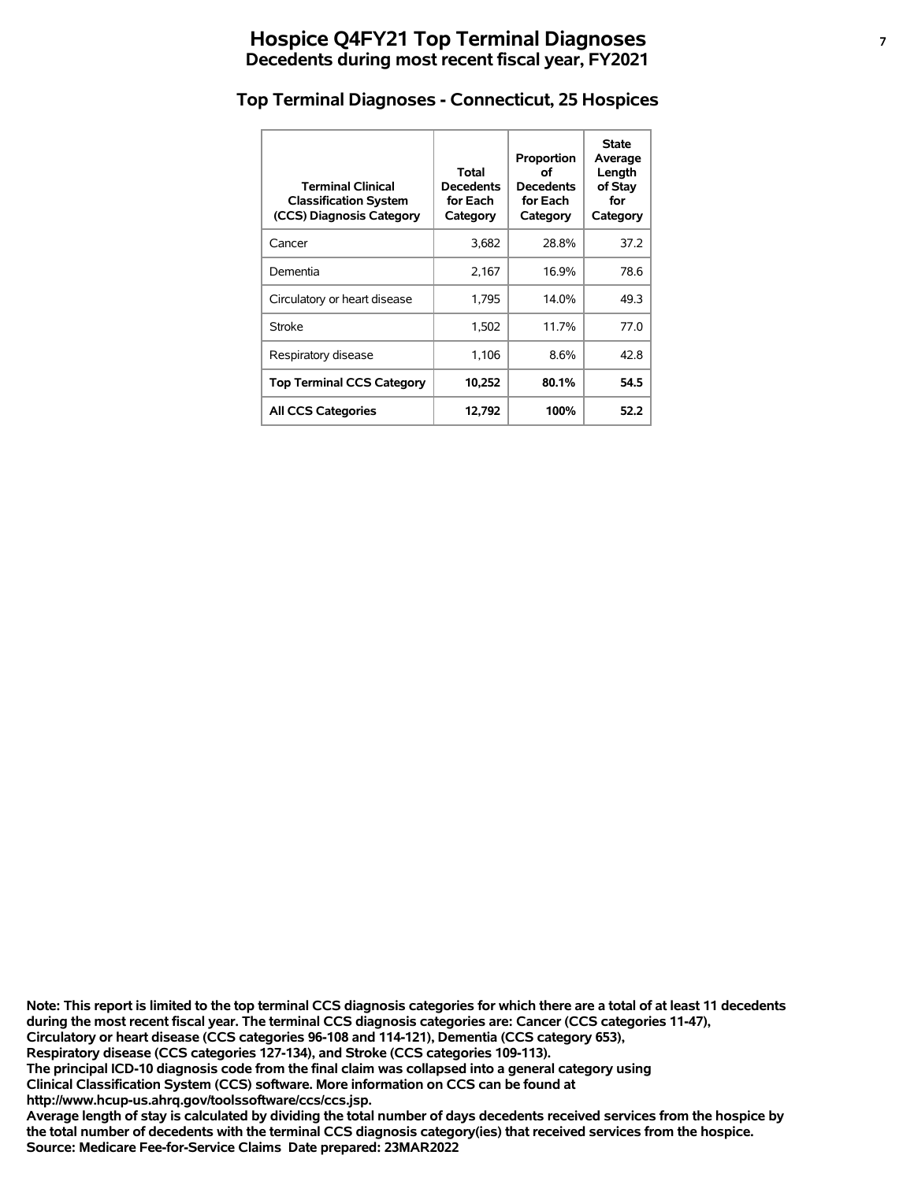# Hospice Q4FY21 Top Terminal Diagnoses
## Decedents during most recent fiscal year, FY2021

### Top Terminal Diagnoses - Connecticut, 25 Hospices

| Terminal Clinical Classification System (CCS) Diagnosis Category | Total Decedents for Each Category | Proportion of Decedents for Each Category | State Average Length of Stay for Category |
|---|---|---|---|
| Cancer | 3,682 | 28.8% | 37.2 |
| Dementia | 2,167 | 16.9% | 78.6 |
| Circulatory or heart disease | 1,795 | 14.0% | 49.3 |
| Stroke | 1,502 | 11.7% | 77.0 |
| Respiratory disease | 1,106 | 8.6% | 42.8 |
| **Top Terminal CCS Category** | **10,252** | **80.1%** | **54.5** |
| **All CCS Categories** | **12,792** | **100%** | **52.2** |

**Note: This report is limited to the top terminal CCS diagnosis categories for which there are a total of at least 11 decedents during the most recent fiscal year. The terminal CCS diagnosis categories are: Cancer (CCS categories 11-47), Circulatory or heart disease (CCS categories 96-108 and 114-121), Dementia (CCS category 653), Respiratory disease (CCS categories 127-134), and Stroke (CCS categories 109-113).**
**The principal ICD-10 diagnosis code from the final claim was collapsed into a general category using Clinical Classification System (CCS) software. More information on CCS can be found at http://www.hcup-us.ahrq.gov/toolssoftware/ccs/ccs.jsp.**
**Average length of stay is calculated by dividing the total number of days decedents received services from the hospice by the total number of decedents with the terminal CCS diagnosis category(ies) that received services from the hospice.**
**Source: Medicare Fee-for-Service Claims Date prepared: 23MAR2022**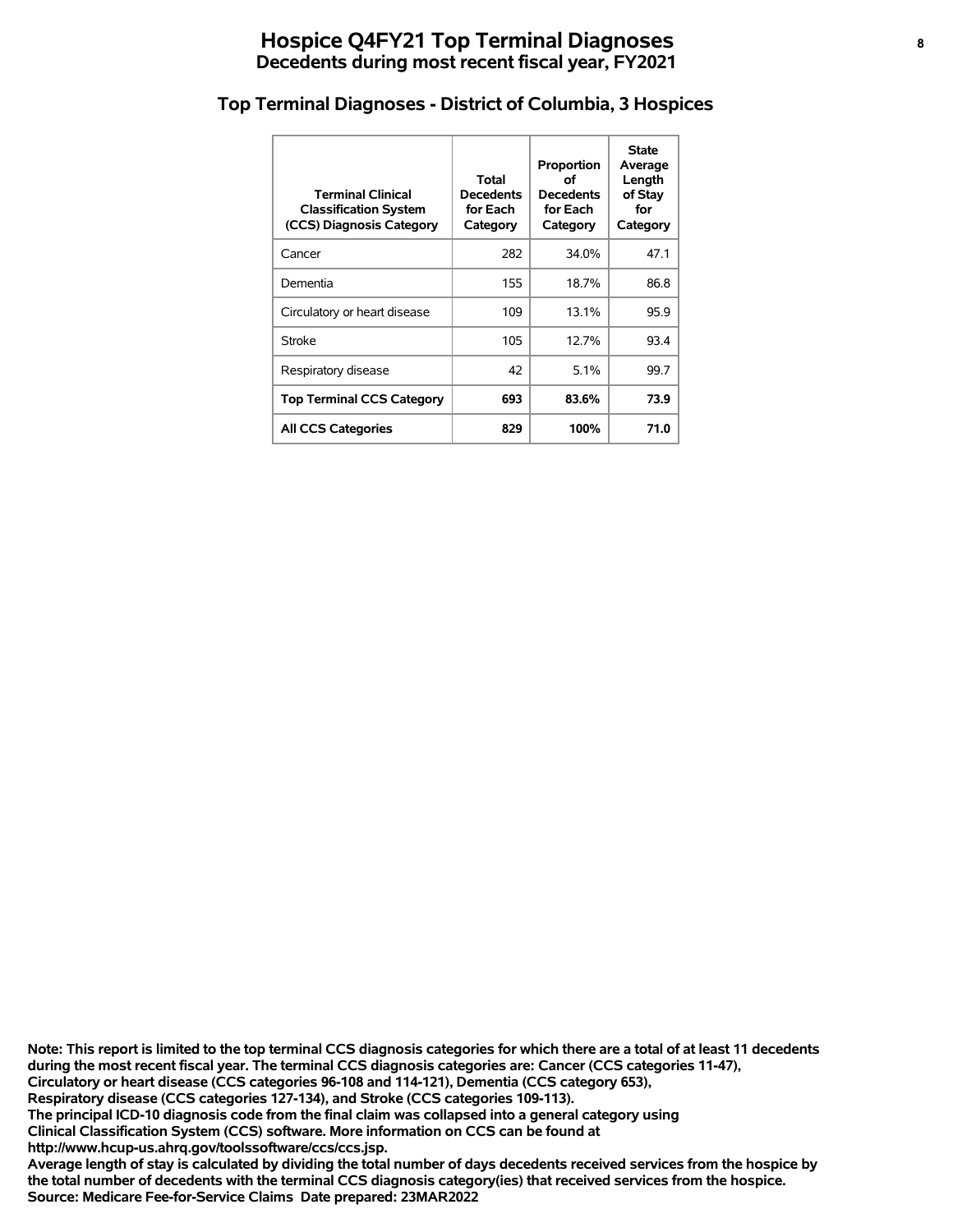# Hospice Q4FY21 Top Terminal Diagnoses

## Decedents during most recent fiscal year, FY2021

### Top Terminal Diagnoses - District of Columbia, 3 Hospices

| Terminal Clinical Classification System (CCS) Diagnosis Category | Total Decedents for Each Category | Proportion of Decedents for Each Category | State Average Length of Stay for Category |
|---|---|---|---|
| Cancer | 282 | 34.0% | 47.1 |
| Dementia | 155 | 18.7% | 86.8 |
| Circulatory or heart disease | 109 | 13.1% | 95.9 |
| Stroke | 105 | 12.7% | 93.4 |
| Respiratory disease | 42 | 5.1% | 99.7 |
| **Top Terminal CCS Category** | **693** | **83.6%** | **73.9** |
| **All CCS Categories** | **829** | **100%** | **71.0** |

**Note: This report is limited to the top terminal CCS diagnosis categories for which there are a total of at least 11 decedents during the most recent fiscal year. The terminal CCS diagnosis categories are: Cancer (CCS categories 11-47), Circulatory or heart disease (CCS categories 96-108 and 114-121), Dementia (CCS category 653), Respiratory disease (CCS categories 127-134), and Stroke (CCS categories 109-113).**
**The principal ICD-10 diagnosis code from the final claim was collapsed into a general category using Clinical Classification System (CCS) software. More information on CCS can be found at http://www.hcup-us.ahrq.gov/toolssoftware/ccs/ccs.jsp.**
**Average length of stay is calculated by dividing the total number of days decedents received services from the hospice by the total number of decedents with the terminal CCS diagnosis category(ies) that received services from the hospice.**
**Source: Medicare Fee-for-Service Claims Date prepared: 23MAR2022**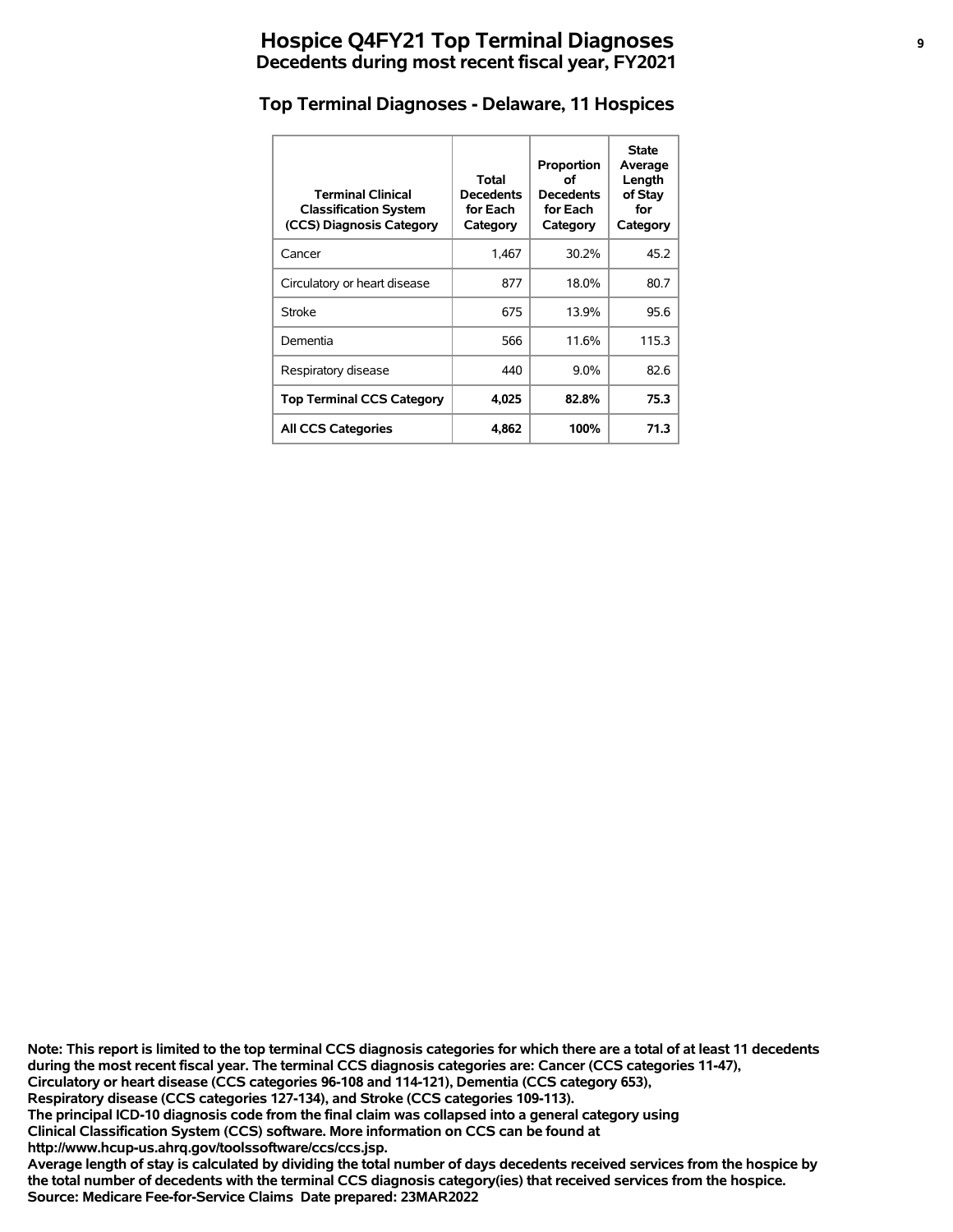# Hospice Q4FY21 Top Terminal Diagnoses
## Decedents during most recent fiscal year, FY2021

### Top Terminal Diagnoses - Delaware, 11 Hospices

| Terminal Clinical Classification System (CCS) Diagnosis Category | Total Decedents for Each Category | Proportion of Decedents for Each Category | State Average Length of Stay for Category |
|---|---|---|---|
| Cancer | 1,467 | 30.2% | 45.2 |
| Circulatory or heart disease | 877 | 18.0% | 80.7 |
| Stroke | 675 | 13.9% | 95.6 |
| Dementia | 566 | 11.6% | 115.3 |
| Respiratory disease | 440 | 9.0% | 82.6 |
| **Top Terminal CCS Category** | **4,025** | **82.8%** | **75.3** |
| **All CCS Categories** | **4,862** | **100%** | **71.3** |

**Note: This report is limited to the top terminal CCS diagnosis categories for which there are a total of at least 11 decedents during the most recent fiscal year. The terminal CCS diagnosis categories are: Cancer (CCS categories 11-47), Circulatory or heart disease (CCS categories 96-108 and 114-121), Dementia (CCS category 653), Respiratory disease (CCS categories 127-134), and Stroke (CCS categories 109-113).**
**The principal ICD-10 diagnosis code from the final claim was collapsed into a general category using Clinical Classification System (CCS) software. More information on CCS can be found at http://www.hcup-us.ahrq.gov/toolssoftware/ccs/ccs.jsp.**
**Average length of stay is calculated by dividing the total number of days decedents received services from the hospice by the total number of decedents with the terminal CCS diagnosis category(ies) that received services from the hospice.**
**Source: Medicare Fee-for-Service Claims Date prepared: 23MAR2022**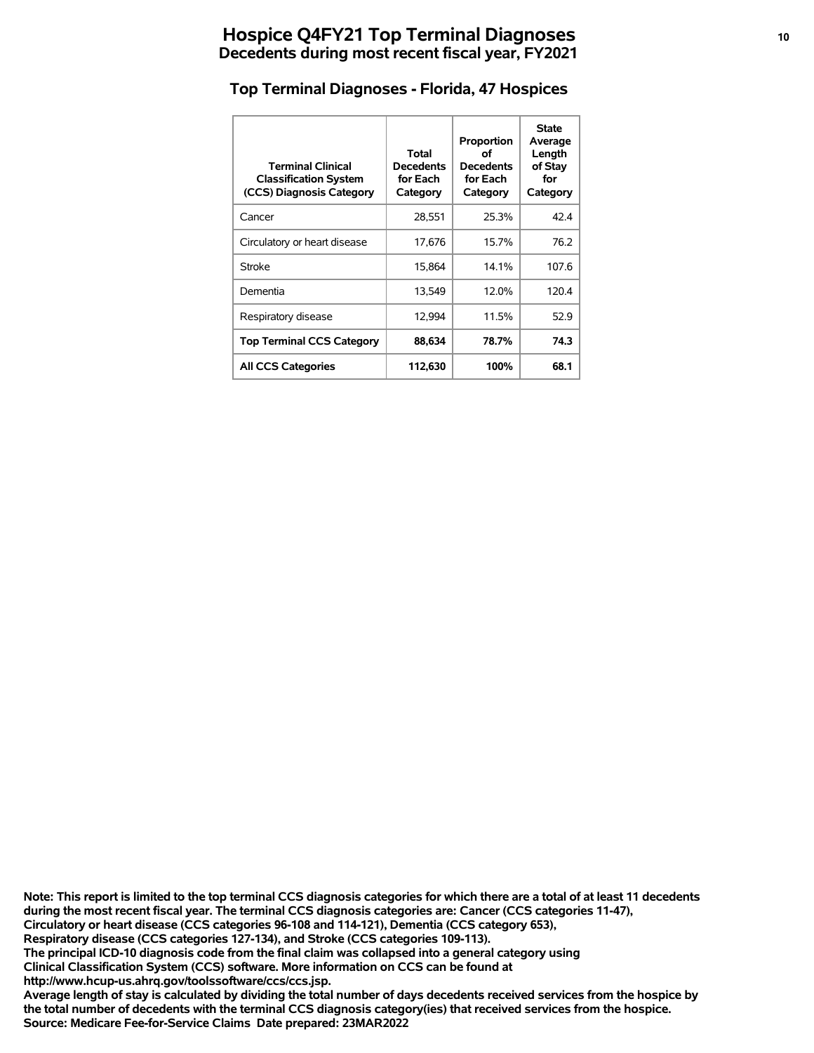# Hospice Q4FY21 Top Terminal Diagnoses

## Decedents during most recent fiscal year, FY2021

### Top Terminal Diagnoses - Florida, 47 Hospices

| Terminal Clinical Classification System (CCS) Diagnosis Category | Total Decedents for Each Category | Proportion of Decedents for Each Category | State Average Length of Stay for Category |
|---|---|---|---|
| Cancer | 28,551 | 25.3% | 42.4 |
| Circulatory or heart disease | 17,676 | 15.7% | 76.2 |
| Stroke | 15,864 | 14.1% | 107.6 |
| Dementia | 13,549 | 12.0% | 120.4 |
| Respiratory disease | 12,994 | 11.5% | 52.9 |
| **Top Terminal CCS Category** | **88,634** | **78.7%** | **74.3** |
| **All CCS Categories** | **112,630** | **100%** | **68.1** |

**Note: This report is limited to the top terminal CCS diagnosis categories for which there are a total of at least 11 decedents during the most recent fiscal year. The terminal CCS diagnosis categories are: Cancer (CCS categories 11-47), Circulatory or heart disease (CCS categories 96-108 and 114-121), Dementia (CCS category 653), Respiratory disease (CCS categories 127-134), and Stroke (CCS categories 109-113).**
**The principal ICD-10 diagnosis code from the final claim was collapsed into a general category using Clinical Classification System (CCS) software. More information on CCS can be found at http://www.hcup-us.ahrq.gov/toolssoftware/ccs/ccs.jsp.**
**Average length of stay is calculated by dividing the total number of days decedents received services from the hospice by the total number of decedents with the terminal CCS diagnosis category(ies) that received services from the hospice.**
**Source: Medicare Fee-for-Service Claims Date prepared: 23MAR2022**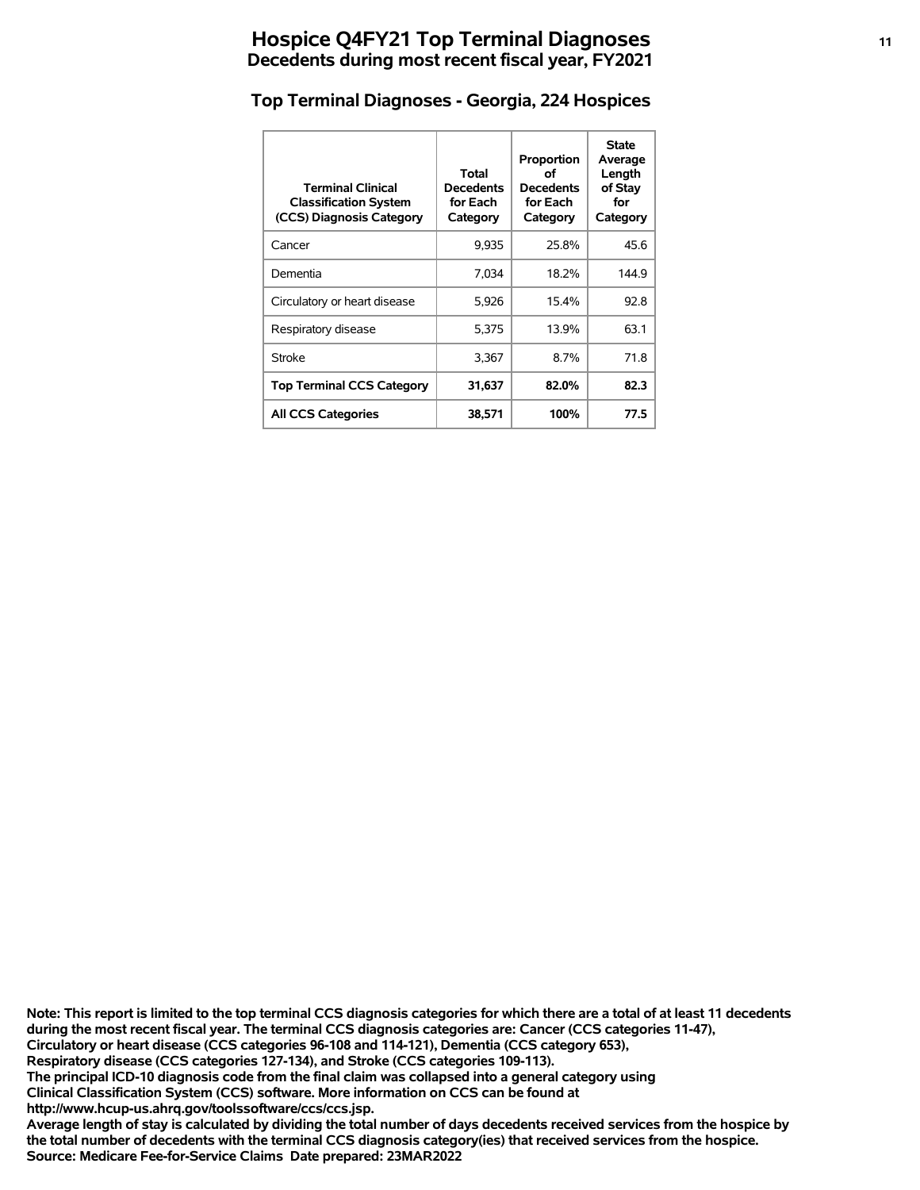# Hospice Q4FY21 Top Terminal Diagnoses

## Decedents during most recent fiscal year, FY2021

### Top Terminal Diagnoses - Georgia, 224 Hospices

| Terminal Clinical Classification System (CCS) Diagnosis Category | Total Decedents for Each Category | Proportion of Decedents for Each Category | State Average Length of Stay for Category |
|---|---|---|---|
| Cancer | 9,935 | 25.8% | 45.6 |
| Dementia | 7,034 | 18.2% | 144.9 |
| Circulatory or heart disease | 5,926 | 15.4% | 92.8 |
| Respiratory disease | 5,375 | 13.9% | 63.1 |
| Stroke | 3,367 | 8.7% | 71.8 |
| **Top Terminal CCS Category** | **31,637** | **82.0%** | **82.3** |
| **All CCS Categories** | **38,571** | **100%** | **77.5** |

**Note: This report is limited to the top terminal CCS diagnosis categories for which there are a total of at least 11 decedents during the most recent fiscal year. The terminal CCS diagnosis categories are: Cancer (CCS categories 11-47), Circulatory or heart disease (CCS categories 96-108 and 114-121), Dementia (CCS category 653), Respiratory disease (CCS categories 127-134), and Stroke (CCS categories 109-113).**
**The principal ICD-10 diagnosis code from the final claim was collapsed into a general category using Clinical Classification System (CCS) software. More information on CCS can be found at http://www.hcup-us.ahrq.gov/toolssoftware/ccs/ccs.jsp.**
**Average length of stay is calculated by dividing the total number of days decedents received services from the hospice by the total number of decedents with the terminal CCS diagnosis category(ies) that received services from the hospice.**
**Source: Medicare Fee-for-Service Claims Date prepared: 23MAR2022**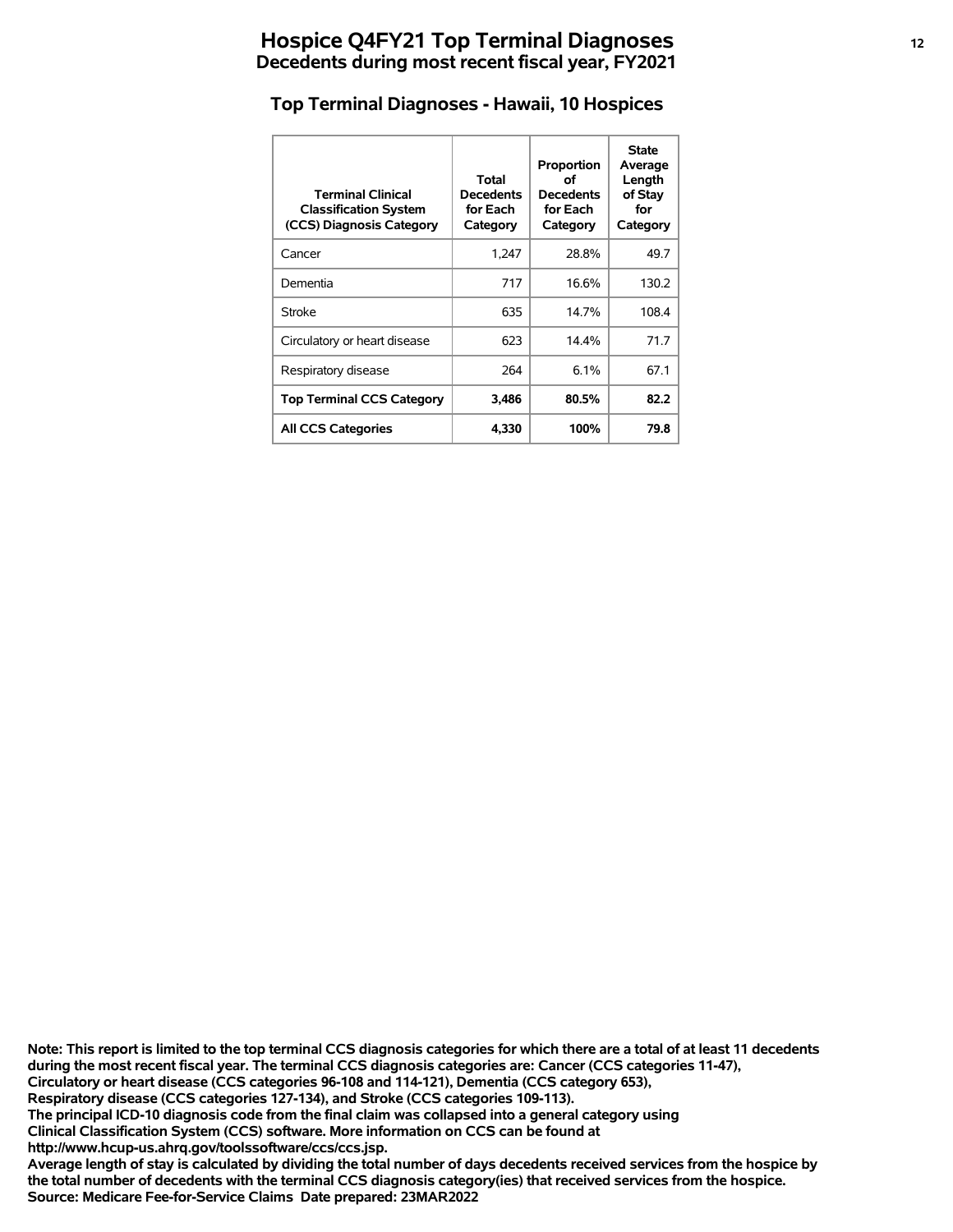# Hospice Q4FY21 Top Terminal Diagnoses
## Decedents during most recent fiscal year, FY2021

### Top Terminal Diagnoses - Hawaii, 10 Hospices

| Terminal Clinical Classification System (CCS) Diagnosis Category | Total Decedents for Each Category | Proportion of Decedents for Each Category | State Average Length of Stay for Category |
|---|---|---|---|
| Cancer | 1,247 | 28.8% | 49.7 |
| Dementia | 717 | 16.6% | 130.2 |
| Stroke | 635 | 14.7% | 108.4 |
| Circulatory or heart disease | 623 | 14.4% | 71.7 |
| Respiratory disease | 264 | 6.1% | 67.1 |
| **Top Terminal CCS Category** | **3,486** | **80.5%** | **82.2** |
| **All CCS Categories** | **4,330** | **100%** | **79.8** |

**Note: This report is limited to the top terminal CCS diagnosis categories for which there are a total of at least 11 decedents during the most recent fiscal year. The terminal CCS diagnosis categories are: Cancer (CCS categories 11-47), Circulatory or heart disease (CCS categories 96-108 and 114-121), Dementia (CCS category 653), Respiratory disease (CCS categories 127-134), and Stroke (CCS categories 109-113).**
**The principal ICD-10 diagnosis code from the final claim was collapsed into a general category using Clinical Classification System (CCS) software. More information on CCS can be found at http://www.hcup-us.ahrq.gov/toolssoftware/ccs/ccs.jsp.**
**Average length of stay is calculated by dividing the total number of days decedents received services from the hospice by the total number of decedents with the terminal CCS diagnosis category(ies) that received services from the hospice.**
**Source: Medicare Fee-for-Service Claims Date prepared: 23MAR2022**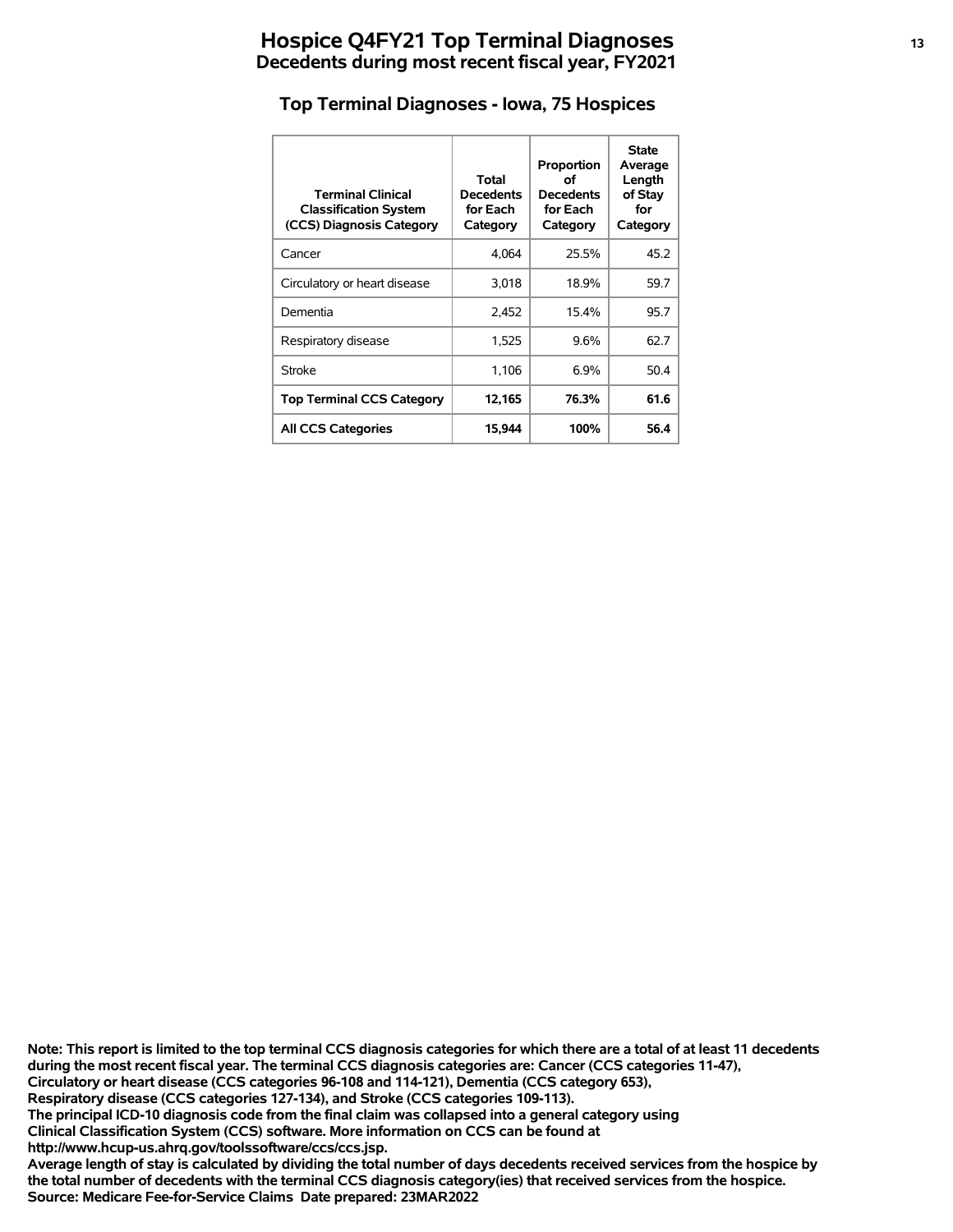# Hospice Q4FY21 Top Terminal Diagnoses

## Decedents during most recent fiscal year, FY2021

### Top Terminal Diagnoses - Iowa, 75 Hospices

| Terminal Clinical Classification System (CCS) Diagnosis Category | Total Decedents for Each Category | Proportion of Decedents for Each Category | State Average Length of Stay for Category |
|---|---|---|---|
| Cancer | 4,064 | 25.5% | 45.2 |
| Circulatory or heart disease | 3,018 | 18.9% | 59.7 |
| Dementia | 2,452 | 15.4% | 95.7 |
| Respiratory disease | 1,525 | 9.6% | 62.7 |
| Stroke | 1,106 | 6.9% | 50.4 |
| **Top Terminal CCS Category** | **12,165** | **76.3%** | **61.6** |
| **All CCS Categories** | **15,944** | **100%** | **56.4** |

**Note: This report is limited to the top terminal CCS diagnosis categories for which there are a total of at least 11 decedents during the most recent fiscal year. The terminal CCS diagnosis categories are: Cancer (CCS categories 11-47), Circulatory or heart disease (CCS categories 96-108 and 114-121), Dementia (CCS category 653), Respiratory disease (CCS categories 127-134), and Stroke (CCS categories 109-113).**
**The principal ICD-10 diagnosis code from the final claim was collapsed into a general category using Clinical Classification System (CCS) software. More information on CCS can be found at http://www.hcup-us.ahrq.gov/toolssoftware/ccs/ccs.jsp.**
**Average length of stay is calculated by dividing the total number of days decedents received services from the hospice by the total number of decedents with the terminal CCS diagnosis category(ies) that received services from the hospice.**
**Source: Medicare Fee-for-Service Claims Date prepared: 23MAR2022**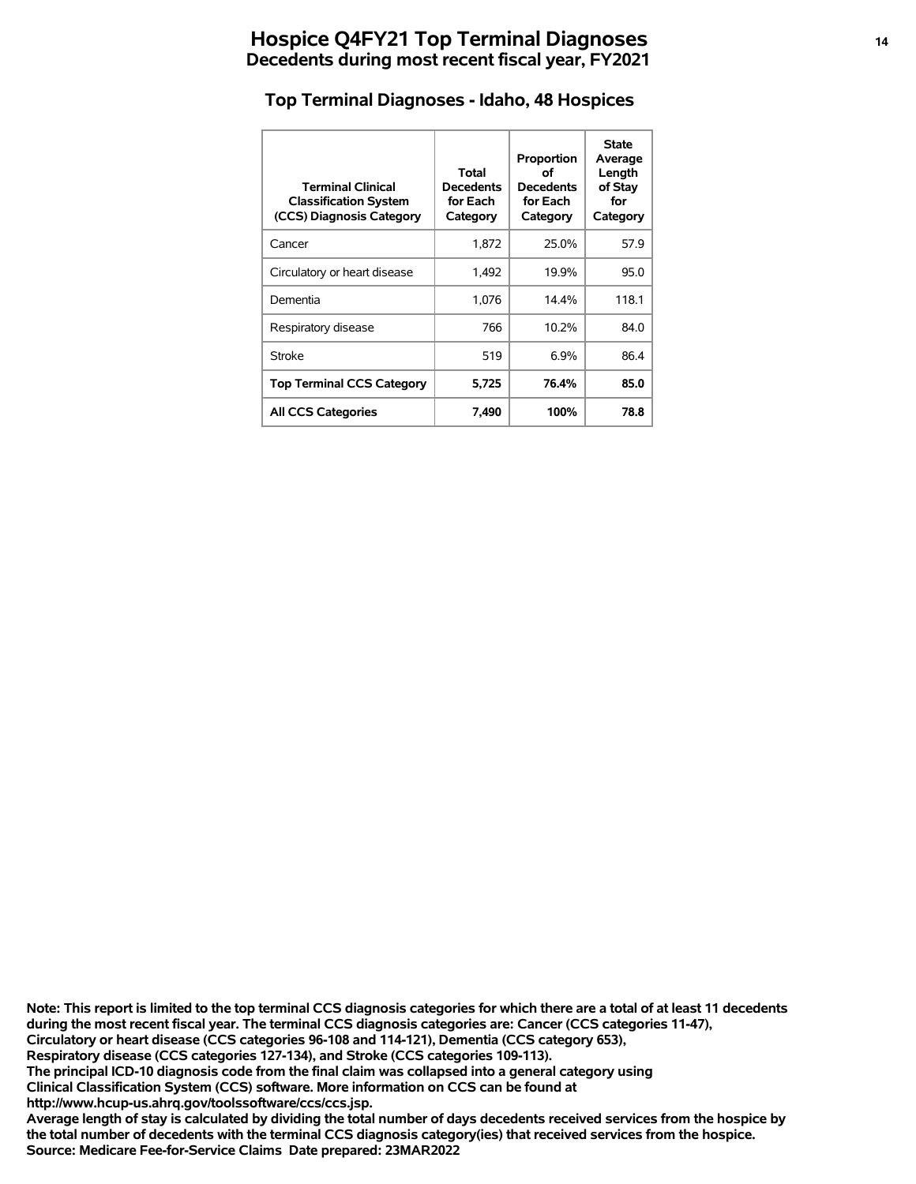# Hospice Q4FY21 Top Terminal Diagnoses

## Decedents during most recent fiscal year, FY2021

### Top Terminal Diagnoses - Idaho, 48 Hospices

| Terminal Clinical Classification System (CCS) Diagnosis Category | Total Decedents for Each Category | Proportion of Decedents for Each Category | State Average Length of Stay for Category |
|---|---|---|---|
| Cancer | 1,872 | 25.0% | 57.9 |
| Circulatory or heart disease | 1,492 | 19.9% | 95.0 |
| Dementia | 1,076 | 14.4% | 118.1 |
| Respiratory disease | 766 | 10.2% | 84.0 |
| Stroke | 519 | 6.9% | 86.4 |
| **Top Terminal CCS Category** | **5,725** | **76.4%** | **85.0** |
| **All CCS Categories** | **7,490** | **100%** | **78.8** |

**Note: This report is limited to the top terminal CCS diagnosis categories for which there are a total of at least 11 decedents during the most recent fiscal year. The terminal CCS diagnosis categories are: Cancer (CCS categories 11-47), Circulatory or heart disease (CCS categories 96-108 and 114-121), Dementia (CCS category 653), Respiratory disease (CCS categories 127-134), and Stroke (CCS categories 109-113).**
**The principal ICD-10 diagnosis code from the final claim was collapsed into a general category using Clinical Classification System (CCS) software. More information on CCS can be found at http://www.hcup-us.ahrq.gov/toolssoftware/ccs/ccs.jsp.**
**Average length of stay is calculated by dividing the total number of days decedents received services from the hospice by the total number of decedents with the terminal CCS diagnosis category(ies) that received services from the hospice.**
**Source: Medicare Fee-for-Service Claims Date prepared: 23MAR2022**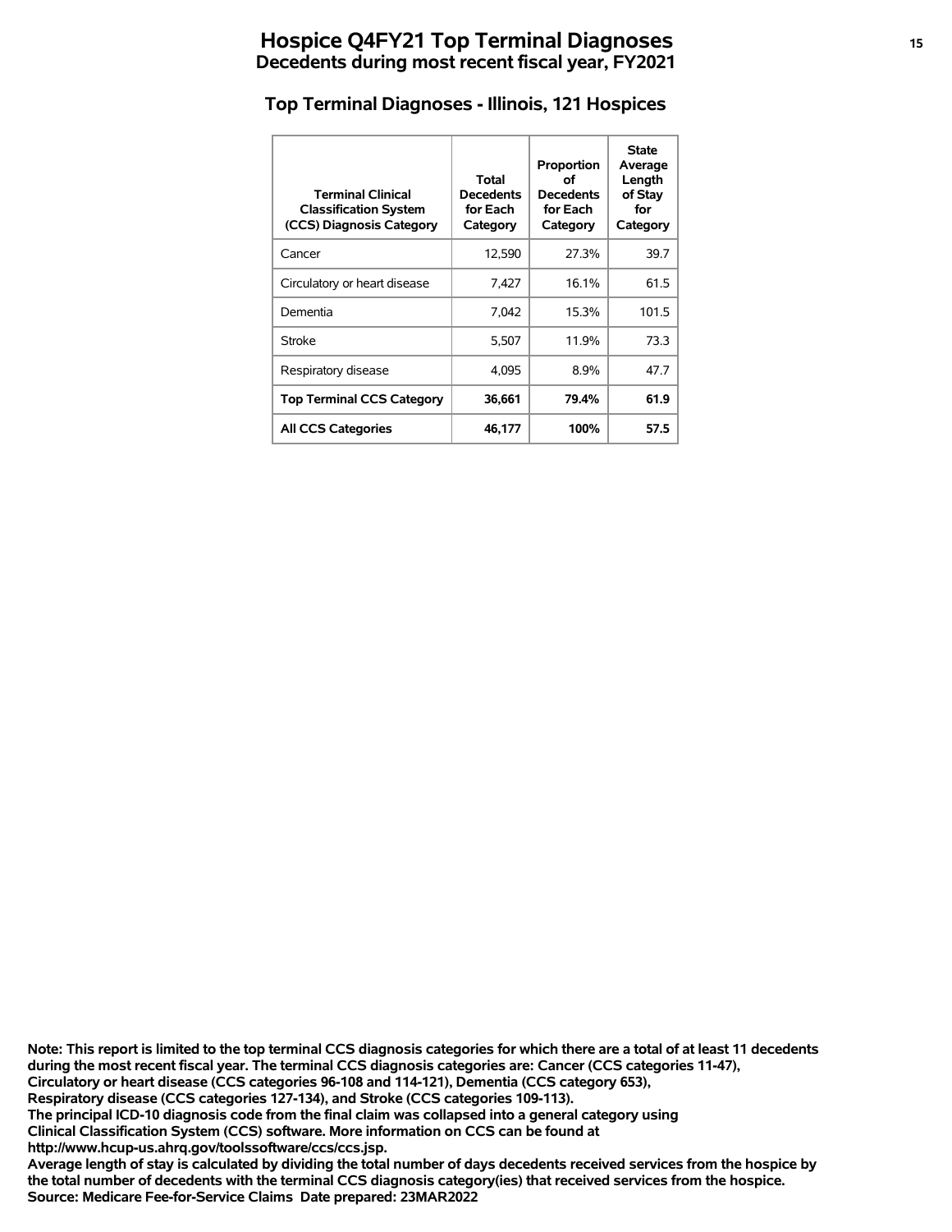# Hospice Q4FY21 Top Terminal Diagnoses
## Decedents during most recent fiscal year, FY2021

### Top Terminal Diagnoses - Illinois, 121 Hospices

| Terminal Clinical Classification System (CCS) Diagnosis Category | Total Decedents for Each Category | Proportion of Decedents for Each Category | State Average Length of Stay for Category |
|---|---|---|---|
| Cancer | 12,590 | 27.3% | 39.7 |
| Circulatory or heart disease | 7,427 | 16.1% | 61.5 |
| Dementia | 7,042 | 15.3% | 101.5 |
| Stroke | 5,507 | 11.9% | 73.3 |
| Respiratory disease | 4,095 | 8.9% | 47.7 |
| **Top Terminal CCS Category** | **36,661** | **79.4%** | **61.9** |
| **All CCS Categories** | **46,177** | **100%** | **57.5** |

**Note: This report is limited to the top terminal CCS diagnosis categories for which there are a total of at least 11 decedents during the most recent fiscal year. The terminal CCS diagnosis categories are: Cancer (CCS categories 11-47), Circulatory or heart disease (CCS categories 96-108 and 114-121), Dementia (CCS category 653), Respiratory disease (CCS categories 127-134), and Stroke (CCS categories 109-113).**
**The principal ICD-10 diagnosis code from the final claim was collapsed into a general category using Clinical Classification System (CCS) software. More information on CCS can be found at http://www.hcup-us.ahrq.gov/toolssoftware/ccs/ccs.jsp.**
**Average length of stay is calculated by dividing the total number of days decedents received services from the hospice by the total number of decedents with the terminal CCS diagnosis category(ies) that received services from the hospice.**
**Source: Medicare Fee-for-Service Claims Date prepared: 23MAR2022**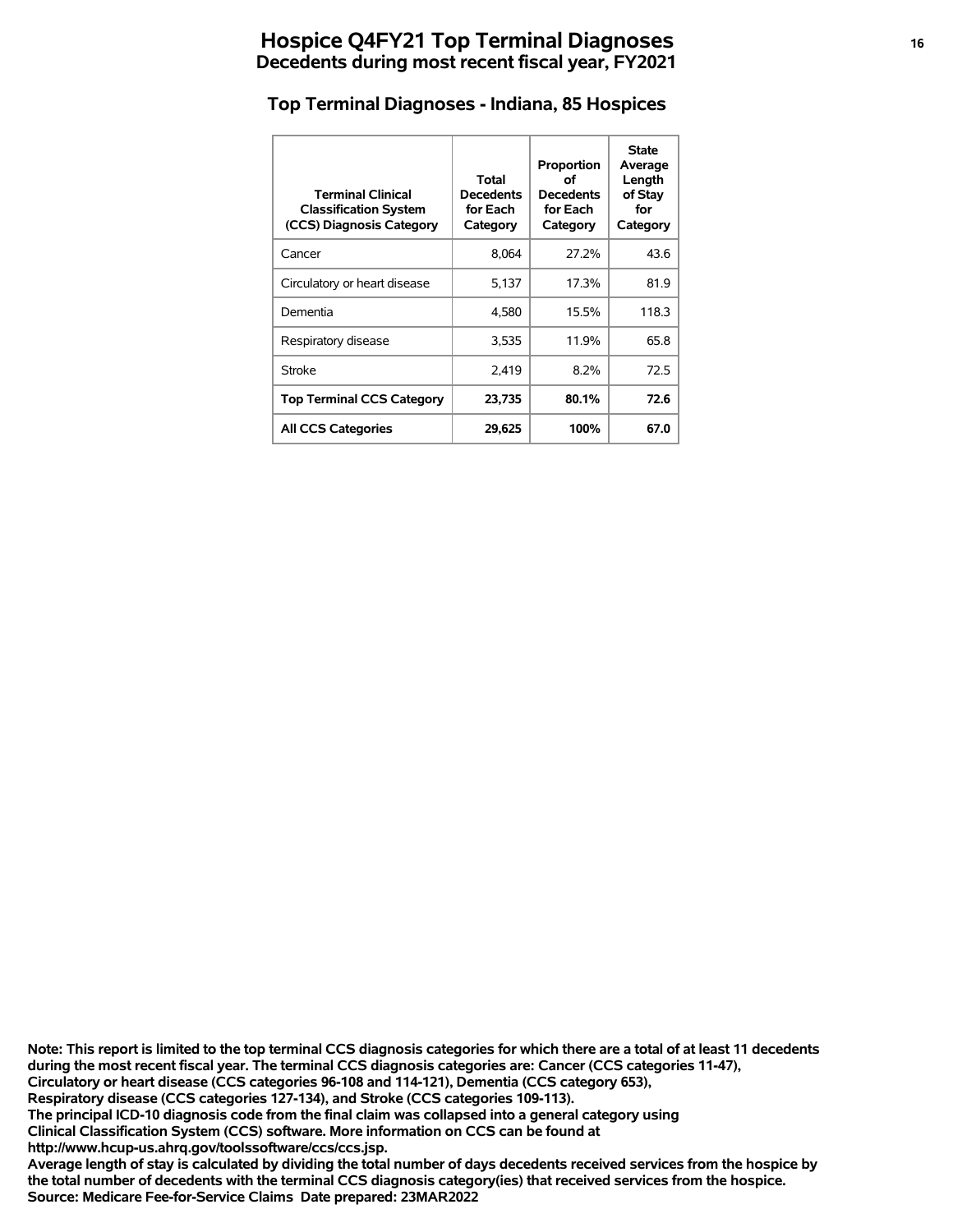# Hospice Q4FY21 Top Terminal Diagnoses
## Decedents during most recent fiscal year, FY2021

### Top Terminal Diagnoses - Indiana, 85 Hospices

| Terminal Clinical Classification System (CCS) Diagnosis Category | Total Decedents for Each Category | Proportion of Decedents for Each Category | State Average Length of Stay for Category |
|---|---|---|---|
| Cancer | 8,064 | 27.2% | 43.6 |
| Circulatory or heart disease | 5,137 | 17.3% | 81.9 |
| Dementia | 4,580 | 15.5% | 118.3 |
| Respiratory disease | 3,535 | 11.9% | 65.8 |
| Stroke | 2,419 | 8.2% | 72.5 |
| **Top Terminal CCS Category** | **23,735** | **80.1%** | **72.6** |
| **All CCS Categories** | **29,625** | **100%** | **67.0** |

**Note: This report is limited to the top terminal CCS diagnosis categories for which there are a total of at least 11 decedents during the most recent fiscal year. The terminal CCS diagnosis categories are: Cancer (CCS categories 11-47), Circulatory or heart disease (CCS categories 96-108 and 114-121), Dementia (CCS category 653), Respiratory disease (CCS categories 127-134), and Stroke (CCS categories 109-113).**
**The principal ICD-10 diagnosis code from the final claim was collapsed into a general category using Clinical Classification System (CCS) software. More information on CCS can be found at http://www.hcup-us.ahrq.gov/toolssoftware/ccs/ccs.jsp.**
**Average length of stay is calculated by dividing the total number of days decedents received services from the hospice by the total number of decedents with the terminal CCS diagnosis category(ies) that received services from the hospice.**
**Source: Medicare Fee-for-Service Claims Date prepared: 23MAR2022**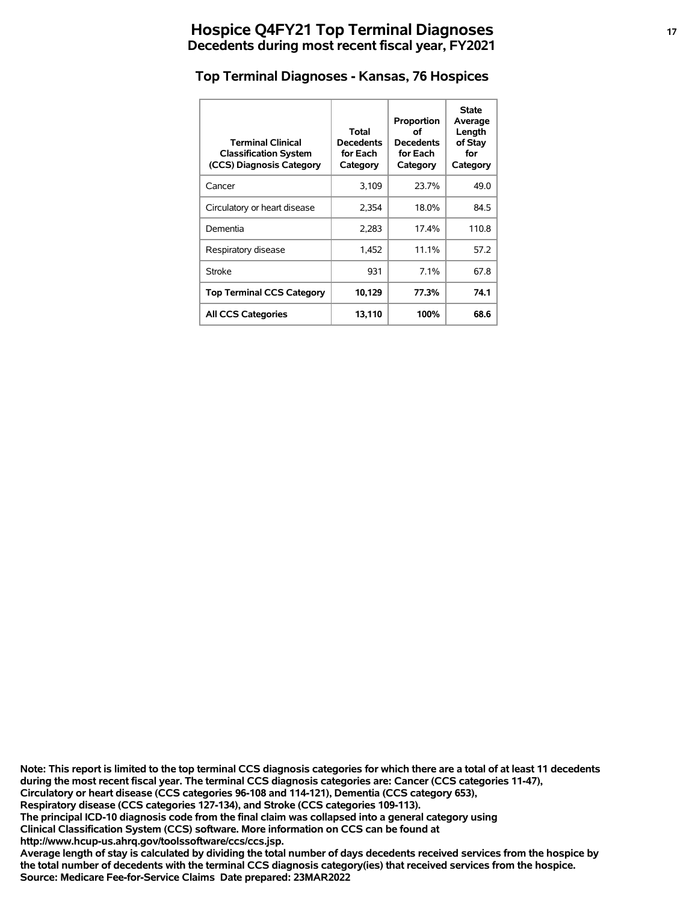# Hospice Q4FY21 Top Terminal Diagnoses
## Decedents during most recent fiscal year, FY2021

### Top Terminal Diagnoses - Kansas, 76 Hospices

| Terminal Clinical Classification System (CCS) Diagnosis Category | Total Decedents for Each Category | Proportion of Decedents for Each Category | State Average Length of Stay for Category |
|---|---|---|---|
| Cancer | 3,109 | 23.7% | 49.0 |
| Circulatory or heart disease | 2,354 | 18.0% | 84.5 |
| Dementia | 2,283 | 17.4% | 110.8 |
| Respiratory disease | 1,452 | 11.1% | 57.2 |
| Stroke | 931 | 7.1% | 67.8 |
| **Top Terminal CCS Category** | **10,129** | **77.3%** | **74.1** |
| **All CCS Categories** | **13,110** | **100%** | **68.6** |

**Note: This report is limited to the top terminal CCS diagnosis categories for which there are a total of at least 11 decedents during the most recent fiscal year. The terminal CCS diagnosis categories are: Cancer (CCS categories 11-47), Circulatory or heart disease (CCS categories 96-108 and 114-121), Dementia (CCS category 653), Respiratory disease (CCS categories 127-134), and Stroke (CCS categories 109-113).**
**The principal ICD-10 diagnosis code from the final claim was collapsed into a general category using Clinical Classification System (CCS) software. More information on CCS can be found at http://www.hcup-us.ahrq.gov/toolssoftware/ccs/ccs.jsp.**
**Average length of stay is calculated by dividing the total number of days decedents received services from the hospice by the total number of decedents with the terminal CCS diagnosis category(ies) that received services from the hospice.**
**Source: Medicare Fee-for-Service Claims Date prepared: 23MAR2022**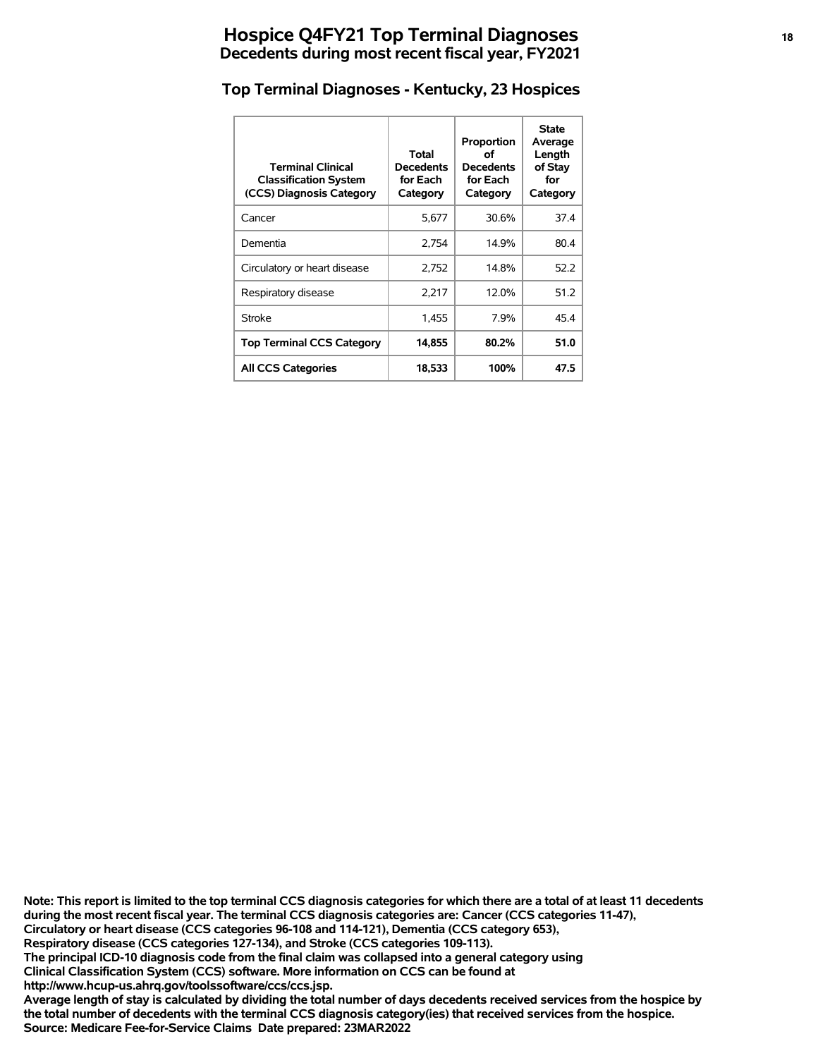# Hospice Q4FY21 Top Terminal Diagnoses

## Decedents during most recent fiscal year, FY2021

### Top Terminal Diagnoses - Kentucky, 23 Hospices

| Terminal Clinical Classification System (CCS) Diagnosis Category | Total Decedents for Each Category | Proportion of Decedents for Each Category | State Average Length of Stay for Category |
|---|---|---|---|
| Cancer | 5,677 | 30.6% | 37.4 |
| Dementia | 2,754 | 14.9% | 80.4 |
| Circulatory or heart disease | 2,752 | 14.8% | 52.2 |
| Respiratory disease | 2,217 | 12.0% | 51.2 |
| Stroke | 1,455 | 7.9% | 45.4 |
| **Top Terminal CCS Category** | **14,855** | **80.2%** | **51.0** |
| **All CCS Categories** | **18,533** | **100%** | **47.5** |

**Note: This report is limited to the top terminal CCS diagnosis categories for which there are a total of at least 11 decedents during the most recent fiscal year. The terminal CCS diagnosis categories are: Cancer (CCS categories 11-47), Circulatory or heart disease (CCS categories 96-108 and 114-121), Dementia (CCS category 653), Respiratory disease (CCS categories 127-134), and Stroke (CCS categories 109-113).**
**The principal ICD-10 diagnosis code from the final claim was collapsed into a general category using Clinical Classification System (CCS) software. More information on CCS can be found at http://www.hcup-us.ahrq.gov/toolssoftware/ccs/ccs.jsp.**
**Average length of stay is calculated by dividing the total number of days decedents received services from the hospice by the total number of decedents with the terminal CCS diagnosis category(ies) that received services from the hospice.**
**Source: Medicare Fee-for-Service Claims Date prepared: 23MAR2022**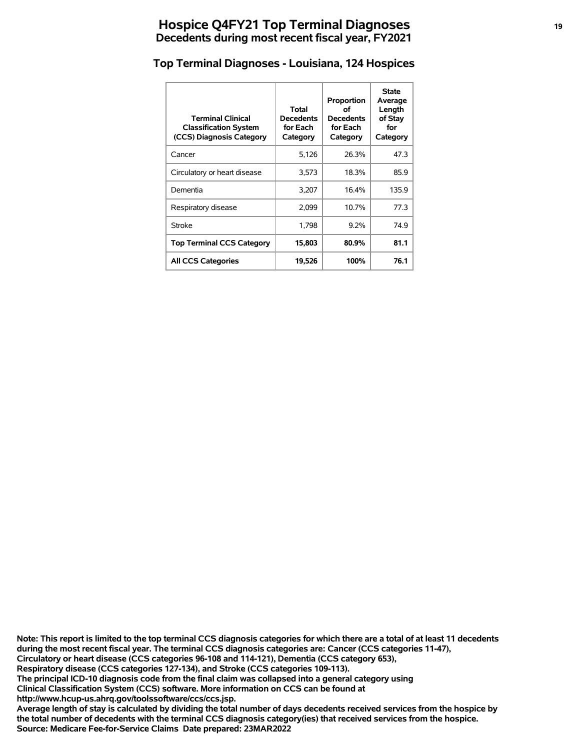# Hospice Q4FY21 Top Terminal Diagnoses
## Decedents during most recent fiscal year, FY2021

### Top Terminal Diagnoses - Louisiana, 124 Hospices

| Terminal Clinical Classification System (CCS) Diagnosis Category | Total Decedents for Each Category | Proportion of Decedents for Each Category | State Average Length of Stay for Category |
|---|---|---|---|
| Cancer | 5,126 | 26.3% | 47.3 |
| Circulatory or heart disease | 3,573 | 18.3% | 85.9 |
| Dementia | 3,207 | 16.4% | 135.9 |
| Respiratory disease | 2,099 | 10.7% | 77.3 |
| Stroke | 1,798 | 9.2% | 74.9 |
| **Top Terminal CCS Category** | **15,803** | **80.9%** | **81.1** |
| **All CCS Categories** | **19,526** | **100%** | **76.1** |

**Note: This report is limited to the top terminal CCS diagnosis categories for which there are a total of at least 11 decedents during the most recent fiscal year. The terminal CCS diagnosis categories are: Cancer (CCS categories 11-47), Circulatory or heart disease (CCS categories 96-108 and 114-121), Dementia (CCS category 653), Respiratory disease (CCS categories 127-134), and Stroke (CCS categories 109-113).**
**The principal ICD-10 diagnosis code from the final claim was collapsed into a general category using Clinical Classification System (CCS) software. More information on CCS can be found at http://www.hcup-us.ahrq.gov/toolssoftware/ccs/ccs.jsp.**
**Average length of stay is calculated by dividing the total number of days decedents received services from the hospice by the total number of decedents with the terminal CCS diagnosis category(ies) that received services from the hospice.**
**Source: Medicare Fee-for-Service Claims Date prepared: 23MAR2022**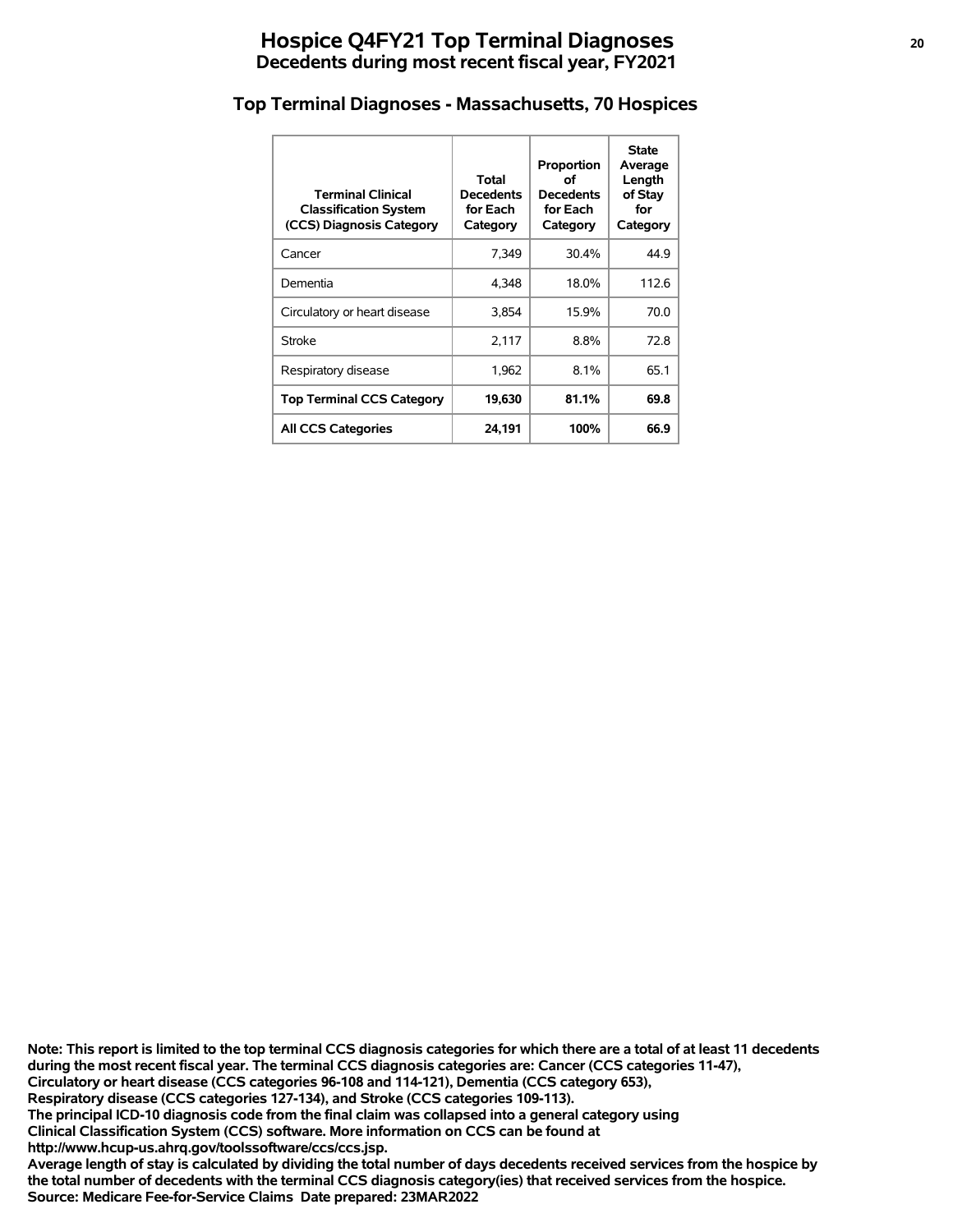# Hospice Q4FY21 Top Terminal Diagnoses

## Decedents during most recent fiscal year, FY2021

### Top Terminal Diagnoses - Massachusetts, 70 Hospices

| Terminal Clinical Classification System (CCS) Diagnosis Category | Total Decedents for Each Category | Proportion of Decedents for Each Category | State Average Length of Stay for Category |
|---|---|---|---|
| Cancer | 7,349 | 30.4% | 44.9 |
| Dementia | 4,348 | 18.0% | 112.6 |
| Circulatory or heart disease | 3,854 | 15.9% | 70.0 |
| Stroke | 2,117 | 8.8% | 72.8 |
| Respiratory disease | 1,962 | 8.1% | 65.1 |
| **Top Terminal CCS Category** | **19,630** | **81.1%** | **69.8** |
| **All CCS Categories** | **24,191** | **100%** | **66.9** |

**Note: This report is limited to the top terminal CCS diagnosis categories for which there are a total of at least 11 decedents during the most recent fiscal year. The terminal CCS diagnosis categories are: Cancer (CCS categories 11-47), Circulatory or heart disease (CCS categories 96-108 and 114-121), Dementia (CCS category 653), Respiratory disease (CCS categories 127-134), and Stroke (CCS categories 109-113).**
**The principal ICD-10 diagnosis code from the final claim was collapsed into a general category using Clinical Classification System (CCS) software. More information on CCS can be found at http://www.hcup-us.ahrq.gov/toolssoftware/ccs/ccs.jsp.**
**Average length of stay is calculated by dividing the total number of days decedents received services from the hospice by the total number of decedents with the terminal CCS diagnosis category(ies) that received services from the hospice.**
**Source: Medicare Fee-for-Service Claims Date prepared: 23MAR2022**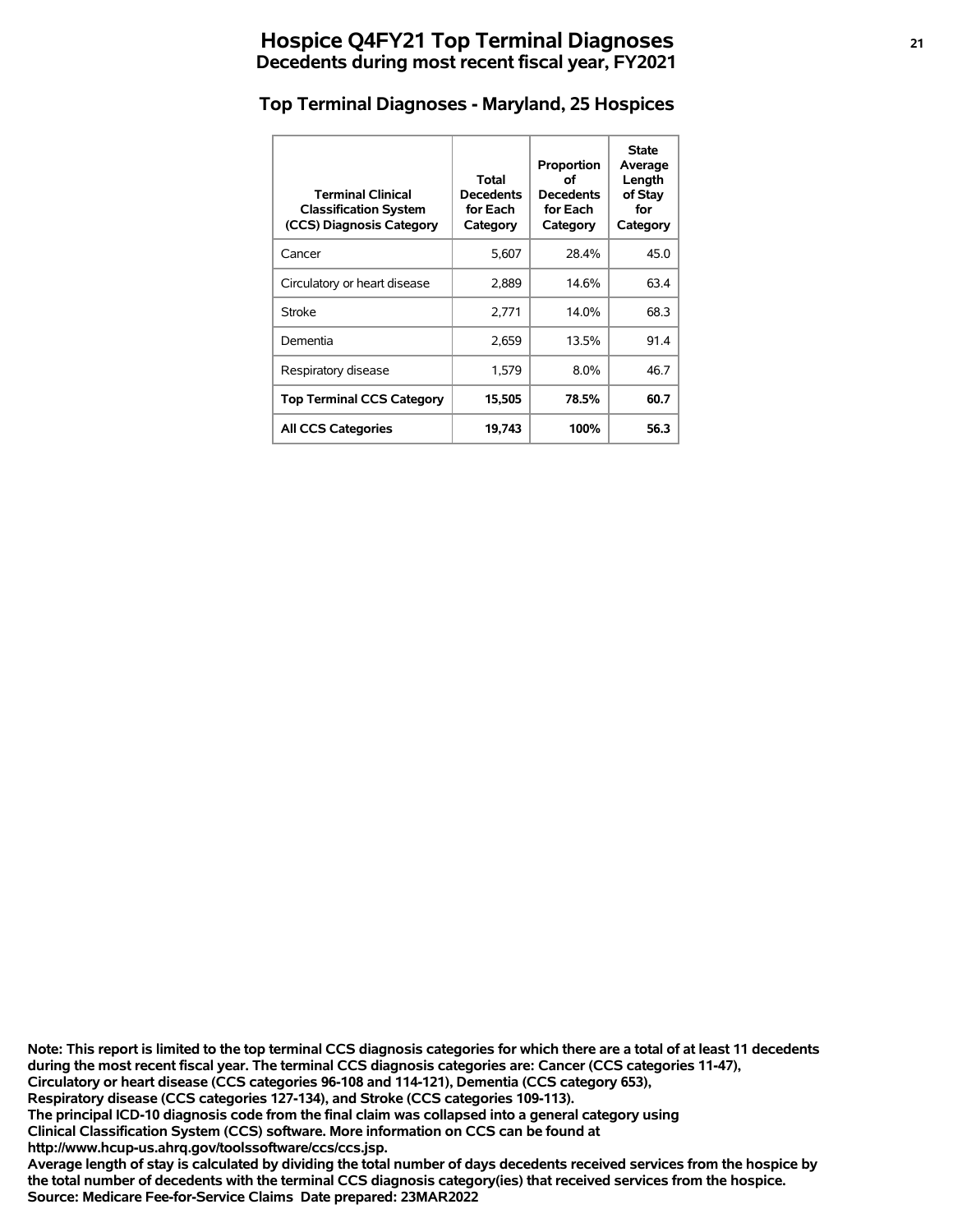# Hospice Q4FY21 Top Terminal Diagnoses
## Decedents during most recent fiscal year, FY2021

### Top Terminal Diagnoses - Maryland, 25 Hospices

| Terminal Clinical Classification System (CCS) Diagnosis Category | Total Decedents for Each Category | Proportion of Decedents for Each Category | State Average Length of Stay for Category |
|---|---|---|---|
| Cancer | 5,607 | 28.4% | 45.0 |
| Circulatory or heart disease | 2,889 | 14.6% | 63.4 |
| Stroke | 2,771 | 14.0% | 68.3 |
| Dementia | 2,659 | 13.5% | 91.4 |
| Respiratory disease | 1,579 | 8.0% | 46.7 |
| **Top Terminal CCS Category** | **15,505** | **78.5%** | **60.7** |
| **All CCS Categories** | **19,743** | **100%** | **56.3** |

**Note: This report is limited to the top terminal CCS diagnosis categories for which there are a total of at least 11 decedents during the most recent fiscal year. The terminal CCS diagnosis categories are: Cancer (CCS categories 11-47), Circulatory or heart disease (CCS categories 96-108 and 114-121), Dementia (CCS category 653), Respiratory disease (CCS categories 127-134), and Stroke (CCS categories 109-113).**
**The principal ICD-10 diagnosis code from the final claim was collapsed into a general category using Clinical Classification System (CCS) software. More information on CCS can be found at http://www.hcup-us.ahrq.gov/toolssoftware/ccs/ccs.jsp.**
**Average length of stay is calculated by dividing the total number of days decedents received services from the hospice by the total number of decedents with the terminal CCS diagnosis category(ies) that received services from the hospice.**
**Source: Medicare Fee-for-Service Claims Date prepared: 23MAR2022**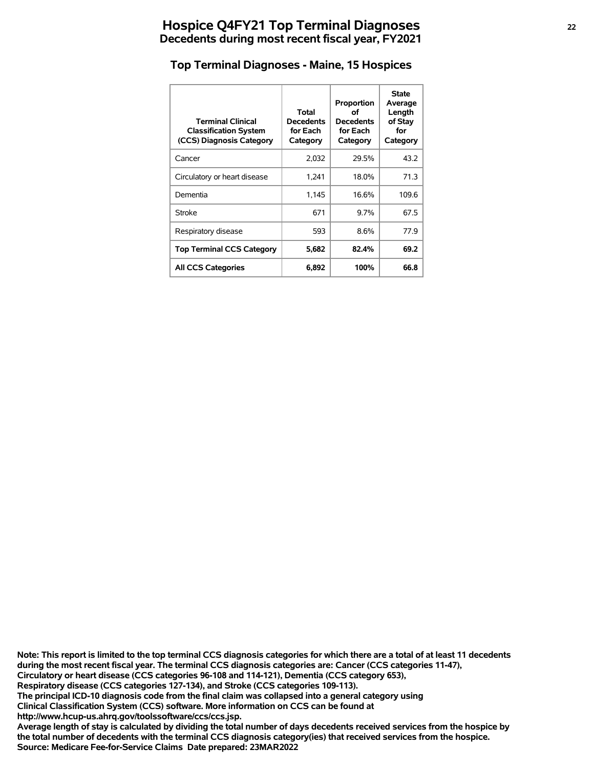# Hospice Q4FY21 Top Terminal Diagnoses
## Decedents during most recent fiscal year, FY2021

### Top Terminal Diagnoses - Maine, 15 Hospices

| Terminal Clinical Classification System (CCS) Diagnosis Category | Total Decedents for Each Category | Proportion of Decedents for Each Category | State Average Length of Stay for Category |
|---|---|---|---|
| Cancer | 2,032 | 29.5% | 43.2 |
| Circulatory or heart disease | 1,241 | 18.0% | 71.3 |
| Dementia | 1,145 | 16.6% | 109.6 |
| Stroke | 671 | 9.7% | 67.5 |
| Respiratory disease | 593 | 8.6% | 77.9 |
| **Top Terminal CCS Category** | **5,682** | **82.4%** | **69.2** |
| **All CCS Categories** | **6,892** | **100%** | **66.8** |

**Note: This report is limited to the top terminal CCS diagnosis categories for which there are a total of at least 11 decedents during the most recent fiscal year. The terminal CCS diagnosis categories are: Cancer (CCS categories 11-47), Circulatory or heart disease (CCS categories 96-108 and 114-121), Dementia (CCS category 653), Respiratory disease (CCS categories 127-134), and Stroke (CCS categories 109-113).**
**The principal ICD-10 diagnosis code from the final claim was collapsed into a general category using Clinical Classification System (CCS) software. More information on CCS can be found at http://www.hcup-us.ahrq.gov/toolssoftware/ccs/ccs.jsp.**
**Average length of stay is calculated by dividing the total number of days decedents received services from the hospice by the total number of decedents with the terminal CCS diagnosis category(ies) that received services from the hospice.**
**Source: Medicare Fee-for-Service Claims Date prepared: 23MAR2022**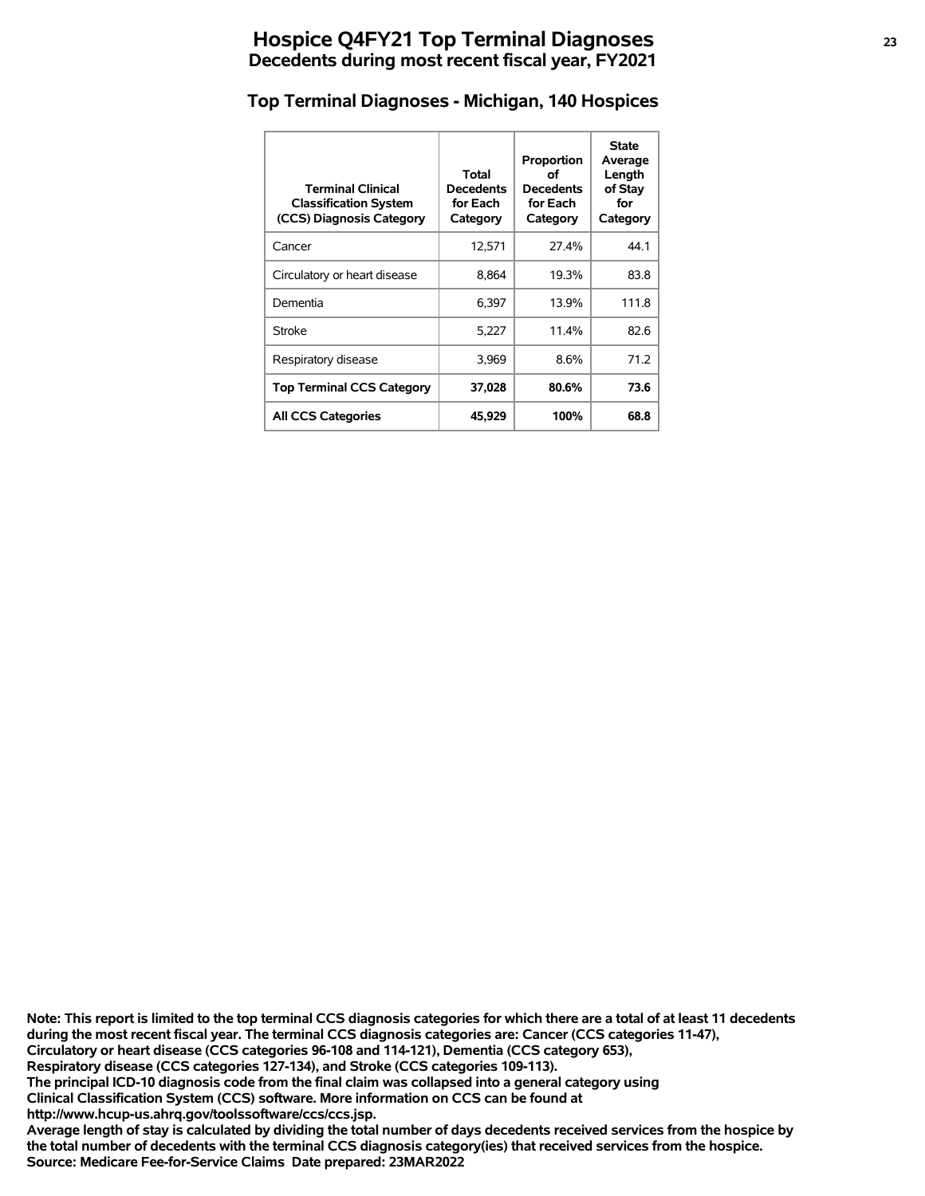# Hospice Q4FY21 Top Terminal Diagnoses
## Decedents during most recent fiscal year, FY2021

### Top Terminal Diagnoses - Michigan, 140 Hospices

| Terminal Clinical Classification System (CCS) Diagnosis Category | Total Decedents for Each Category | Proportion of Decedents for Each Category | State Average Length of Stay for Category |
|---|---|---|---|
| Cancer | 12,571 | 27.4% | 44.1 |
| Circulatory or heart disease | 8,864 | 19.3% | 83.8 |
| Dementia | 6,397 | 13.9% | 111.8 |
| Stroke | 5,227 | 11.4% | 82.6 |
| Respiratory disease | 3,969 | 8.6% | 71.2 |
| **Top Terminal CCS Category** | **37,028** | **80.6%** | **73.6** |
| **All CCS Categories** | **45,929** | **100%** | **68.8** |

**Note: This report is limited to the top terminal CCS diagnosis categories for which there are a total of at least 11 decedents during the most recent fiscal year. The terminal CCS diagnosis categories are: Cancer (CCS categories 11-47), Circulatory or heart disease (CCS categories 96-108 and 114-121), Dementia (CCS category 653), Respiratory disease (CCS categories 127-134), and Stroke (CCS categories 109-113).**
**The principal ICD-10 diagnosis code from the final claim was collapsed into a general category using Clinical Classification System (CCS) software. More information on CCS can be found at http://www.hcup-us.ahrq.gov/toolssoftware/ccs/ccs.jsp.**
**Average length of stay is calculated by dividing the total number of days decedents received services from the hospice by the total number of decedents with the terminal CCS diagnosis category(ies) that received services from the hospice.**
**Source: Medicare Fee-for-Service Claims Date prepared: 23MAR2022**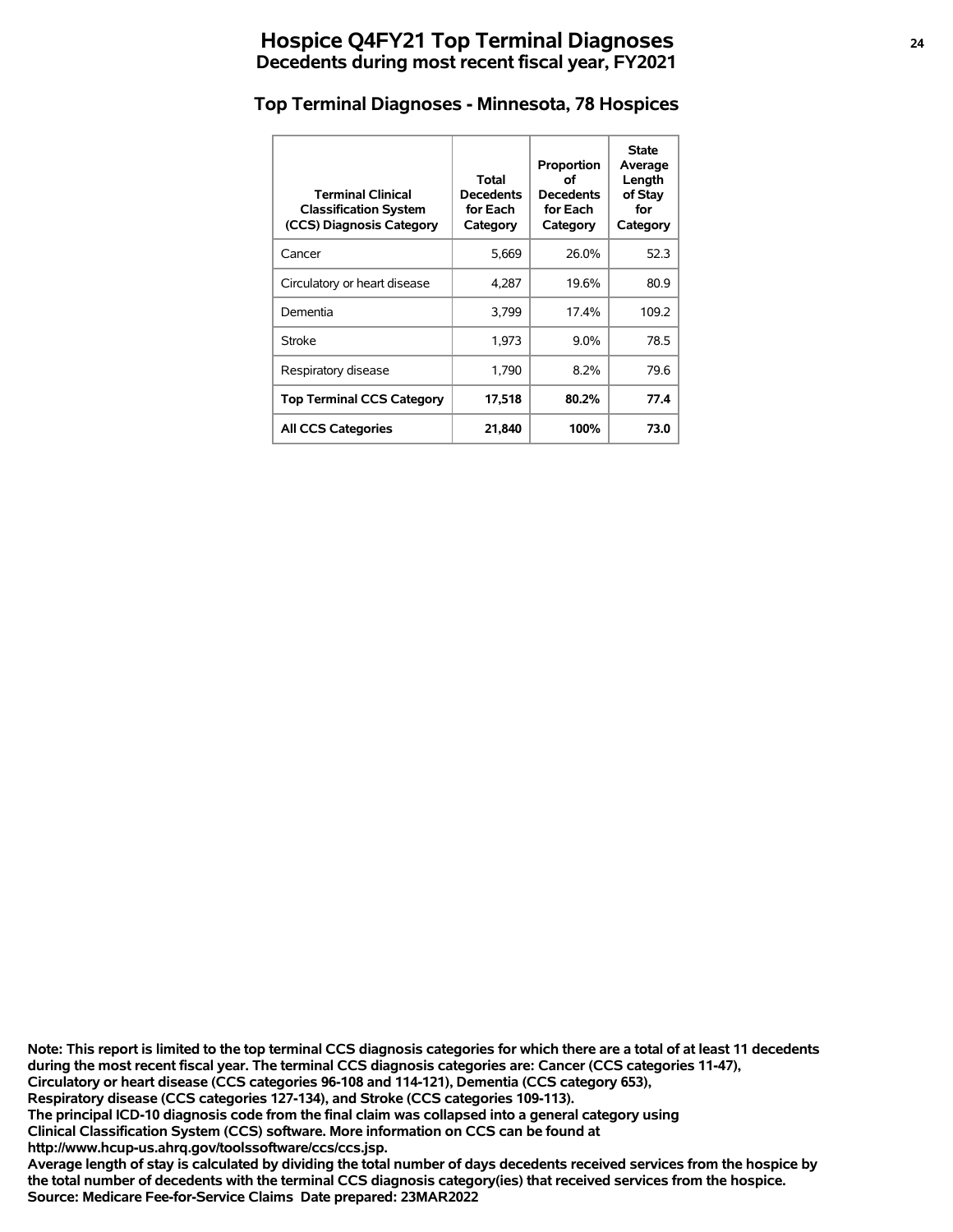# Hospice Q4FY21 Top Terminal Diagnoses

## Decedents during most recent fiscal year, FY2021

### Top Terminal Diagnoses - Minnesota, 78 Hospices

| Terminal Clinical Classification System (CCS) Diagnosis Category | Total Decedents for Each Category | Proportion of Decedents for Each Category | State Average Length of Stay for Category |
|---|---|---|---|
| Cancer | 5,669 | 26.0% | 52.3 |
| Circulatory or heart disease | 4,287 | 19.6% | 80.9 |
| Dementia | 3,799 | 17.4% | 109.2 |
| Stroke | 1,973 | 9.0% | 78.5 |
| Respiratory disease | 1,790 | 8.2% | 79.6 |
| **Top Terminal CCS Category** | **17,518** | **80.2%** | **77.4** |
| **All CCS Categories** | **21,840** | **100%** | **73.0** |

**Note: This report is limited to the top terminal CCS diagnosis categories for which there are a total of at least 11 decedents during the most recent fiscal year. The terminal CCS diagnosis categories are: Cancer (CCS categories 11-47), Circulatory or heart disease (CCS categories 96-108 and 114-121), Dementia (CCS category 653), Respiratory disease (CCS categories 127-134), and Stroke (CCS categories 109-113).**
**The principal ICD-10 diagnosis code from the final claim was collapsed into a general category using Clinical Classification System (CCS) software. More information on CCS can be found at http://www.hcup-us.ahrq.gov/toolssoftware/ccs/ccs.jsp.**
**Average length of stay is calculated by dividing the total number of days decedents received services from the hospice by the total number of decedents with the terminal CCS diagnosis category(ies) that received services from the hospice.**
**Source: Medicare Fee-for-Service Claims Date prepared: 23MAR2022**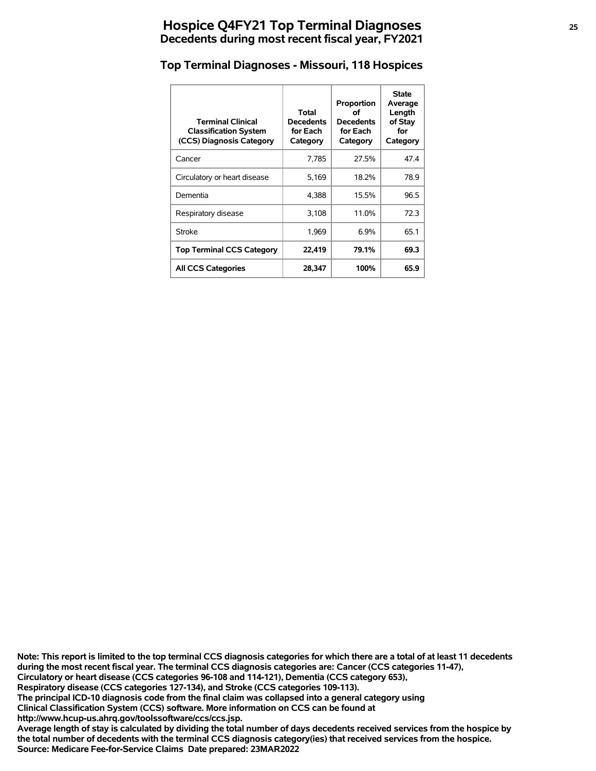# Hospice Q4FY21 Top Terminal Diagnoses
## Decedents during most recent fiscal year, FY2021

### Top Terminal Diagnoses - Missouri, 118 Hospices

| Terminal Clinical Classification System (CCS) Diagnosis Category | Total Decedents for Each Category | Proportion of Decedents for Each Category | State Average Length of Stay for Category |
|---|---|---|---|
| Cancer | 7,785 | 27.5% | 47.4 |
| Circulatory or heart disease | 5,169 | 18.2% | 78.9 |
| Dementia | 4,388 | 15.5% | 96.5 |
| Respiratory disease | 3,108 | 11.0% | 72.3 |
| Stroke | 1,969 | 6.9% | 65.1 |
| **Top Terminal CCS Category** | **22,419** | **79.1%** | **69.3** |
| **All CCS Categories** | **28,347** | **100%** | **65.9** |

**Note: This report is limited to the top terminal CCS diagnosis categories for which there are a total of at least 11 decedents during the most recent fiscal year. The terminal CCS diagnosis categories are: Cancer (CCS categories 11-47), Circulatory or heart disease (CCS categories 96-108 and 114-121), Dementia (CCS category 653), Respiratory disease (CCS categories 127-134), and Stroke (CCS categories 109-113).**
**The principal ICD-10 diagnosis code from the final claim was collapsed into a general category using Clinical Classification System (CCS) software. More information on CCS can be found at http://www.hcup-us.ahrq.gov/toolssoftware/ccs/ccs.jsp.**
**Average length of stay is calculated by dividing the total number of days decedents received services from the hospice by the total number of decedents with the terminal CCS diagnosis category(ies) that received services from the hospice.**
**Source: Medicare Fee-for-Service Claims Date prepared: 23MAR2022**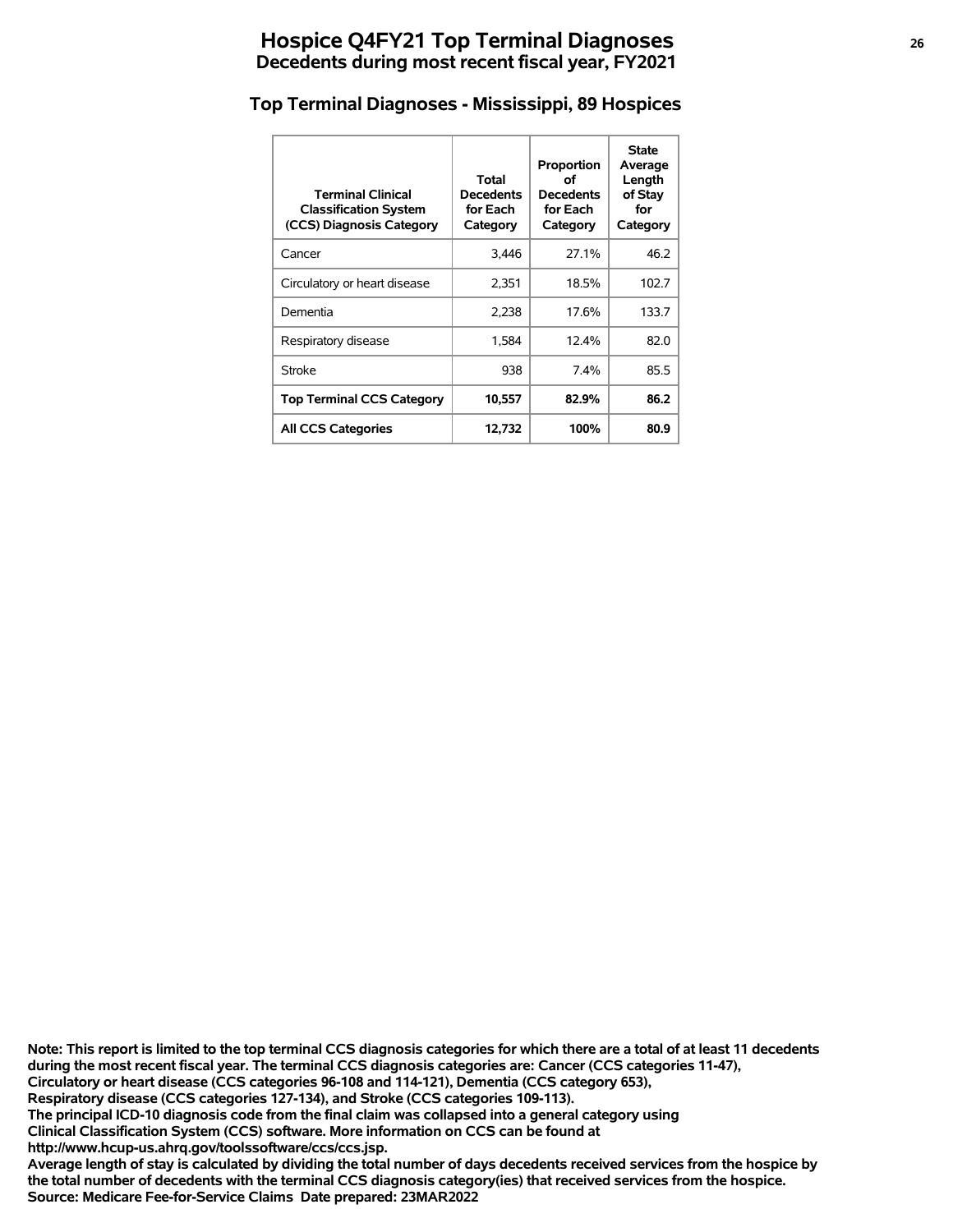# Hospice Q4FY21 Top Terminal Diagnoses
## Decedents during most recent fiscal year, FY2021

### Top Terminal Diagnoses - Mississippi, 89 Hospices

| Terminal Clinical Classification System (CCS) Diagnosis Category | Total Decedents for Each Category | Proportion of Decedents for Each Category | State Average Length of Stay for Category |
|---|---|---|---|
| Cancer | 3,446 | 27.1% | 46.2 |
| Circulatory or heart disease | 2,351 | 18.5% | 102.7 |
| Dementia | 2,238 | 17.6% | 133.7 |
| Respiratory disease | 1,584 | 12.4% | 82.0 |
| Stroke | 938 | 7.4% | 85.5 |
| **Top Terminal CCS Category** | **10,557** | **82.9%** | **86.2** |
| **All CCS Categories** | **12,732** | **100%** | **80.9** |

**Note: This report is limited to the top terminal CCS diagnosis categories for which there are a total of at least 11 decedents during the most recent fiscal year. The terminal CCS diagnosis categories are: Cancer (CCS categories 11-47), Circulatory or heart disease (CCS categories 96-108 and 114-121), Dementia (CCS category 653), Respiratory disease (CCS categories 127-134), and Stroke (CCS categories 109-113).**
**The principal ICD-10 diagnosis code from the final claim was collapsed into a general category using Clinical Classification System (CCS) software. More information on CCS can be found at http://www.hcup-us.ahrq.gov/toolssoftware/ccs/ccs.jsp.**
**Average length of stay is calculated by dividing the total number of days decedents received services from the hospice by the total number of decedents with the terminal CCS diagnosis category(ies) that received services from the hospice.**
**Source: Medicare Fee-for-Service Claims Date prepared: 23MAR2022**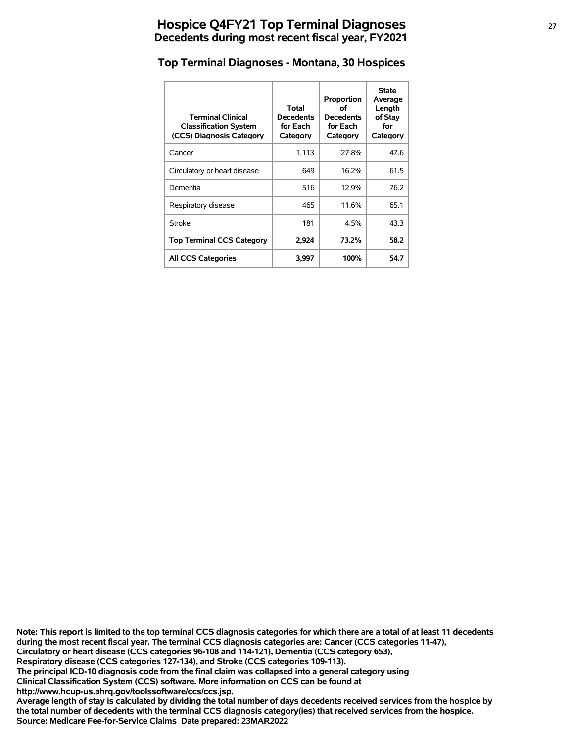# Hospice Q4FY21 Top Terminal Diagnoses
## Decedents during most recent fiscal year, FY2021

### Top Terminal Diagnoses - Montana, 30 Hospices

| Terminal Clinical Classification System (CCS) Diagnosis Category | Total Decedents for Each Category | Proportion of Decedents for Each Category | State Average Length of Stay for Category |
|---|---|---|---|
| Cancer | 1,113 | 27.8% | 47.6 |
| Circulatory or heart disease | 649 | 16.2% | 61.5 |
| Dementia | 516 | 12.9% | 76.2 |
| Respiratory disease | 465 | 11.6% | 65.1 |
| Stroke | 181 | 4.5% | 43.3 |
| **Top Terminal CCS Category** | **2,924** | **73.2%** | **58.2** |
| **All CCS Categories** | **3,997** | **100%** | **54.7** |

**Note: This report is limited to the top terminal CCS diagnosis categories for which there are a total of at least 11 decedents during the most recent fiscal year. The terminal CCS diagnosis categories are: Cancer (CCS categories 11-47), Circulatory or heart disease (CCS categories 96-108 and 114-121), Dementia (CCS category 653), Respiratory disease (CCS categories 127-134), and Stroke (CCS categories 109-113).**
**The principal ICD-10 diagnosis code from the final claim was collapsed into a general category using Clinical Classification System (CCS) software. More information on CCS can be found at http://www.hcup-us.ahrq.gov/toolssoftware/ccs/ccs.jsp.**
**Average length of stay is calculated by dividing the total number of days decedents received services from the hospice by the total number of decedents with the terminal CCS diagnosis category(ies) that received services from the hospice.**
**Source: Medicare Fee-for-Service Claims Date prepared: 23MAR2022**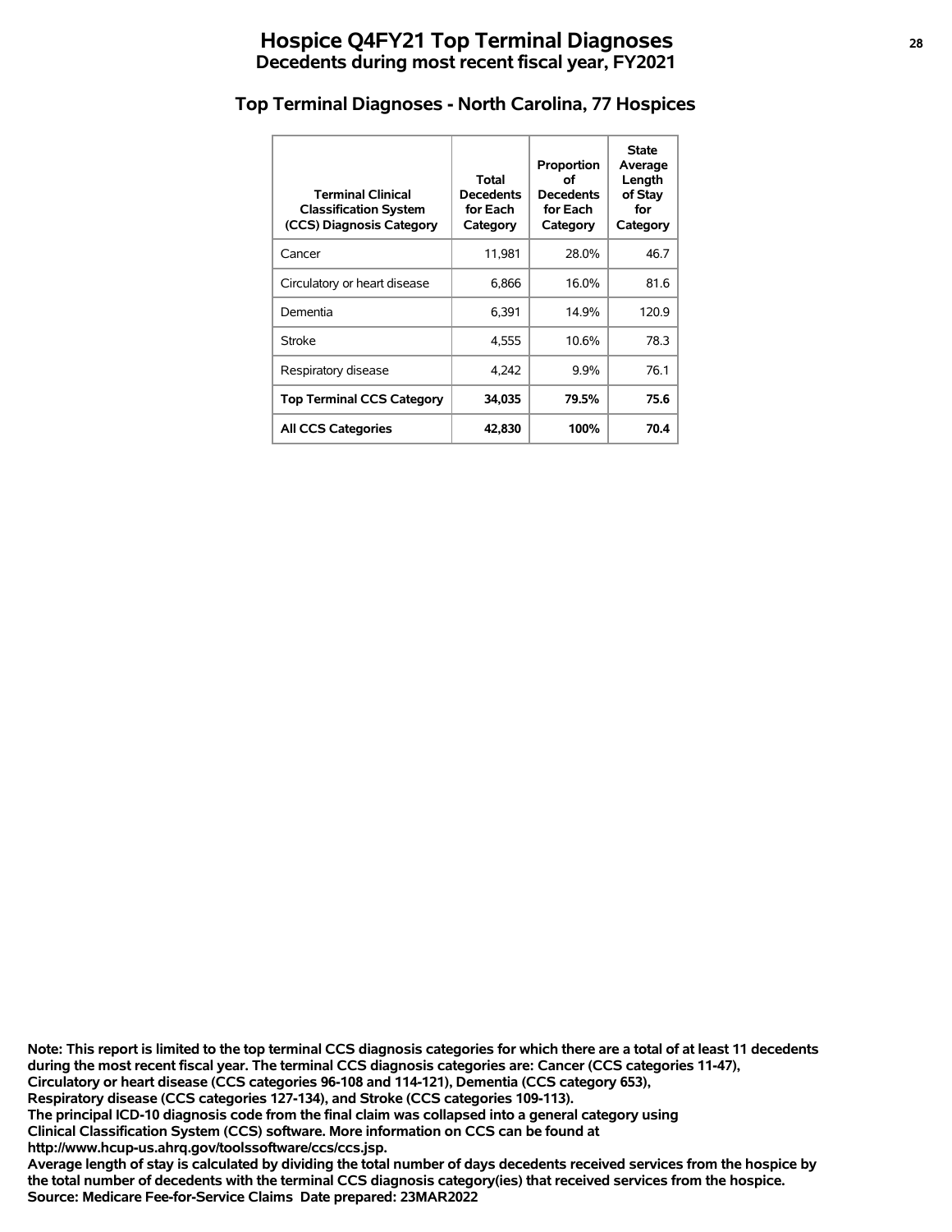# Hospice Q4FY21 Top Terminal Diagnoses
## Decedents during most recent fiscal year, FY2021

### Top Terminal Diagnoses - North Carolina, 77 Hospices

| Terminal Clinical Classification System (CCS) Diagnosis Category | Total Decedents for Each Category | Proportion of Decedents for Each Category | State Average Length of Stay for Category |
|---|---|---|---|
| Cancer | 11,981 | 28.0% | 46.7 |
| Circulatory or heart disease | 6,866 | 16.0% | 81.6 |
| Dementia | 6,391 | 14.9% | 120.9 |
| Stroke | 4,555 | 10.6% | 78.3 |
| Respiratory disease | 4,242 | 9.9% | 76.1 |
| **Top Terminal CCS Category** | **34,035** | **79.5%** | **75.6** |
| **All CCS Categories** | **42,830** | **100%** | **70.4** |

**Note: This report is limited to the top terminal CCS diagnosis categories for which there are a total of at least 11 decedents during the most recent fiscal year. The terminal CCS diagnosis categories are: Cancer (CCS categories 11-47), Circulatory or heart disease (CCS categories 96-108 and 114-121), Dementia (CCS category 653), Respiratory disease (CCS categories 127-134), and Stroke (CCS categories 109-113).**
**The principal ICD-10 diagnosis code from the final claim was collapsed into a general category using Clinical Classification System (CCS) software. More information on CCS can be found at http://www.hcup-us.ahrq.gov/toolssoftware/ccs/ccs.jsp.**
**Average length of stay is calculated by dividing the total number of days decedents received services from the hospice by the total number of decedents with the terminal CCS diagnosis category(ies) that received services from the hospice.**
**Source: Medicare Fee-for-Service Claims Date prepared: 23MAR2022**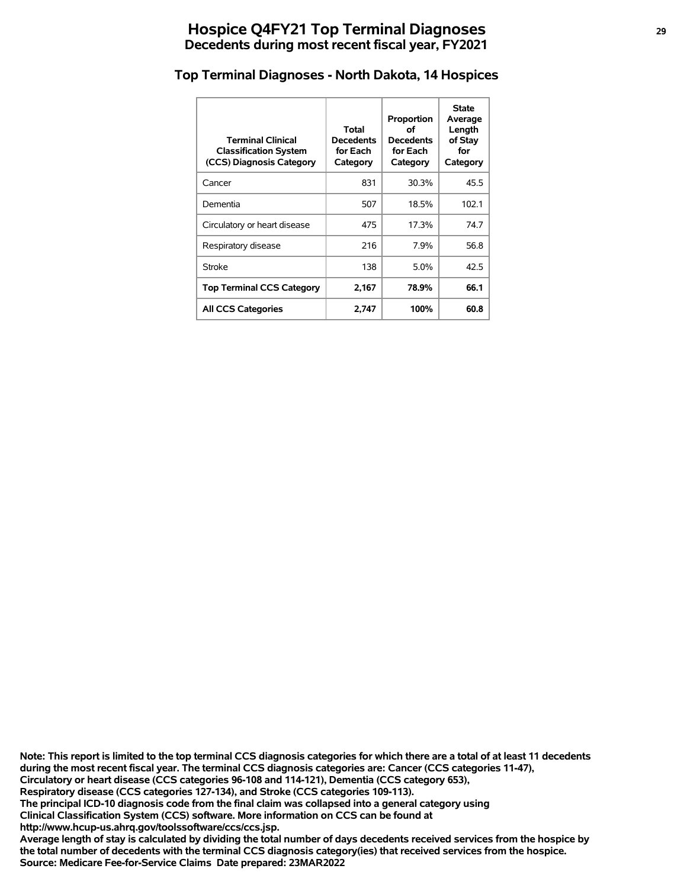# Hospice Q4FY21 Top Terminal Diagnoses

## Decedents during most recent fiscal year, FY2021

### Top Terminal Diagnoses - North Dakota, 14 Hospices

| Terminal Clinical Classification System (CCS) Diagnosis Category | Total Decedents for Each Category | Proportion of Decedents for Each Category | State Average Length of Stay for Category |
|---|---|---|---|
| Cancer | 831 | 30.3% | 45.5 |
| Dementia | 507 | 18.5% | 102.1 |
| Circulatory or heart disease | 475 | 17.3% | 74.7 |
| Respiratory disease | 216 | 7.9% | 56.8 |
| Stroke | 138 | 5.0% | 42.5 |
| **Top Terminal CCS Category** | **2,167** | **78.9%** | **66.1** |
| **All CCS Categories** | **2,747** | **100%** | **60.8** |

**Note: This report is limited to the top terminal CCS diagnosis categories for which there are a total of at least 11 decedents during the most recent fiscal year. The terminal CCS diagnosis categories are: Cancer (CCS categories 11-47), Circulatory or heart disease (CCS categories 96-108 and 114-121), Dementia (CCS category 653), Respiratory disease (CCS categories 127-134), and Stroke (CCS categories 109-113).**
**The principal ICD-10 diagnosis code from the final claim was collapsed into a general category using Clinical Classification System (CCS) software. More information on CCS can be found at http://www.hcup-us.ahrq.gov/toolssoftware/ccs/ccs.jsp.**
**Average length of stay is calculated by dividing the total number of days decedents received services from the hospice by the total number of decedents with the terminal CCS diagnosis category(ies) that received services from the hospice.**
**Source: Medicare Fee-for-Service Claims Date prepared: 23MAR2022**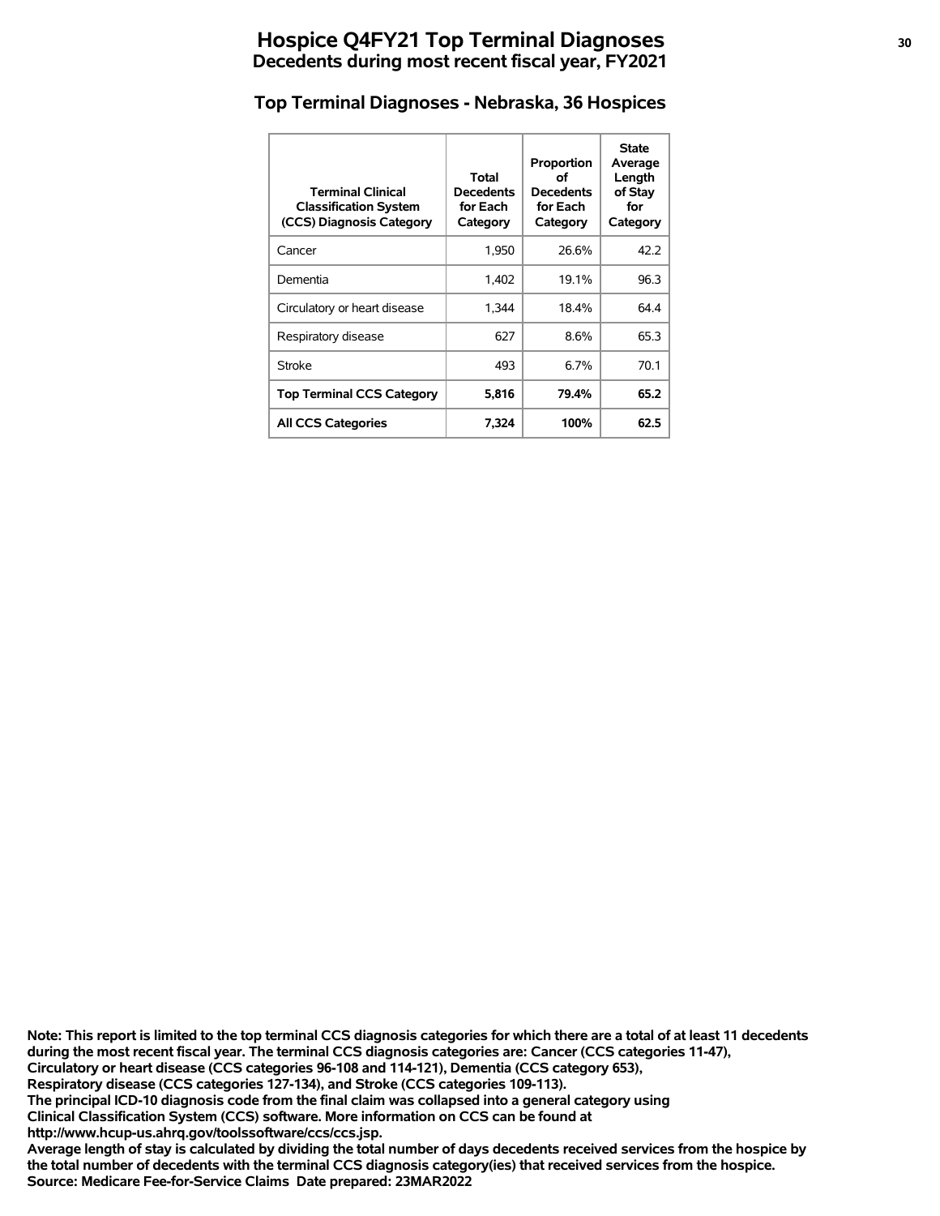# Hospice Q4FY21 Top Terminal Diagnoses

## Decedents during most recent fiscal year, FY2021

### Top Terminal Diagnoses - Nebraska, 36 Hospices

| Terminal Clinical Classification System (CCS) Diagnosis Category | Total Decedents for Each Category | Proportion of Decedents for Each Category | State Average Length of Stay for Category |
|---|---|---|---|
| Cancer | 1,950 | 26.6% | 42.2 |
| Dementia | 1,402 | 19.1% | 96.3 |
| Circulatory or heart disease | 1,344 | 18.4% | 64.4 |
| Respiratory disease | 627 | 8.6% | 65.3 |
| Stroke | 493 | 6.7% | 70.1 |
| **Top Terminal CCS Category** | **5,816** | **79.4%** | **65.2** |
| **All CCS Categories** | **7,324** | **100%** | **62.5** |

**Note: This report is limited to the top terminal CCS diagnosis categories for which there are a total of at least 11 decedents during the most recent fiscal year. The terminal CCS diagnosis categories are: Cancer (CCS categories 11-47), Circulatory or heart disease (CCS categories 96-108 and 114-121), Dementia (CCS category 653), Respiratory disease (CCS categories 127-134), and Stroke (CCS categories 109-113).**
**The principal ICD-10 diagnosis code from the final claim was collapsed into a general category using Clinical Classification System (CCS) software. More information on CCS can be found at http://www.hcup-us.ahrq.gov/toolssoftware/ccs/ccs.jsp.**
**Average length of stay is calculated by dividing the total number of days decedents received services from the hospice by the total number of decedents with the terminal CCS diagnosis category(ies) that received services from the hospice.**
**Source: Medicare Fee-for-Service Claims Date prepared: 23MAR2022**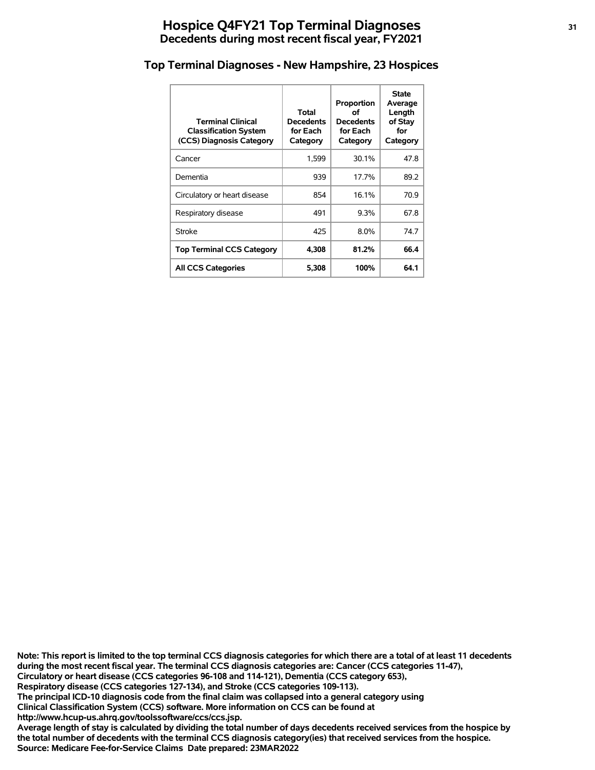# Hospice Q4FY21 Top Terminal Diagnoses
## Decedents during most recent fiscal year, FY2021

### Top Terminal Diagnoses - New Hampshire, 23 Hospices

| Terminal Clinical Classification System (CCS) Diagnosis Category | Total Decedents for Each Category | Proportion of Decedents for Each Category | State Average Length of Stay for Category |
|---|---|---|---|
| Cancer | 1,599 | 30.1% | 47.8 |
| Dementia | 939 | 17.7% | 89.2 |
| Circulatory or heart disease | 854 | 16.1% | 70.9 |
| Respiratory disease | 491 | 9.3% | 67.8 |
| Stroke | 425 | 8.0% | 74.7 |
| **Top Terminal CCS Category** | **4,308** | **81.2%** | **66.4** |
| **All CCS Categories** | **5,308** | **100%** | **64.1** |

**Note: This report is limited to the top terminal CCS diagnosis categories for which there are a total of at least 11 decedents during the most recent fiscal year. The terminal CCS diagnosis categories are: Cancer (CCS categories 11-47), Circulatory or heart disease (CCS categories 96-108 and 114-121), Dementia (CCS category 653), Respiratory disease (CCS categories 127-134), and Stroke (CCS categories 109-113).**
**The principal ICD-10 diagnosis code from the final claim was collapsed into a general category using Clinical Classification System (CCS) software. More information on CCS can be found at http://www.hcup-us.ahrq.gov/toolssoftware/ccs/ccs.jsp.**
**Average length of stay is calculated by dividing the total number of days decedents received services from the hospice by the total number of decedents with the terminal CCS diagnosis category(ies) that received services from the hospice.**
**Source: Medicare Fee-for-Service Claims Date prepared: 23MAR2022**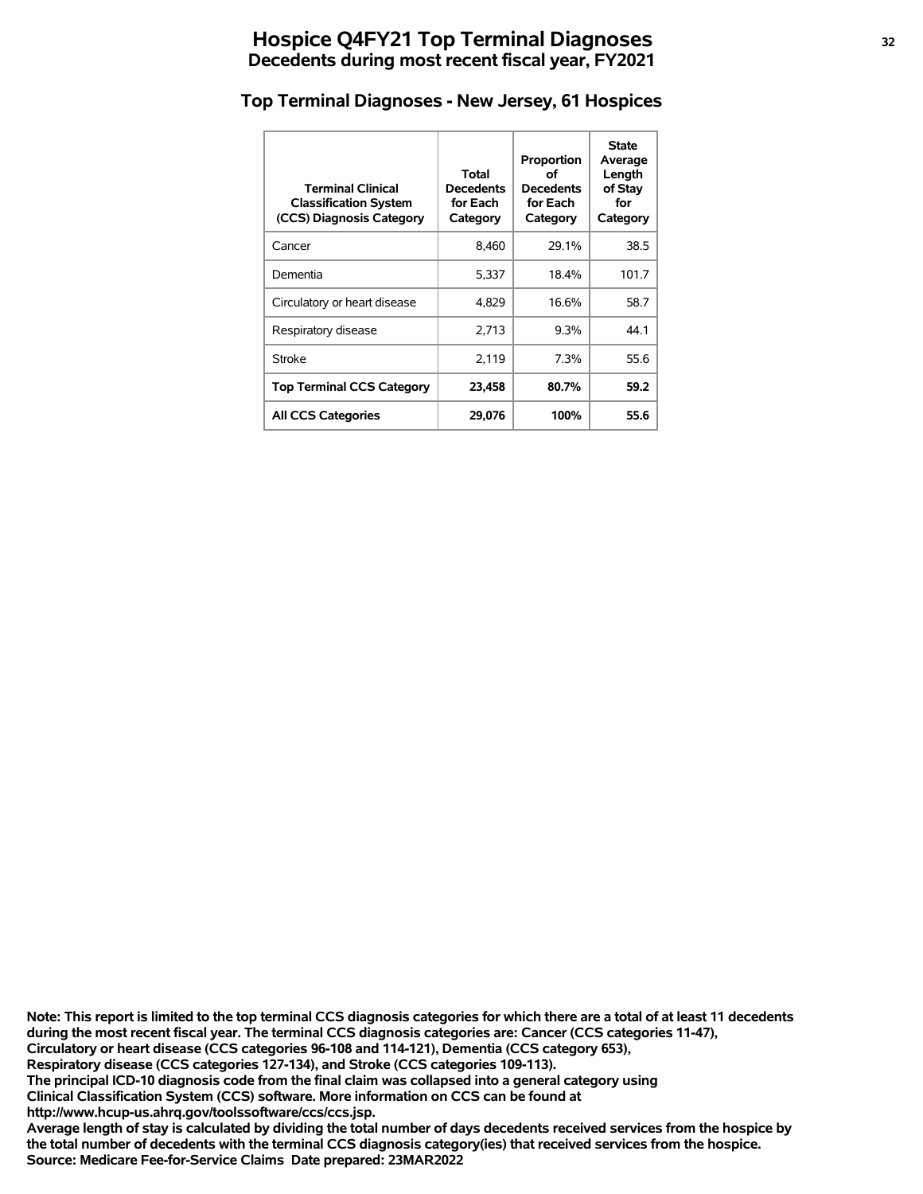# Hospice Q4FY21 Top Terminal Diagnoses

## Decedents during most recent fiscal year, FY2021

### Top Terminal Diagnoses - New Jersey, 61 Hospices

| Terminal Clinical Classification System (CCS) Diagnosis Category | Total Decedents for Each Category | Proportion of Decedents for Each Category | State Average Length of Stay for Category |
|---|---|---|---|
| Cancer | 8,460 | 29.1% | 38.5 |
| Dementia | 5,337 | 18.4% | 101.7 |
| Circulatory or heart disease | 4,829 | 16.6% | 58.7 |
| Respiratory disease | 2,713 | 9.3% | 44.1 |
| Stroke | 2,119 | 7.3% | 55.6 |
| **Top Terminal CCS Category** | **23,458** | **80.7%** | **59.2** |
| **All CCS Categories** | **29,076** | **100%** | **55.6** |

**Note: This report is limited to the top terminal CCS diagnosis categories for which there are a total of at least 11 decedents during the most recent fiscal year. The terminal CCS diagnosis categories are: Cancer (CCS categories 11-47), Circulatory or heart disease (CCS categories 96-108 and 114-121), Dementia (CCS category 653), Respiratory disease (CCS categories 127-134), and Stroke (CCS categories 109-113).**
**The principal ICD-10 diagnosis code from the final claim was collapsed into a general category using Clinical Classification System (CCS) software. More information on CCS can be found at http://www.hcup-us.ahrq.gov/toolssoftware/ccs/ccs.jsp.**
**Average length of stay is calculated by dividing the total number of days decedents received services from the hospice by the total number of decedents with the terminal CCS diagnosis category(ies) that received services from the hospice.**
**Source: Medicare Fee-for-Service Claims Date prepared: 23MAR2022**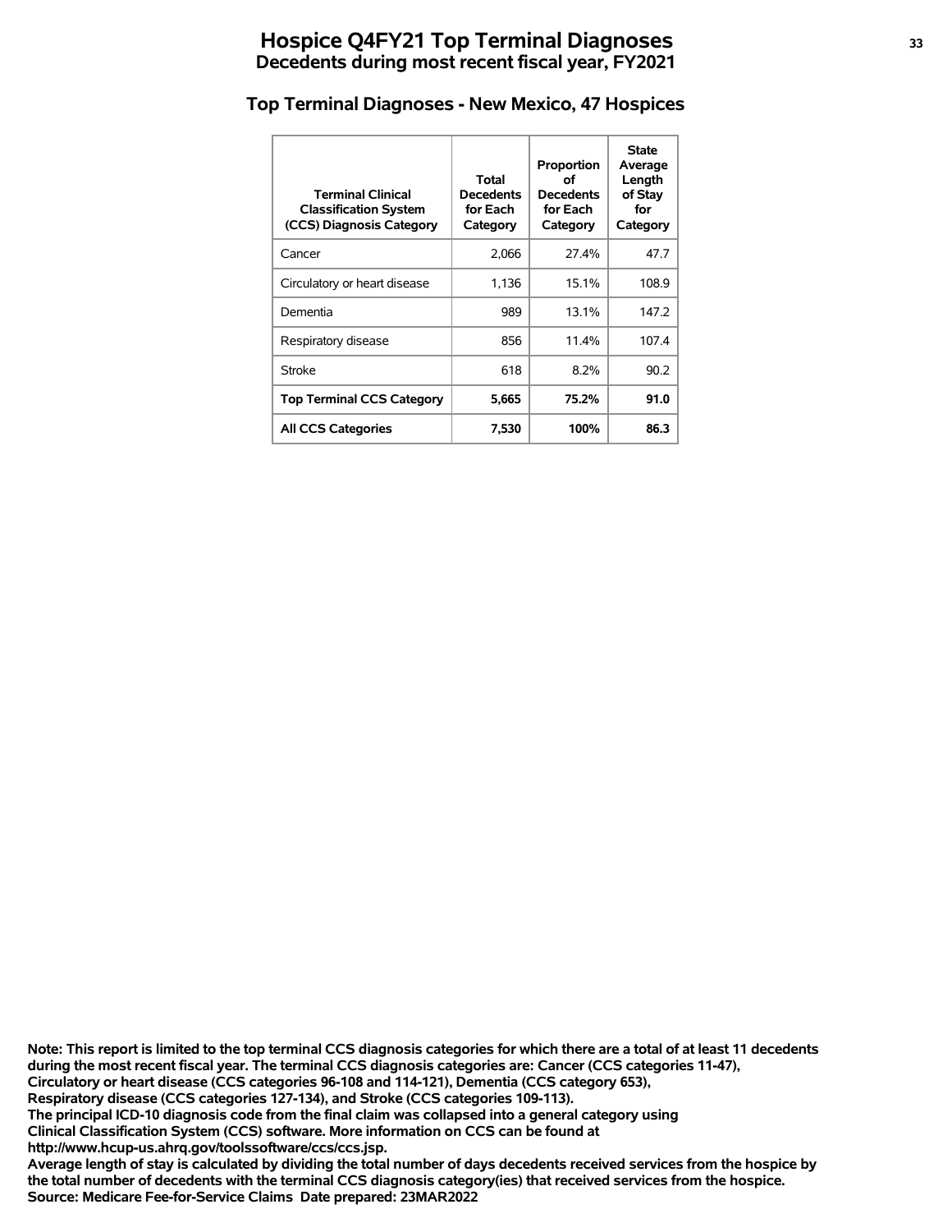# Hospice Q4FY21 Top Terminal Diagnoses
## Decedents during most recent fiscal year, FY2021

### Top Terminal Diagnoses - New Mexico, 47 Hospices

| Terminal Clinical Classification System (CCS) Diagnosis Category | Total Decedents for Each Category | Proportion of Decedents for Each Category | State Average Length of Stay for Category |
|---|---|---|---|
| Cancer | 2,066 | 27.4% | 47.7 |
| Circulatory or heart disease | 1,136 | 15.1% | 108.9 |
| Dementia | 989 | 13.1% | 147.2 |
| Respiratory disease | 856 | 11.4% | 107.4 |
| Stroke | 618 | 8.2% | 90.2 |
| **Top Terminal CCS Category** | **5,665** | **75.2%** | **91.0** |
| **All CCS Categories** | **7,530** | **100%** | **86.3** |

**Note: This report is limited to the top terminal CCS diagnosis categories for which there are a total of at least 11 decedents during the most recent fiscal year. The terminal CCS diagnosis categories are: Cancer (CCS categories 11-47), Circulatory or heart disease (CCS categories 96-108 and 114-121), Dementia (CCS category 653), Respiratory disease (CCS categories 127-134), and Stroke (CCS categories 109-113).**
**The principal ICD-10 diagnosis code from the final claim was collapsed into a general category using Clinical Classification System (CCS) software. More information on CCS can be found at http://www.hcup-us.ahrq.gov/toolssoftware/ccs/ccs.jsp.**
**Average length of stay is calculated by dividing the total number of days decedents received services from the hospice by the total number of decedents with the terminal CCS diagnosis category(ies) that received services from the hospice.**
**Source: Medicare Fee-for-Service Claims Date prepared: 23MAR2022**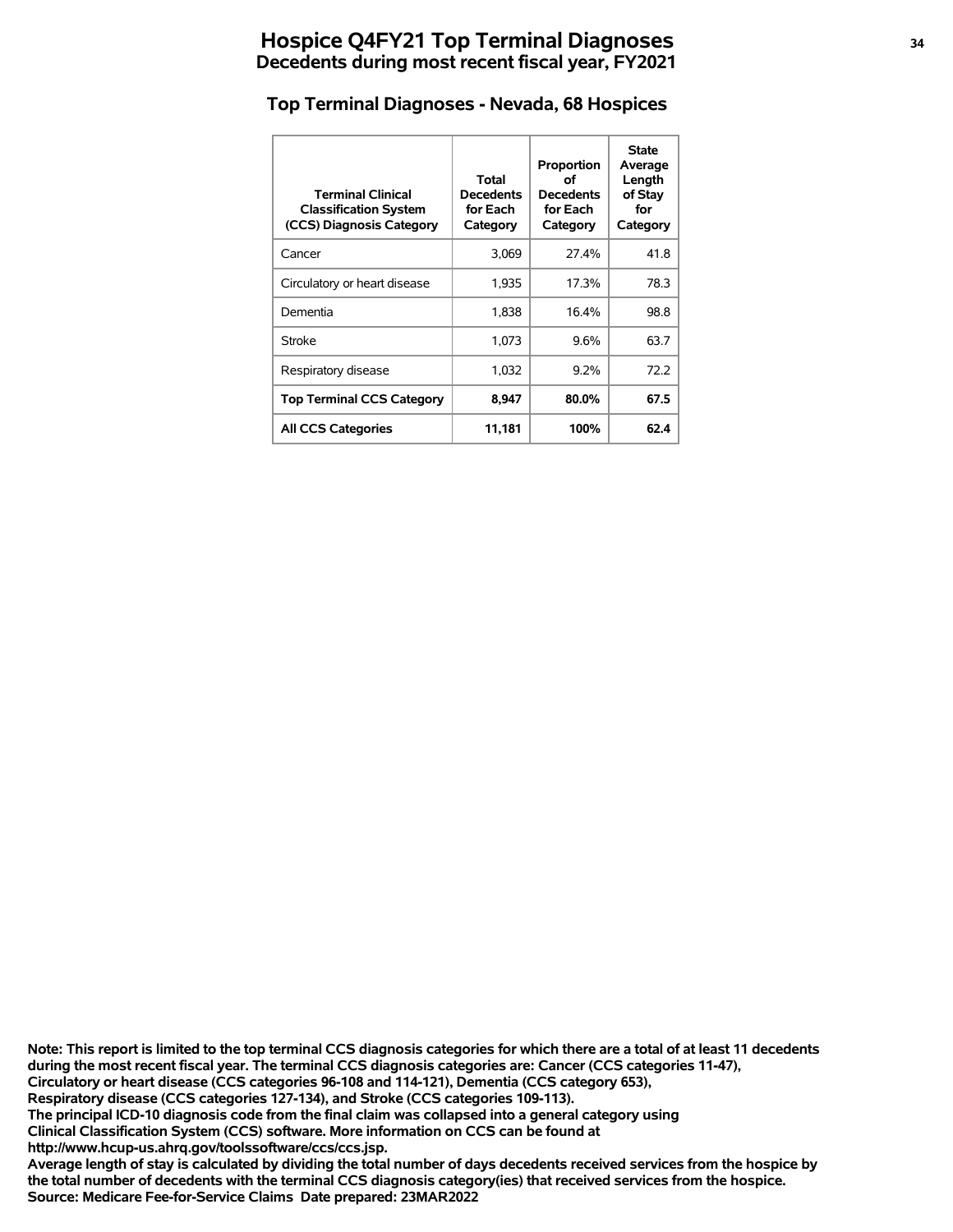# Hospice Q4FY21 Top Terminal Diagnoses
## Decedents during most recent fiscal year, FY2021

### Top Terminal Diagnoses - Nevada, 68 Hospices

| Terminal Clinical Classification System (CCS) Diagnosis Category | Total Decedents for Each Category | Proportion of Decedents for Each Category | State Average Length of Stay for Category |
|---|---|---|---|
| Cancer | 3,069 | 27.4% | 41.8 |
| Circulatory or heart disease | 1,935 | 17.3% | 78.3 |
| Dementia | 1,838 | 16.4% | 98.8 |
| Stroke | 1,073 | 9.6% | 63.7 |
| Respiratory disease | 1,032 | 9.2% | 72.2 |
| **Top Terminal CCS Category** | **8,947** | **80.0%** | **67.5** |
| **All CCS Categories** | **11,181** | **100%** | **62.4** |

**Note: This report is limited to the top terminal CCS diagnosis categories for which there are a total of at least 11 decedents during the most recent fiscal year. The terminal CCS diagnosis categories are: Cancer (CCS categories 11-47), Circulatory or heart disease (CCS categories 96-108 and 114-121), Dementia (CCS category 653), Respiratory disease (CCS categories 127-134), and Stroke (CCS categories 109-113).**
**The principal ICD-10 diagnosis code from the final claim was collapsed into a general category using Clinical Classification System (CCS) software. More information on CCS can be found at http://www.hcup-us.ahrq.gov/toolssoftware/ccs/ccs.jsp.**
**Average length of stay is calculated by dividing the total number of days decedents received services from the hospice by the total number of decedents with the terminal CCS diagnosis category(ies) that received services from the hospice.**
**Source: Medicare Fee-for-Service Claims Date prepared: 23MAR2022**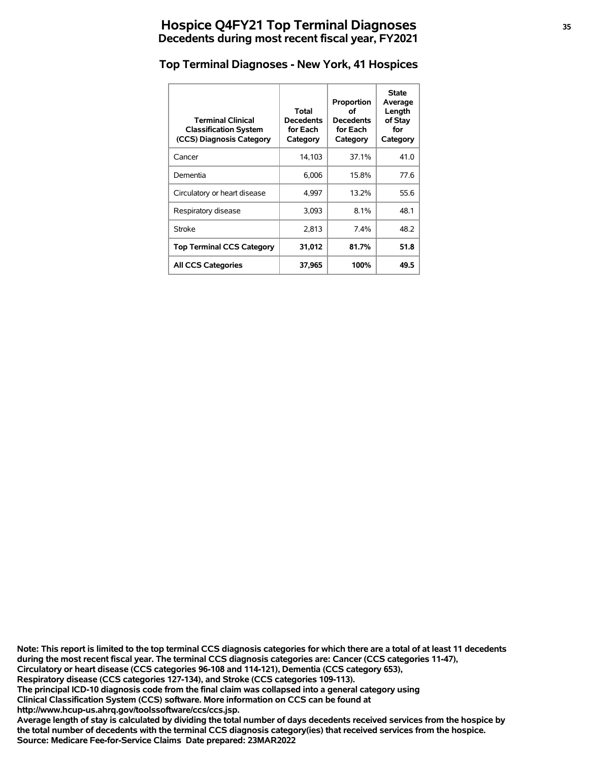# Hospice Q4FY21 Top Terminal Diagnoses

**Decedents during most recent fiscal year, FY2021**

## Top Terminal Diagnoses - New York, 41 Hospices

| Terminal Clinical Classification System (CCS) Diagnosis Category | Total Decedents for Each Category | Proportion of Decedents for Each Category | State Average Length of Stay for Category |
|---|---|---|---|
| Cancer | 14,103 | 37.1% | 41.0 |
| Dementia | 6,006 | 15.8% | 77.6 |
| Circulatory or heart disease | 4,997 | 13.2% | 55.6 |
| Respiratory disease | 3,093 | 8.1% | 48.1 |
| Stroke | 2,813 | 7.4% | 48.2 |
| **Top Terminal CCS Category** | **31,012** | **81.7%** | **51.8** |
| **All CCS Categories** | **37,965** | **100%** | **49.5** |

**Note: This report is limited to the top terminal CCS diagnosis categories for which there are a total of at least 11 decedents during the most recent fiscal year. The terminal CCS diagnosis categories are: Cancer (CCS categories 11-47), Circulatory or heart disease (CCS categories 96-108 and 114-121), Dementia (CCS category 653), Respiratory disease (CCS categories 127-134), and Stroke (CCS categories 109-113).**
**The principal ICD-10 diagnosis code from the final claim was collapsed into a general category using Clinical Classification System (CCS) software. More information on CCS can be found at http://www.hcup-us.ahrq.gov/toolssoftware/ccs/ccs.jsp.**
**Average length of stay is calculated by dividing the total number of days decedents received services from the hospice by the total number of decedents with the terminal CCS diagnosis category(ies) that received services from the hospice.**
**Source: Medicare Fee-for-Service Claims Date prepared: 23MAR2022**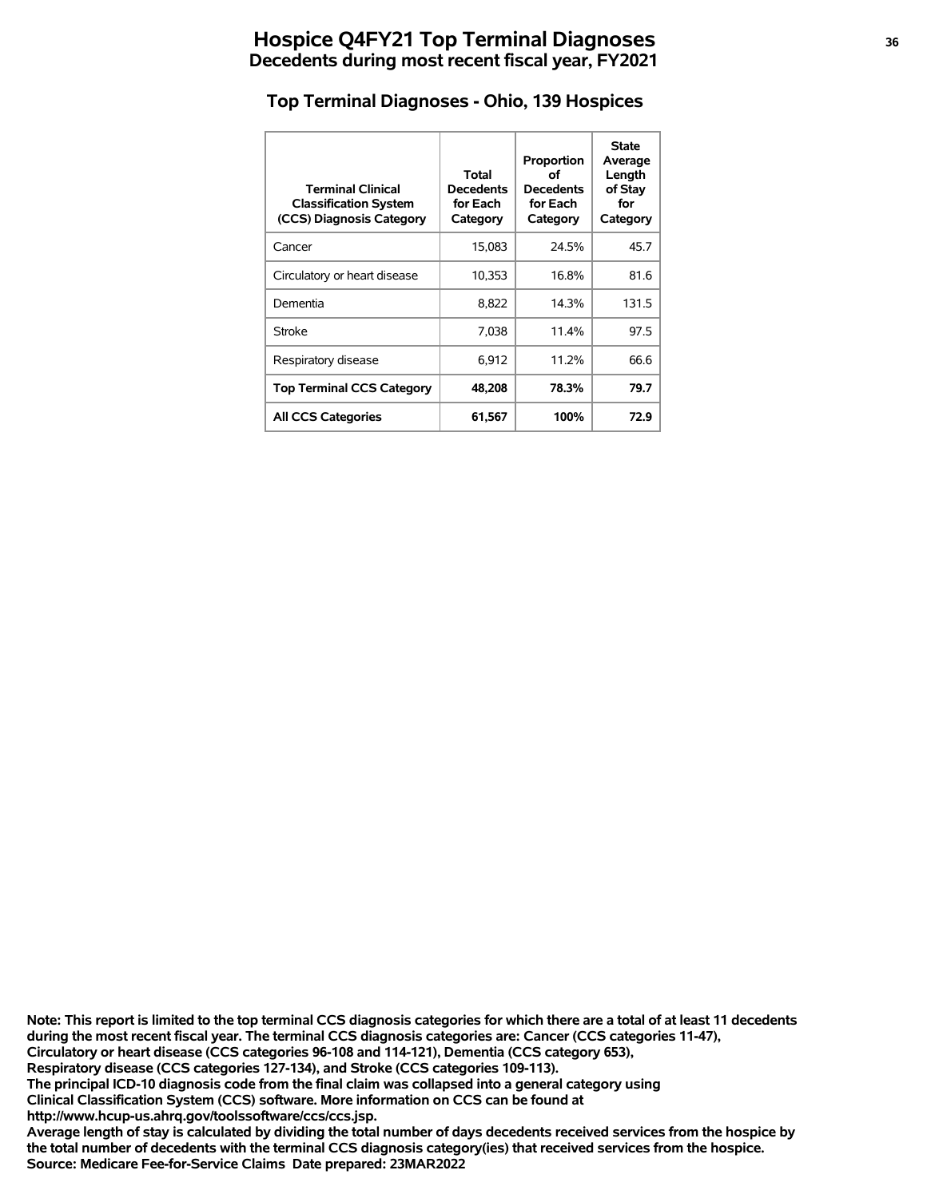# Hospice Q4FY21 Top Terminal Diagnoses
## Decedents during most recent fiscal year, FY2021

### Top Terminal Diagnoses - Ohio, 139 Hospices

| Terminal Clinical Classification System (CCS) Diagnosis Category | Total Decedents for Each Category | Proportion of Decedents for Each Category | State Average Length of Stay for Category |
|---|---|---|---|
| Cancer | 15,083 | 24.5% | 45.7 |
| Circulatory or heart disease | 10,353 | 16.8% | 81.6 |
| Dementia | 8,822 | 14.3% | 131.5 |
| Stroke | 7,038 | 11.4% | 97.5 |
| Respiratory disease | 6,912 | 11.2% | 66.6 |
| **Top Terminal CCS Category** | **48,208** | **78.3%** | **79.7** |
| **All CCS Categories** | **61,567** | **100%** | **72.9** |

**Note: This report is limited to the top terminal CCS diagnosis categories for which there are a total of at least 11 decedents during the most recent fiscal year. The terminal CCS diagnosis categories are: Cancer (CCS categories 11-47), Circulatory or heart disease (CCS categories 96-108 and 114-121), Dementia (CCS category 653), Respiratory disease (CCS categories 127-134), and Stroke (CCS categories 109-113).**
**The principal ICD-10 diagnosis code from the final claim was collapsed into a general category using Clinical Classification System (CCS) software. More information on CCS can be found at http://www.hcup-us.ahrq.gov/toolssoftware/ccs/ccs.jsp.**
**Average length of stay is calculated by dividing the total number of days decedents received services from the hospice by the total number of decedents with the terminal CCS diagnosis category(ies) that received services from the hospice.**
**Source: Medicare Fee-for-Service Claims Date prepared: 23MAR2022**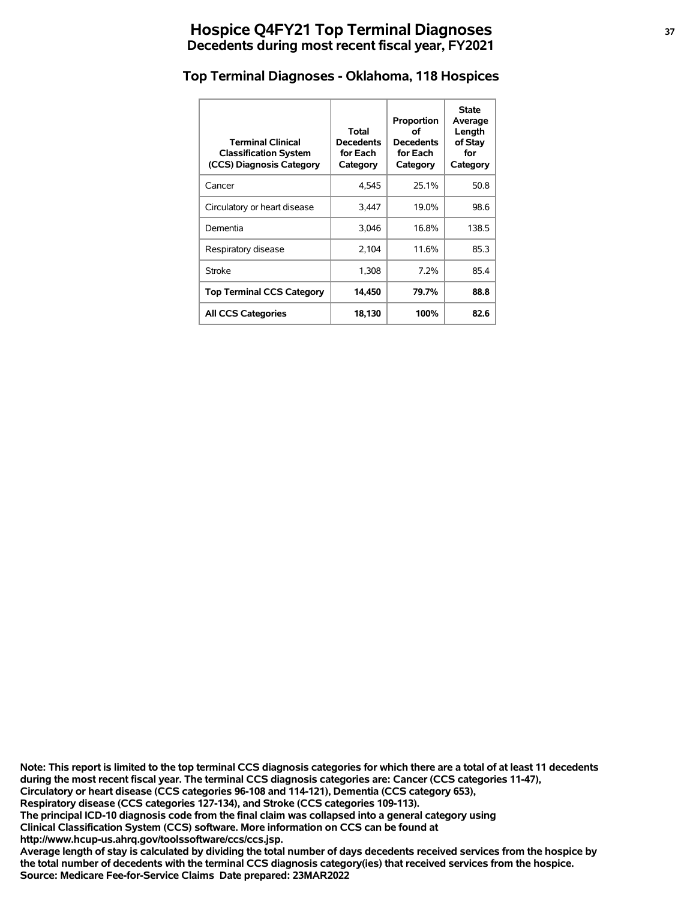# Hospice Q4FY21 Top Terminal Diagnoses
## Decedents during most recent fiscal year, FY2021

### Top Terminal Diagnoses - Oklahoma, 118 Hospices

| Terminal Clinical Classification System (CCS) Diagnosis Category | Total Decedents for Each Category | Proportion of Decedents for Each Category | State Average Length of Stay for Category |
|---|---|---|---|
| Cancer | 4,545 | 25.1% | 50.8 |
| Circulatory or heart disease | 3,447 | 19.0% | 98.6 |
| Dementia | 3,046 | 16.8% | 138.5 |
| Respiratory disease | 2,104 | 11.6% | 85.3 |
| Stroke | 1,308 | 7.2% | 85.4 |
| **Top Terminal CCS Category** | **14,450** | **79.7%** | **88.8** |
| **All CCS Categories** | **18,130** | **100%** | **82.6** |

**Note: This report is limited to the top terminal CCS diagnosis categories for which there are a total of at least 11 decedents during the most recent fiscal year. The terminal CCS diagnosis categories are: Cancer (CCS categories 11-47), Circulatory or heart disease (CCS categories 96-108 and 114-121), Dementia (CCS category 653), Respiratory disease (CCS categories 127-134), and Stroke (CCS categories 109-113).**
**The principal ICD-10 diagnosis code from the final claim was collapsed into a general category using Clinical Classification System (CCS) software. More information on CCS can be found at http://www.hcup-us.ahrq.gov/toolssoftware/ccs/ccs.jsp.**
**Average length of stay is calculated by dividing the total number of days decedents received services from the hospice by the total number of decedents with the terminal CCS diagnosis category(ies) that received services from the hospice.**
**Source: Medicare Fee-for-Service Claims Date prepared: 23MAR2022**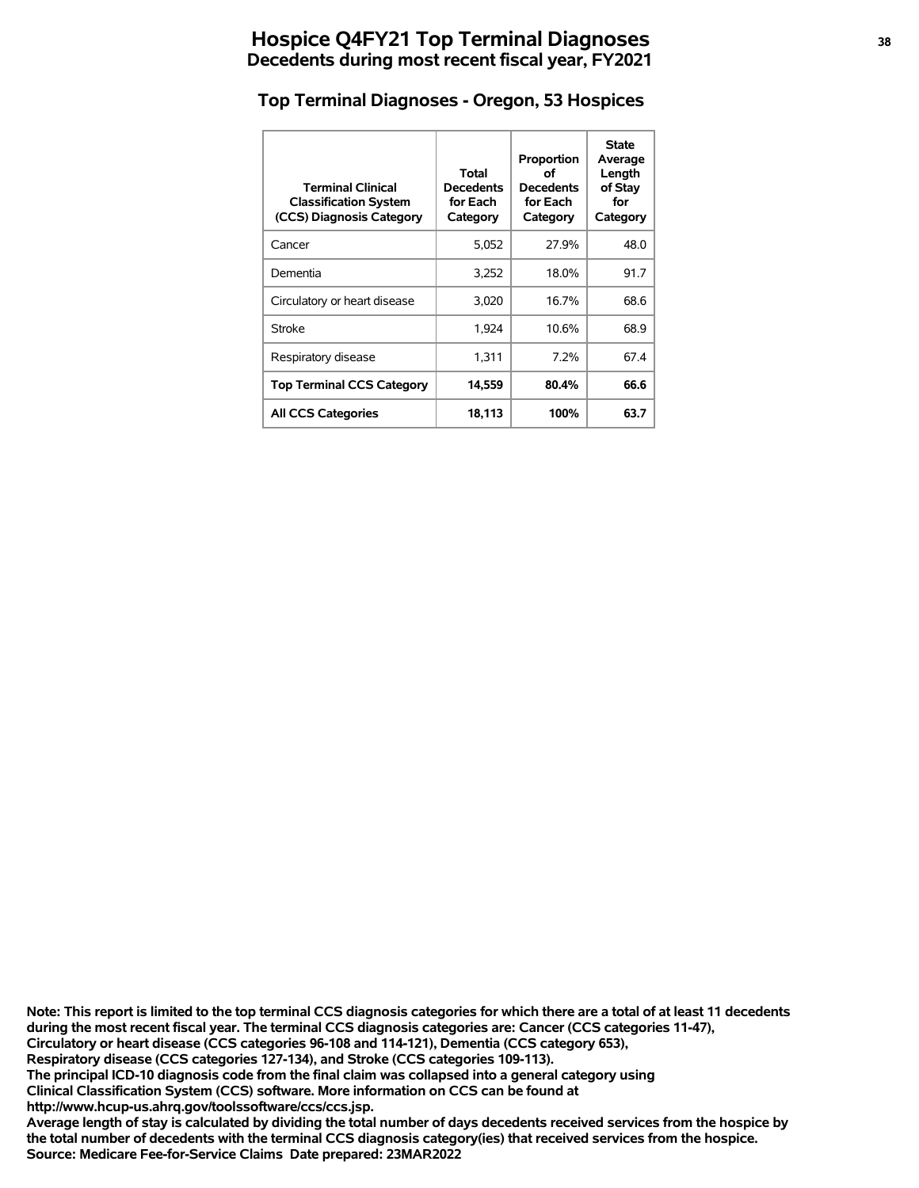# Hospice Q4FY21 Top Terminal Diagnoses
## Decedents during most recent fiscal year, FY2021

### Top Terminal Diagnoses - Oregon, 53 Hospices

| Terminal Clinical Classification System (CCS) Diagnosis Category | Total Decedents for Each Category | Proportion of Decedents for Each Category | State Average Length of Stay for Category |
|---|---|---|---|
| Cancer | 5,052 | 27.9% | 48.0 |
| Dementia | 3,252 | 18.0% | 91.7 |
| Circulatory or heart disease | 3,020 | 16.7% | 68.6 |
| Stroke | 1,924 | 10.6% | 68.9 |
| Respiratory disease | 1,311 | 7.2% | 67.4 |
| **Top Terminal CCS Category** | **14,559** | **80.4%** | **66.6** |
| **All CCS Categories** | **18,113** | **100%** | **63.7** |

**Note: This report is limited to the top terminal CCS diagnosis categories for which there are a total of at least 11 decedents during the most recent fiscal year. The terminal CCS diagnosis categories are: Cancer (CCS categories 11-47), Circulatory or heart disease (CCS categories 96-108 and 114-121), Dementia (CCS category 653), Respiratory disease (CCS categories 127-134), and Stroke (CCS categories 109-113).**
**The principal ICD-10 diagnosis code from the final claim was collapsed into a general category using Clinical Classification System (CCS) software. More information on CCS can be found at http://www.hcup-us.ahrq.gov/toolssoftware/ccs/ccs.jsp.**
**Average length of stay is calculated by dividing the total number of days decedents received services from the hospice by the total number of decedents with the terminal CCS diagnosis category(ies) that received services from the hospice.**
**Source: Medicare Fee-for-Service Claims Date prepared: 23MAR2022**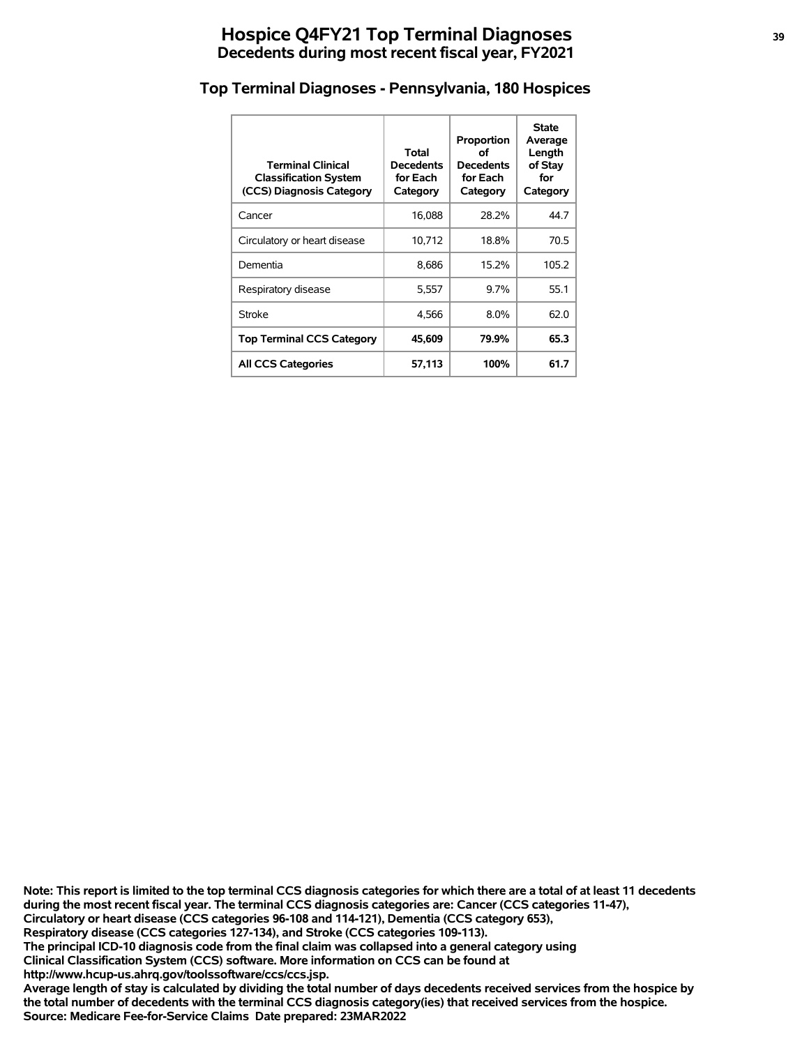# Hospice Q4FY21 Top Terminal Diagnoses
## Decedents during most recent fiscal year, FY2021

### Top Terminal Diagnoses - Pennsylvania, 180 Hospices

| Terminal Clinical Classification System (CCS) Diagnosis Category | Total Decedents for Each Category | Proportion of Decedents for Each Category | State Average Length of Stay for Category |
|---|---|---|---|
| Cancer | 16,088 | 28.2% | 44.7 |
| Circulatory or heart disease | 10,712 | 18.8% | 70.5 |
| Dementia | 8,686 | 15.2% | 105.2 |
| Respiratory disease | 5,557 | 9.7% | 55.1 |
| Stroke | 4,566 | 8.0% | 62.0 |
| **Top Terminal CCS Category** | **45,609** | **79.9%** | **65.3** |
| **All CCS Categories** | **57,113** | **100%** | **61.7** |

**Note: This report is limited to the top terminal CCS diagnosis categories for which there are a total of at least 11 decedents during the most recent fiscal year. The terminal CCS diagnosis categories are: Cancer (CCS categories 11-47), Circulatory or heart disease (CCS categories 96-108 and 114-121), Dementia (CCS category 653), Respiratory disease (CCS categories 127-134), and Stroke (CCS categories 109-113).**
**The principal ICD-10 diagnosis code from the final claim was collapsed into a general category using Clinical Classification System (CCS) software. More information on CCS can be found at http://www.hcup-us.ahrq.gov/toolssoftware/ccs/ccs.jsp.**
**Average length of stay is calculated by dividing the total number of days decedents received services from the hospice by the total number of decedents with the terminal CCS diagnosis category(ies) that received services from the hospice.**
**Source: Medicare Fee-for-Service Claims Date prepared: 23MAR2022**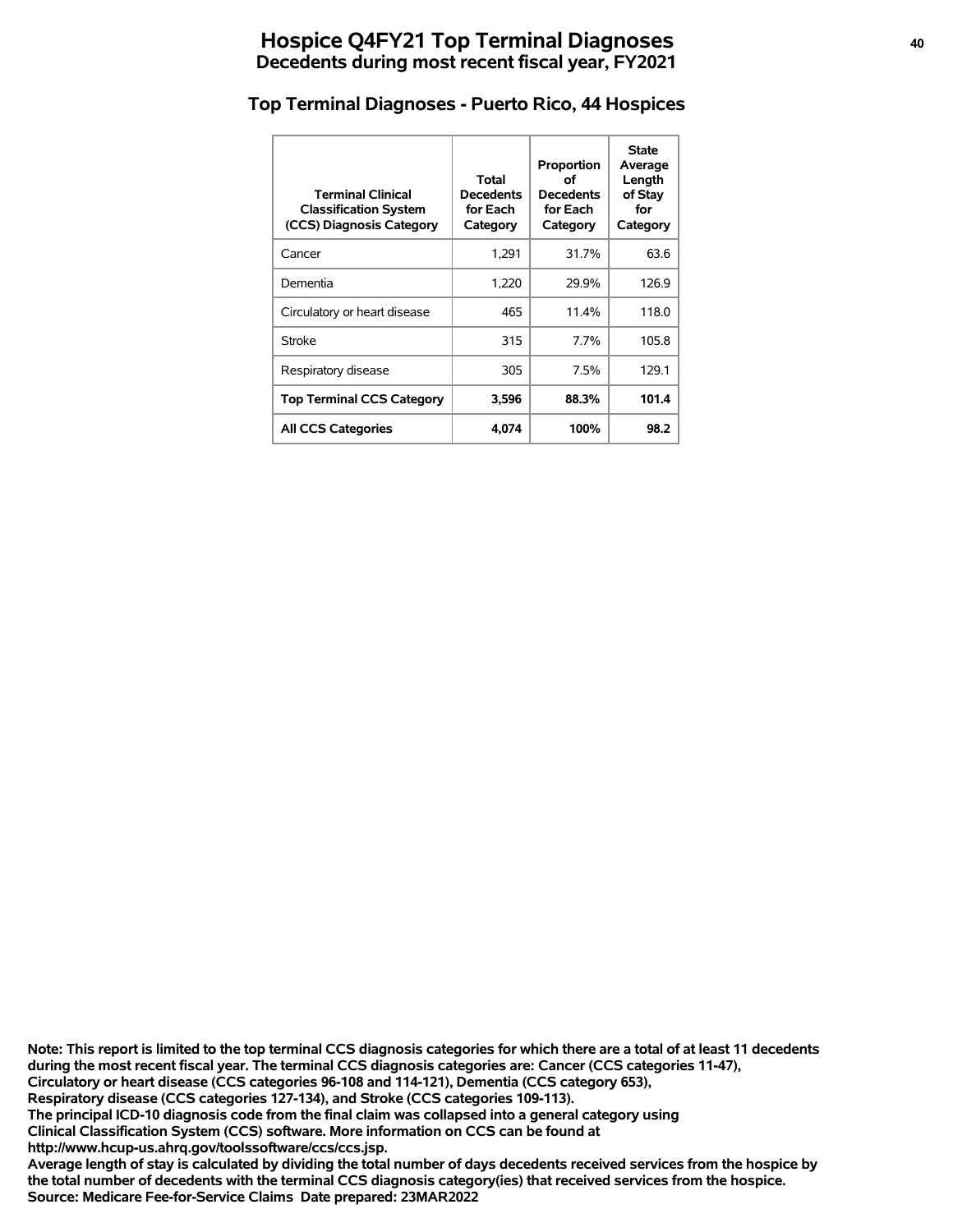# Hospice Q4FY21 Top Terminal Diagnoses
## Decedents during most recent fiscal year, FY2021

### Top Terminal Diagnoses - Puerto Rico, 44 Hospices

| Terminal Clinical Classification System (CCS) Diagnosis Category | Total Decedents for Each Category | Proportion of Decedents for Each Category | State Average Length of Stay for Category |
|---|---|---|---|
| Cancer | 1,291 | 31.7% | 63.6 |
| Dementia | 1,220 | 29.9% | 126.9 |
| Circulatory or heart disease | 465 | 11.4% | 118.0 |
| Stroke | 315 | 7.7% | 105.8 |
| Respiratory disease | 305 | 7.5% | 129.1 |
| **Top Terminal CCS Category** | **3,596** | **88.3%** | **101.4** |
| **All CCS Categories** | **4,074** | **100%** | **98.2** |

**Note: This report is limited to the top terminal CCS diagnosis categories for which there are a total of at least 11 decedents during the most recent fiscal year. The terminal CCS diagnosis categories are: Cancer (CCS categories 11-47), Circulatory or heart disease (CCS categories 96-108 and 114-121), Dementia (CCS category 653), Respiratory disease (CCS categories 127-134), and Stroke (CCS categories 109-113).**
**The principal ICD-10 diagnosis code from the final claim was collapsed into a general category using Clinical Classification System (CCS) software. More information on CCS can be found at http://www.hcup-us.ahrq.gov/toolssoftware/ccs/ccs.jsp.**
**Average length of stay is calculated by dividing the total number of days decedents received services from the hospice by the total number of decedents with the terminal CCS diagnosis category(ies) that received services from the hospice.**
**Source: Medicare Fee-for-Service Claims Date prepared: 23MAR2022**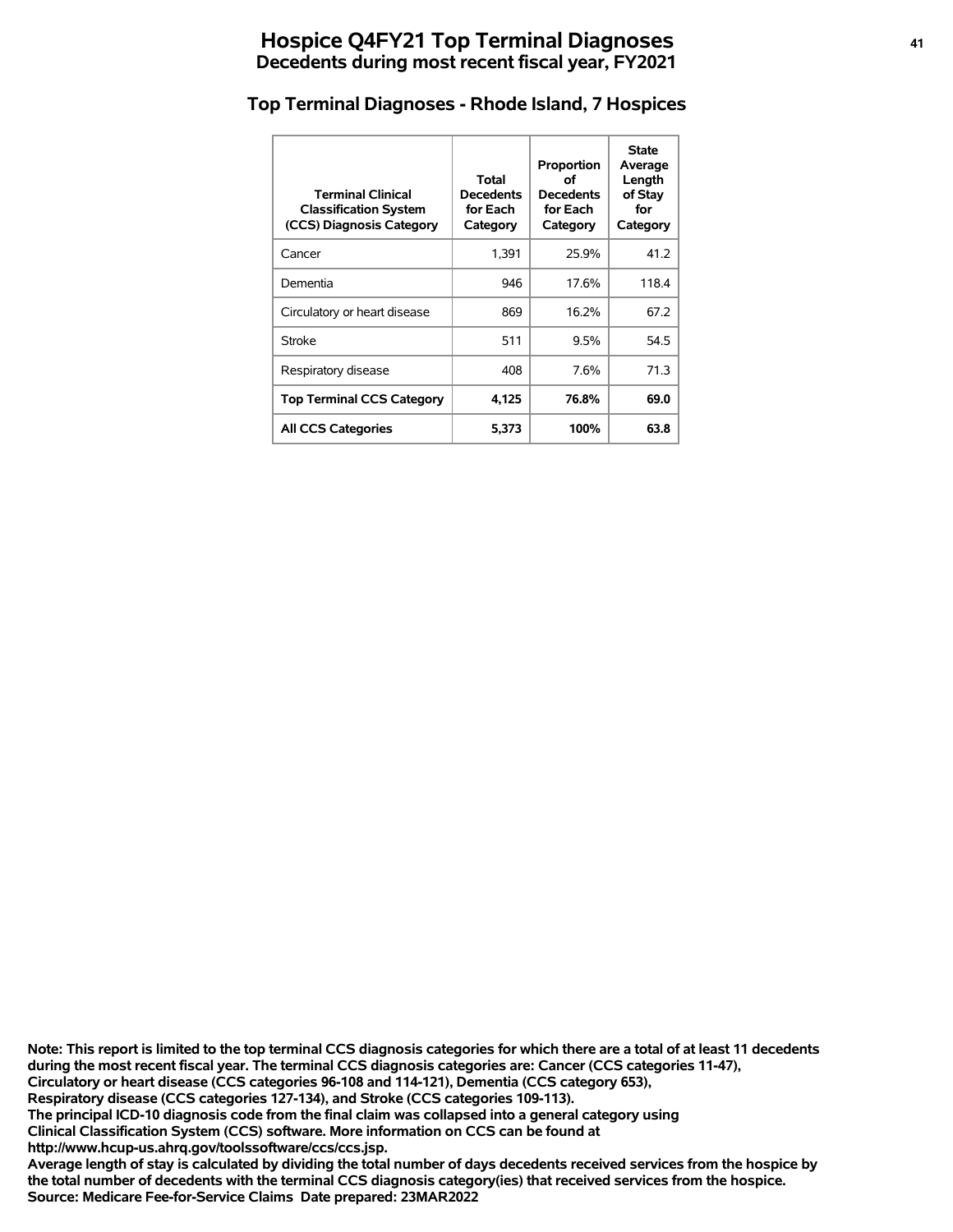# Hospice Q4FY21 Top Terminal Diagnoses

## Decedents during most recent fiscal year, FY2021

### Top Terminal Diagnoses - Rhode Island, 7 Hospices

| Terminal Clinical Classification System (CCS) Diagnosis Category | Total Decedents for Each Category | Proportion of Decedents for Each Category | State Average Length of Stay for Category |
|---|---|---|---|
| Cancer | 1,391 | 25.9% | 41.2 |
| Dementia | 946 | 17.6% | 118.4 |
| Circulatory or heart disease | 869 | 16.2% | 67.2 |
| Stroke | 511 | 9.5% | 54.5 |
| Respiratory disease | 408 | 7.6% | 71.3 |
| **Top Terminal CCS Category** | **4,125** | **76.8%** | **69.0** |
| **All CCS Categories** | **5,373** | **100%** | **63.8** |

**Note: This report is limited to the top terminal CCS diagnosis categories for which there are a total of at least 11 decedents during the most recent fiscal year. The terminal CCS diagnosis categories are: Cancer (CCS categories 11-47), Circulatory or heart disease (CCS categories 96-108 and 114-121), Dementia (CCS category 653), Respiratory disease (CCS categories 127-134), and Stroke (CCS categories 109-113).**
**The principal ICD-10 diagnosis code from the final claim was collapsed into a general category using Clinical Classification System (CCS) software. More information on CCS can be found at http://www.hcup-us.ahrq.gov/toolssoftware/ccs/ccs.jsp.**
**Average length of stay is calculated by dividing the total number of days decedents received services from the hospice by the total number of decedents with the terminal CCS diagnosis category(ies) that received services from the hospice.**
**Source: Medicare Fee-for-Service Claims Date prepared: 23MAR2022**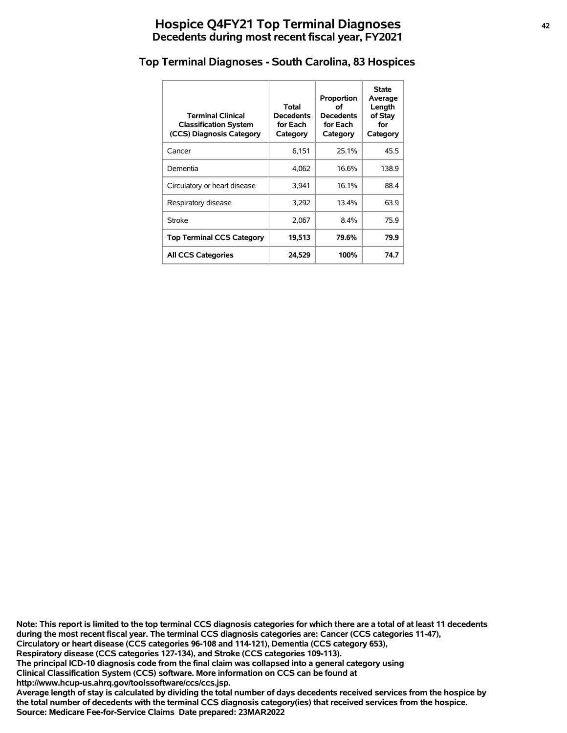# Hospice Q4FY21 Top Terminal Diagnoses
## Decedents during most recent fiscal year, FY2021

### Top Terminal Diagnoses - South Carolina, 83 Hospices

| Terminal Clinical Classification System (CCS) Diagnosis Category | Total Decedents for Each Category | Proportion of Decedents for Each Category | State Average Length of Stay for Category |
|---|---|---|---|
| Cancer | 6,151 | 25.1% | 45.5 |
| Dementia | 4,062 | 16.6% | 138.9 |
| Circulatory or heart disease | 3,941 | 16.1% | 88.4 |
| Respiratory disease | 3,292 | 13.4% | 63.9 |
| Stroke | 2,067 | 8.4% | 75.9 |
| **Top Terminal CCS Category** | **19,513** | **79.6%** | **79.9** |
| **All CCS Categories** | **24,529** | **100%** | **74.7** |

**Note: This report is limited to the top terminal CCS diagnosis categories for which there are a total of at least 11 decedents during the most recent fiscal year. The terminal CCS diagnosis categories are: Cancer (CCS categories 11-47), Circulatory or heart disease (CCS categories 96-108 and 114-121), Dementia (CCS category 653), Respiratory disease (CCS categories 127-134), and Stroke (CCS categories 109-113).**
**The principal ICD-10 diagnosis code from the final claim was collapsed into a general category using Clinical Classification System (CCS) software. More information on CCS can be found at http://www.hcup-us.ahrq.gov/toolssoftware/ccs/ccs.jsp.**
**Average length of stay is calculated by dividing the total number of days decedents received services from the hospice by the total number of decedents with the terminal CCS diagnosis category(ies) that received services from the hospice.**
**Source: Medicare Fee-for-Service Claims Date prepared: 23MAR2022**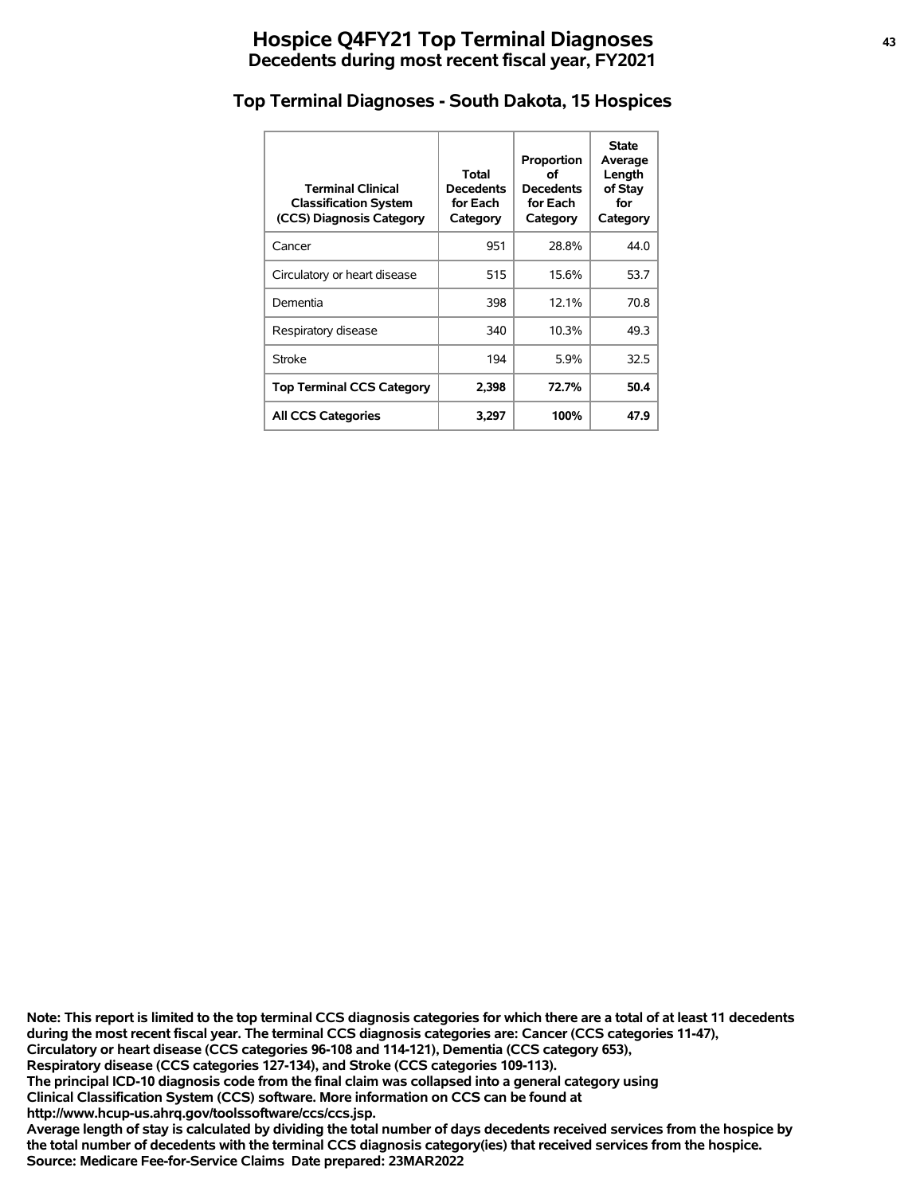# Hospice Q4FY21 Top Terminal Diagnoses

## Decedents during most recent fiscal year, FY2021

### Top Terminal Diagnoses - South Dakota, 15 Hospices

| Terminal Clinical Classification System (CCS) Diagnosis Category | Total Decedents for Each Category | Proportion of Decedents for Each Category | State Average Length of Stay for Category |
|---|---|---|---|
| Cancer | 951 | 28.8% | 44.0 |
| Circulatory or heart disease | 515 | 15.6% | 53.7 |
| Dementia | 398 | 12.1% | 70.8 |
| Respiratory disease | 340 | 10.3% | 49.3 |
| Stroke | 194 | 5.9% | 32.5 |
| **Top Terminal CCS Category** | **2,398** | **72.7%** | **50.4** |
| **All CCS Categories** | **3,297** | **100%** | **47.9** |

**Note: This report is limited to the top terminal CCS diagnosis categories for which there are a total of at least 11 decedents during the most recent fiscal year. The terminal CCS diagnosis categories are: Cancer (CCS categories 11-47), Circulatory or heart disease (CCS categories 96-108 and 114-121), Dementia (CCS category 653), Respiratory disease (CCS categories 127-134), and Stroke (CCS categories 109-113).**
**The principal ICD-10 diagnosis code from the final claim was collapsed into a general category using Clinical Classification System (CCS) software. More information on CCS can be found at http://www.hcup-us.ahrq.gov/toolssoftware/ccs/ccs.jsp.**
**Average length of stay is calculated by dividing the total number of days decedents received services from the hospice by the total number of decedents with the terminal CCS diagnosis category(ies) that received services from the hospice.**
**Source: Medicare Fee-for-Service Claims Date prepared: 23MAR2022**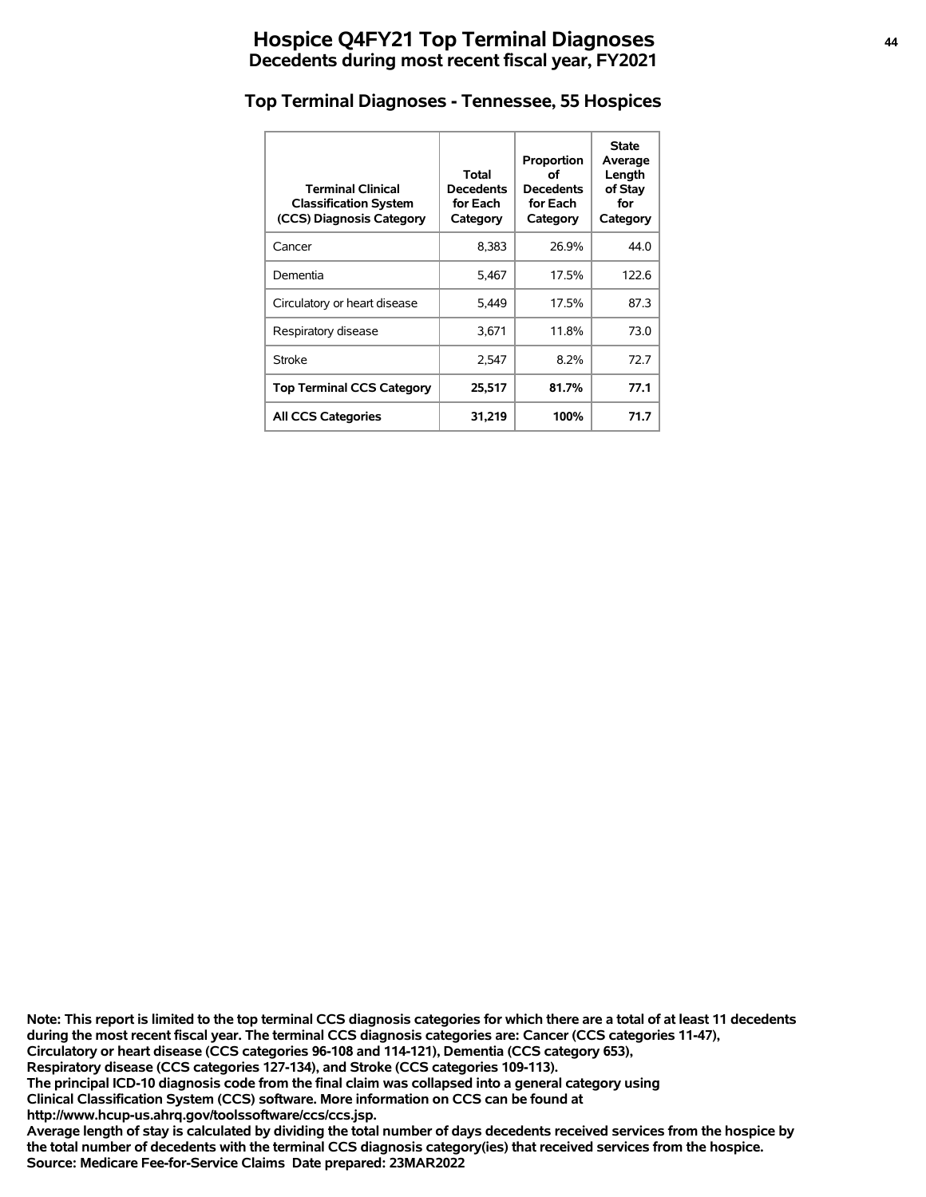# Hospice Q4FY21 Top Terminal Diagnoses
## Decedents during most recent fiscal year, FY2021

### Top Terminal Diagnoses - Tennessee, 55 Hospices

| Terminal Clinical Classification System (CCS) Diagnosis Category | Total Decedents for Each Category | Proportion of Decedents for Each Category | State Average Length of Stay for Category |
|---|---|---|---|
| Cancer | 8,383 | 26.9% | 44.0 |
| Dementia | 5,467 | 17.5% | 122.6 |
| Circulatory or heart disease | 5,449 | 17.5% | 87.3 |
| Respiratory disease | 3,671 | 11.8% | 73.0 |
| Stroke | 2,547 | 8.2% | 72.7 |
| **Top Terminal CCS Category** | **25,517** | **81.7%** | **77.1** |
| **All CCS Categories** | **31,219** | **100%** | **71.7** |

**Note: This report is limited to the top terminal CCS diagnosis categories for which there are a total of at least 11 decedents during the most recent fiscal year. The terminal CCS diagnosis categories are: Cancer (CCS categories 11-47), Circulatory or heart disease (CCS categories 96-108 and 114-121), Dementia (CCS category 653), Respiratory disease (CCS categories 127-134), and Stroke (CCS categories 109-113).**
**The principal ICD-10 diagnosis code from the final claim was collapsed into a general category using Clinical Classification System (CCS) software. More information on CCS can be found at http://www.hcup-us.ahrq.gov/toolssoftware/ccs/ccs.jsp.**
**Average length of stay is calculated by dividing the total number of days decedents received services from the hospice by the total number of decedents with the terminal CCS diagnosis category(ies) that received services from the hospice.**
**Source: Medicare Fee-for-Service Claims Date prepared: 23MAR2022**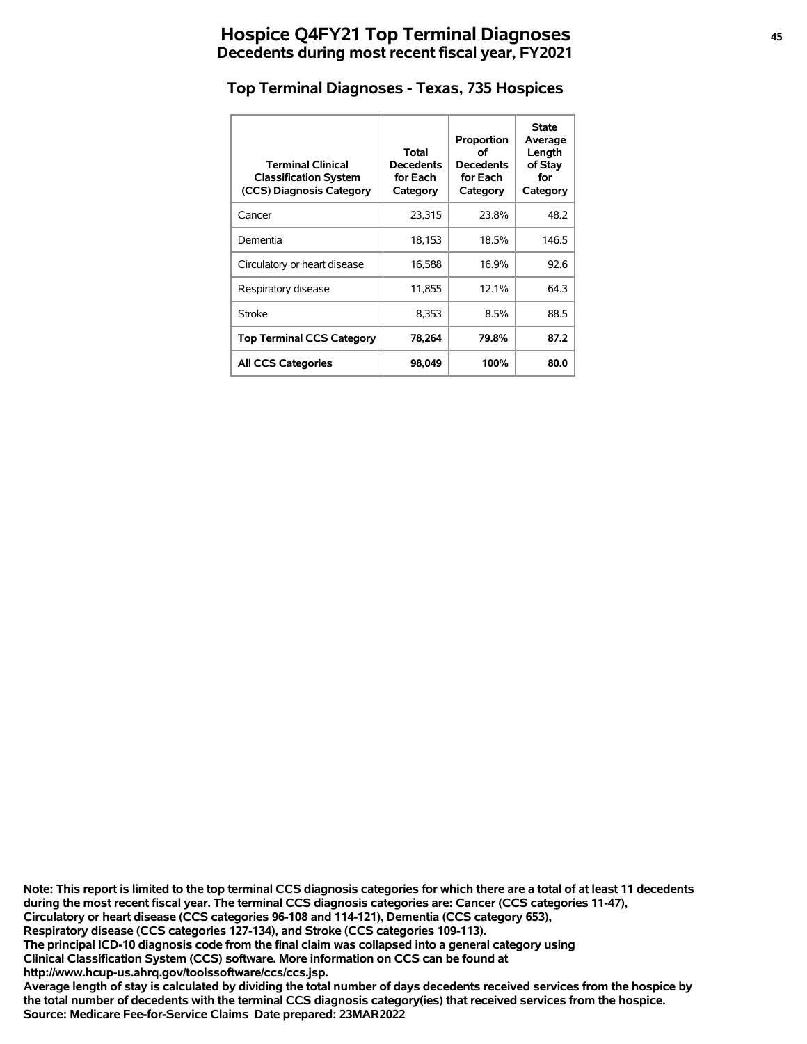# Hospice Q4FY21 Top Terminal Diagnoses
## Decedents during most recent fiscal year, FY2021

### Top Terminal Diagnoses - Texas, 735 Hospices

| Terminal Clinical Classification System (CCS) Diagnosis Category | Total Decedents for Each Category | Proportion of Decedents for Each Category | State Average Length of Stay for Category |
|---|---|---|---|
| Cancer | 23,315 | 23.8% | 48.2 |
| Dementia | 18,153 | 18.5% | 146.5 |
| Circulatory or heart disease | 16,588 | 16.9% | 92.6 |
| Respiratory disease | 11,855 | 12.1% | 64.3 |
| Stroke | 8,353 | 8.5% | 88.5 |
| **Top Terminal CCS Category** | **78,264** | **79.8%** | **87.2** |
| **All CCS Categories** | **98,049** | **100%** | **80.0** |

**Note: This report is limited to the top terminal CCS diagnosis categories for which there are a total of at least 11 decedents during the most recent fiscal year. The terminal CCS diagnosis categories are: Cancer (CCS categories 11-47), Circulatory or heart disease (CCS categories 96-108 and 114-121), Dementia (CCS category 653), Respiratory disease (CCS categories 127-134), and Stroke (CCS categories 109-113).**
**The principal ICD-10 diagnosis code from the final claim was collapsed into a general category using Clinical Classification System (CCS) software. More information on CCS can be found at http://www.hcup-us.ahrq.gov/toolssoftware/ccs/ccs.jsp.**
**Average length of stay is calculated by dividing the total number of days decedents received services from the hospice by the total number of decedents with the terminal CCS diagnosis category(ies) that received services from the hospice.**
**Source: Medicare Fee-for-Service Claims Date prepared: 23MAR2022**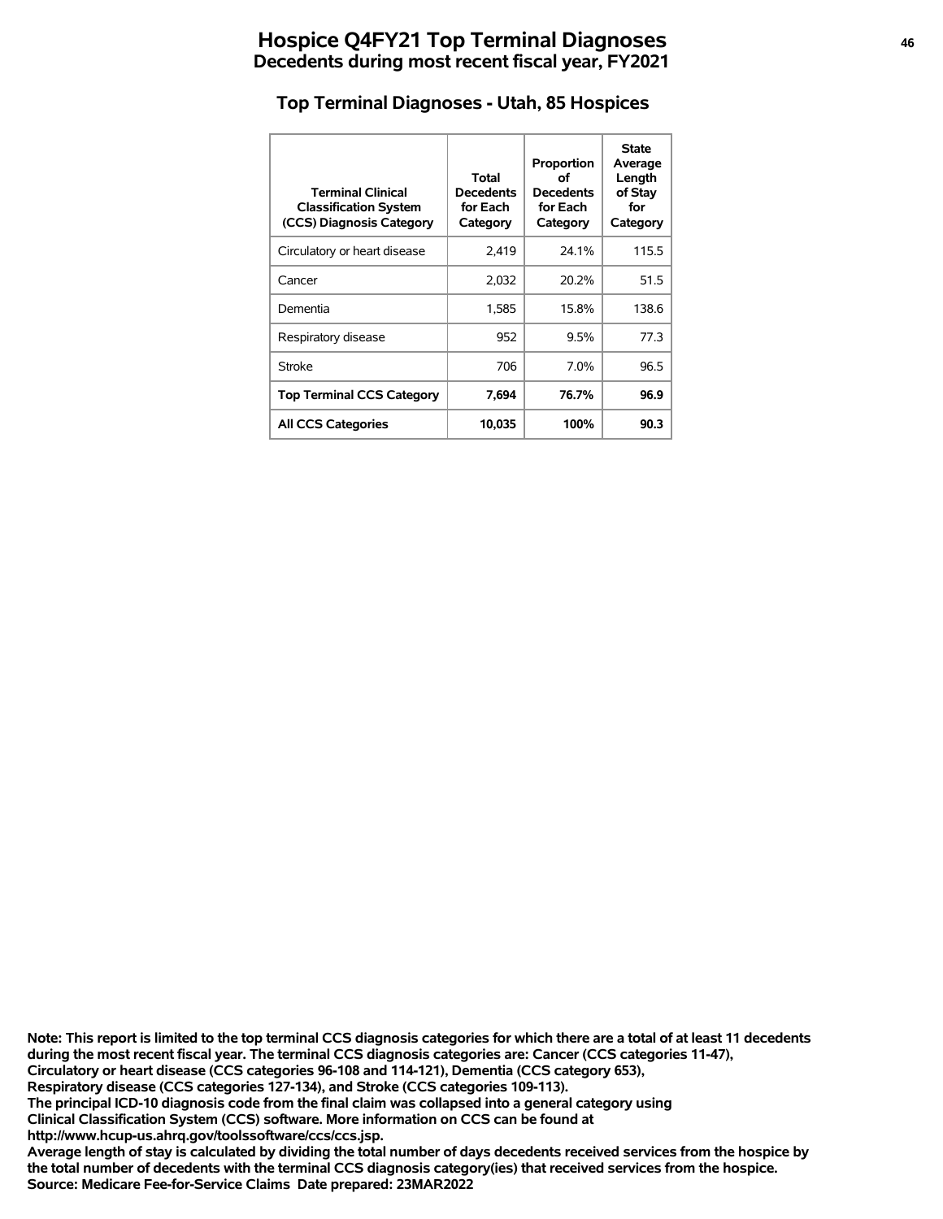# Hospice Q4FY21 Top Terminal Diagnoses

## Decedents during most recent fiscal year, FY2021

### Top Terminal Diagnoses - Utah, 85 Hospices

| Terminal Clinical Classification System (CCS) Diagnosis Category | Total Decedents for Each Category | Proportion of Decedents for Each Category | State Average Length of Stay for Category |
|---|---|---|---|
| Circulatory or heart disease | 2,419 | 24.1% | 115.5 |
| Cancer | 2,032 | 20.2% | 51.5 |
| Dementia | 1,585 | 15.8% | 138.6 |
| Respiratory disease | 952 | 9.5% | 77.3 |
| Stroke | 706 | 7.0% | 96.5 |
| **Top Terminal CCS Category** | **7,694** | **76.7%** | **96.9** |
| **All CCS Categories** | **10,035** | **100%** | **90.3** |

**Note: This report is limited to the top terminal CCS diagnosis categories for which there are a total of at least 11 decedents during the most recent fiscal year. The terminal CCS diagnosis categories are: Cancer (CCS categories 11-47), Circulatory or heart disease (CCS categories 96-108 and 114-121), Dementia (CCS category 653), Respiratory disease (CCS categories 127-134), and Stroke (CCS categories 109-113).**
**The principal ICD-10 diagnosis code from the final claim was collapsed into a general category using Clinical Classification System (CCS) software. More information on CCS can be found at http://www.hcup-us.ahrq.gov/toolssoftware/ccs/ccs.jsp.**
**Average length of stay is calculated by dividing the total number of days decedents received services from the hospice by the total number of decedents with the terminal CCS diagnosis category(ies) that received services from the hospice.**
**Source: Medicare Fee-for-Service Claims Date prepared: 23MAR2022**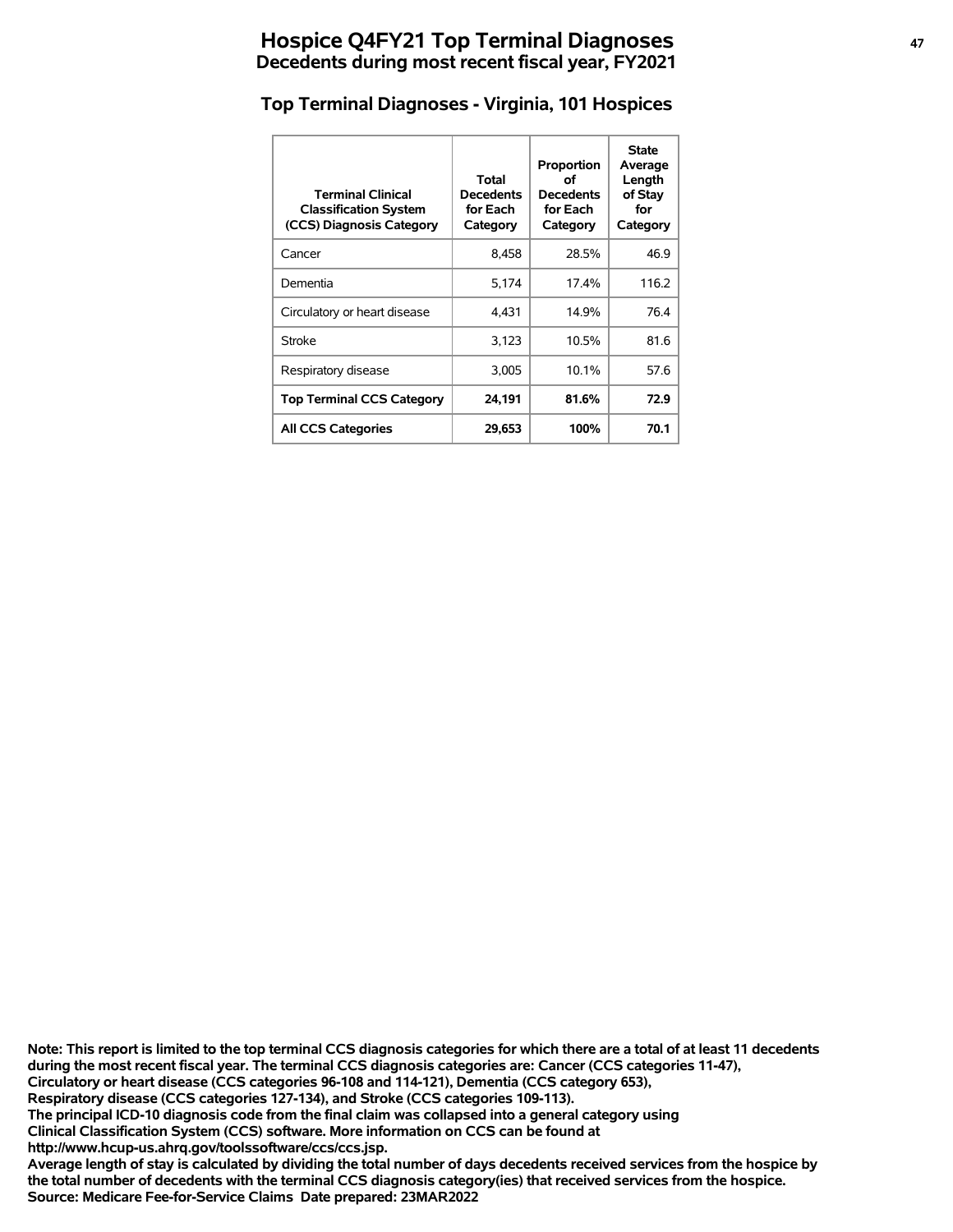# Hospice Q4FY21 Top Terminal Diagnoses

## Decedents during most recent fiscal year, FY2021

### Top Terminal Diagnoses - Virginia, 101 Hospices

| Terminal Clinical Classification System (CCS) Diagnosis Category | Total Decedents for Each Category | Proportion of Decedents for Each Category | State Average Length of Stay for Category |
|---|---|---|---|
| Cancer | 8,458 | 28.5% | 46.9 |
| Dementia | 5,174 | 17.4% | 116.2 |
| Circulatory or heart disease | 4,431 | 14.9% | 76.4 |
| Stroke | 3,123 | 10.5% | 81.6 |
| Respiratory disease | 3,005 | 10.1% | 57.6 |
| **Top Terminal CCS Category** | **24,191** | **81.6%** | **72.9** |
| **All CCS Categories** | **29,653** | **100%** | **70.1** |

**Note: This report is limited to the top terminal CCS diagnosis categories for which there are a total of at least 11 decedents during the most recent fiscal year. The terminal CCS diagnosis categories are: Cancer (CCS categories 11-47), Circulatory or heart disease (CCS categories 96-108 and 114-121), Dementia (CCS category 653), Respiratory disease (CCS categories 127-134), and Stroke (CCS categories 109-113).**
**The principal ICD-10 diagnosis code from the final claim was collapsed into a general category using Clinical Classification System (CCS) software. More information on CCS can be found at http://www.hcup-us.ahrq.gov/toolssoftware/ccs/ccs.jsp.**
**Average length of stay is calculated by dividing the total number of days decedents received services from the hospice by the total number of decedents with the terminal CCS diagnosis category(ies) that received services from the hospice.**
**Source: Medicare Fee-for-Service Claims Date prepared: 23MAR2022**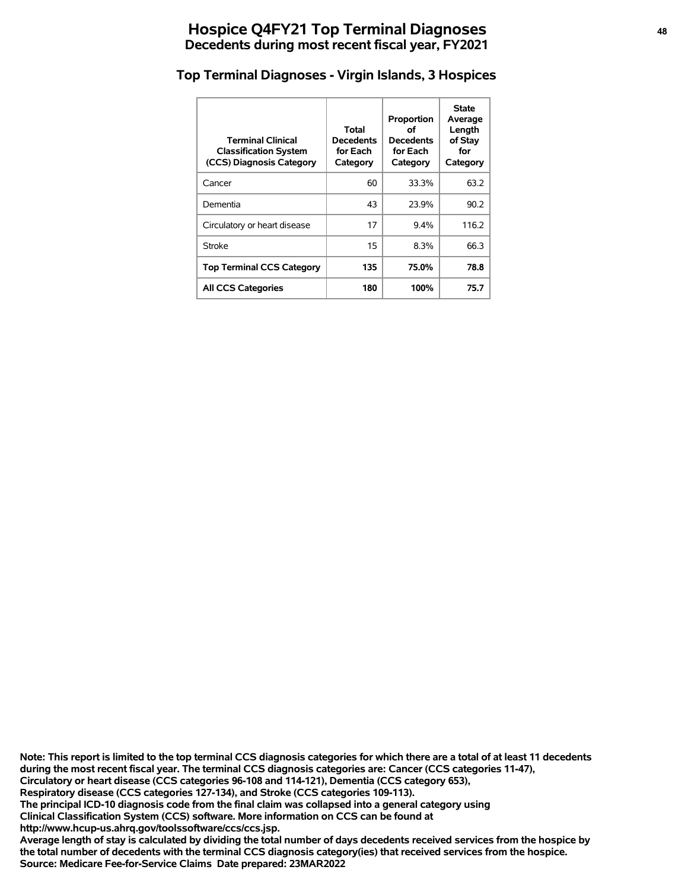# Hospice Q4FY21 Top Terminal Diagnoses
## Decedents during most recent fiscal year, FY2021

### Top Terminal Diagnoses - Virgin Islands, 3 Hospices

| Terminal Clinical Classification System (CCS) Diagnosis Category | Total Decedents for Each Category | Proportion of Decedents for Each Category | State Average Length of Stay for Category |
|---|---|---|---|
| Cancer | 60 | 33.3% | 63.2 |
| Dementia | 43 | 23.9% | 90.2 |
| Circulatory or heart disease | 17 | 9.4% | 116.2 |
| Stroke | 15 | 8.3% | 66.3 |
| **Top Terminal CCS Category** | **135** | **75.0%** | **78.8** |
| **All CCS Categories** | **180** | **100%** | **75.7** |

**Note: This report is limited to the top terminal CCS diagnosis categories for which there are a total of at least 11 decedents during the most recent fiscal year. The terminal CCS diagnosis categories are: Cancer (CCS categories 11-47), Circulatory or heart disease (CCS categories 96-108 and 114-121), Dementia (CCS category 653), Respiratory disease (CCS categories 127-134), and Stroke (CCS categories 109-113).**
**The principal ICD-10 diagnosis code from the final claim was collapsed into a general category using Clinical Classification System (CCS) software. More information on CCS can be found at http://www.hcup-us.ahrq.gov/toolssoftware/ccs/ccs.jsp.**
**Average length of stay is calculated by dividing the total number of days decedents received services from the hospice by the total number of decedents with the terminal CCS diagnosis category(ies) that received services from the hospice.**
**Source: Medicare Fee-for-Service Claims Date prepared: 23MAR2022**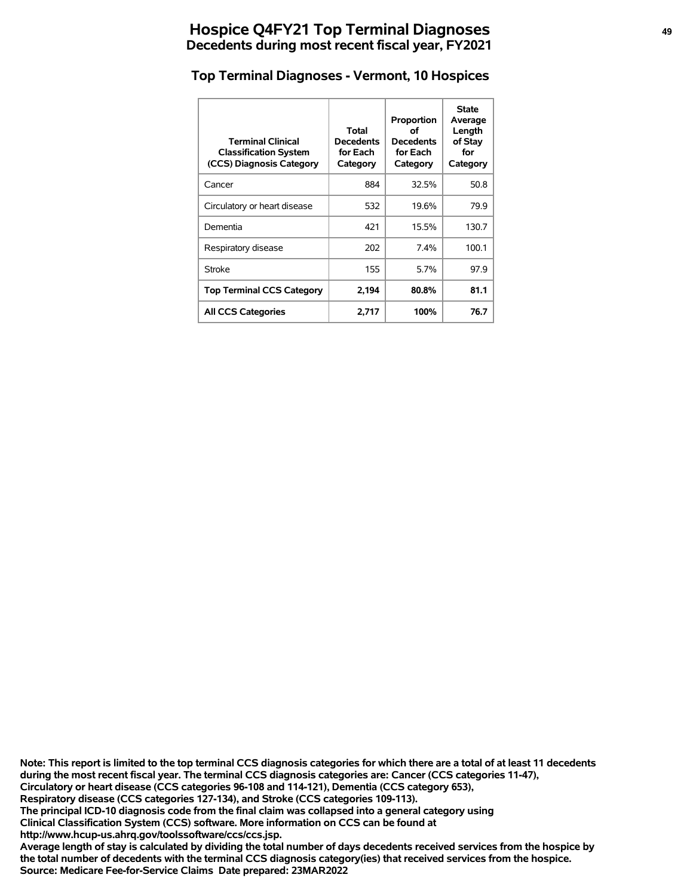# Hospice Q4FY21 Top Terminal Diagnoses
## Decedents during most recent fiscal year, FY2021

### Top Terminal Diagnoses - Vermont, 10 Hospices

| Terminal Clinical Classification System (CCS) Diagnosis Category | Total Decedents for Each Category | Proportion of Decedents for Each Category | State Average Length of Stay for Category |
|---|---|---|---|
| Cancer | 884 | 32.5% | 50.8 |
| Circulatory or heart disease | 532 | 19.6% | 79.9 |
| Dementia | 421 | 15.5% | 130.7 |
| Respiratory disease | 202 | 7.4% | 100.1 |
| Stroke | 155 | 5.7% | 97.9 |
| **Top Terminal CCS Category** | **2,194** | **80.8%** | **81.1** |
| **All CCS Categories** | **2,717** | **100%** | **76.7** |

**Note: This report is limited to the top terminal CCS diagnosis categories for which there are a total of at least 11 decedents during the most recent fiscal year. The terminal CCS diagnosis categories are: Cancer (CCS categories 11-47), Circulatory or heart disease (CCS categories 96-108 and 114-121), Dementia (CCS category 653), Respiratory disease (CCS categories 127-134), and Stroke (CCS categories 109-113).**
**The principal ICD-10 diagnosis code from the final claim was collapsed into a general category using Clinical Classification System (CCS) software. More information on CCS can be found at http://www.hcup-us.ahrq.gov/toolssoftware/ccs/ccs.jsp.**
**Average length of stay is calculated by dividing the total number of days decedents received services from the hospice by the total number of decedents with the terminal CCS diagnosis category(ies) that received services from the hospice.**
**Source: Medicare Fee-for-Service Claims Date prepared: 23MAR2022**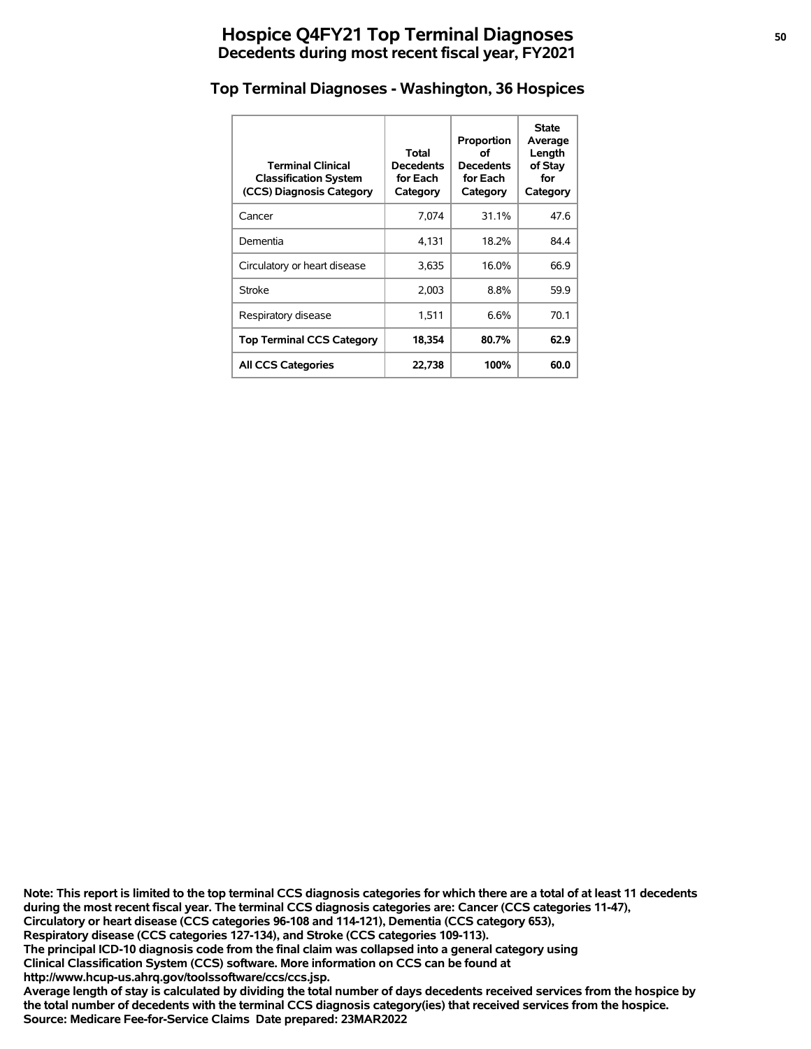# Hospice Q4FY21 Top Terminal Diagnoses
## Decedents during most recent fiscal year, FY2021

### Top Terminal Diagnoses - Washington, 36 Hospices

| Terminal Clinical Classification System (CCS) Diagnosis Category | Total Decedents for Each Category | Proportion of Decedents for Each Category | State Average Length of Stay for Category |
|---|---|---|---|
| Cancer | 7,074 | 31.1% | 47.6 |
| Dementia | 4,131 | 18.2% | 84.4 |
| Circulatory or heart disease | 3,635 | 16.0% | 66.9 |
| Stroke | 2,003 | 8.8% | 59.9 |
| Respiratory disease | 1,511 | 6.6% | 70.1 |
| **Top Terminal CCS Category** | **18,354** | **80.7%** | **62.9** |
| **All CCS Categories** | **22,738** | **100%** | **60.0** |

**Note: This report is limited to the top terminal CCS diagnosis categories for which there are a total of at least 11 decedents during the most recent fiscal year. The terminal CCS diagnosis categories are: Cancer (CCS categories 11-47), Circulatory or heart disease (CCS categories 96-108 and 114-121), Dementia (CCS category 653), Respiratory disease (CCS categories 127-134), and Stroke (CCS categories 109-113).**
**The principal ICD-10 diagnosis code from the final claim was collapsed into a general category using Clinical Classification System (CCS) software. More information on CCS can be found at http://www.hcup-us.ahrq.gov/toolssoftware/ccs/ccs.jsp.**
**Average length of stay is calculated by dividing the total number of days decedents received services from the hospice by the total number of decedents with the terminal CCS diagnosis category(ies) that received services from the hospice.**
**Source: Medicare Fee-for-Service Claims Date prepared: 23MAR2022**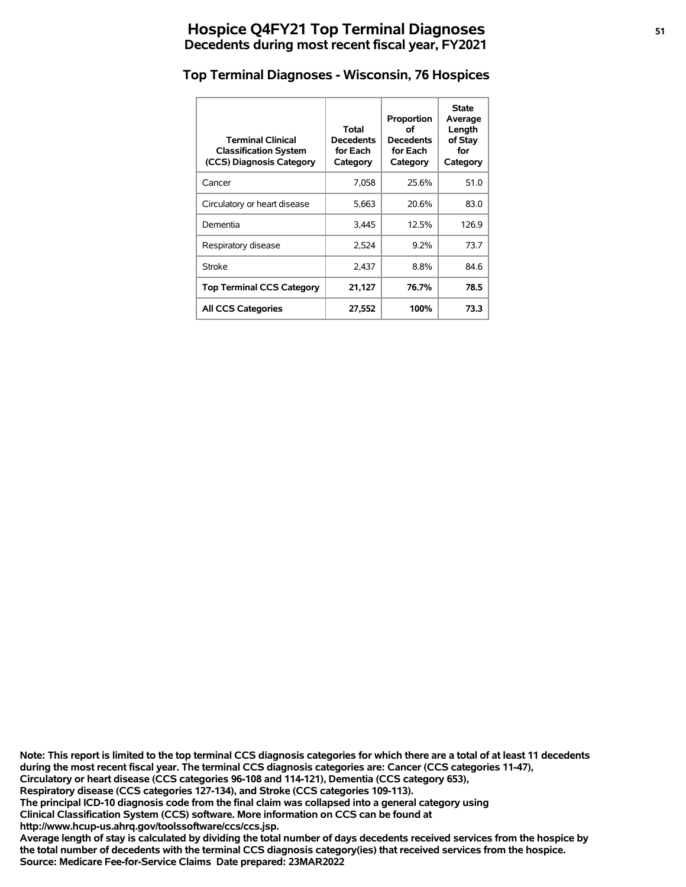# Hospice Q4FY21 Top Terminal Diagnoses
## Decedents during most recent fiscal year, FY2021

### Top Terminal Diagnoses - Wisconsin, 76 Hospices

| Terminal Clinical Classification System (CCS) Diagnosis Category | Total Decedents for Each Category | Proportion of Decedents for Each Category | State Average Length of Stay for Category |
|---|---|---|---|
| Cancer | 7,058 | 25.6% | 51.0 |
| Circulatory or heart disease | 5,663 | 20.6% | 83.0 |
| Dementia | 3,445 | 12.5% | 126.9 |
| Respiratory disease | 2,524 | 9.2% | 73.7 |
| Stroke | 2,437 | 8.8% | 84.6 |
| **Top Terminal CCS Category** | **21,127** | **76.7%** | **78.5** |
| **All CCS Categories** | **27,552** | **100%** | **73.3** |

**Note: This report is limited to the top terminal CCS diagnosis categories for which there are a total of at least 11 decedents during the most recent fiscal year. The terminal CCS diagnosis categories are: Cancer (CCS categories 11-47), Circulatory or heart disease (CCS categories 96-108 and 114-121), Dementia (CCS category 653), Respiratory disease (CCS categories 127-134), and Stroke (CCS categories 109-113).**
**The principal ICD-10 diagnosis code from the final claim was collapsed into a general category using Clinical Classification System (CCS) software. More information on CCS can be found at http://www.hcup-us.ahrq.gov/toolssoftware/ccs/ccs.jsp.**
**Average length of stay is calculated by dividing the total number of days decedents received services from the hospice by the total number of decedents with the terminal CCS diagnosis category(ies) that received services from the hospice.**
**Source: Medicare Fee-for-Service Claims Date prepared: 23MAR2022**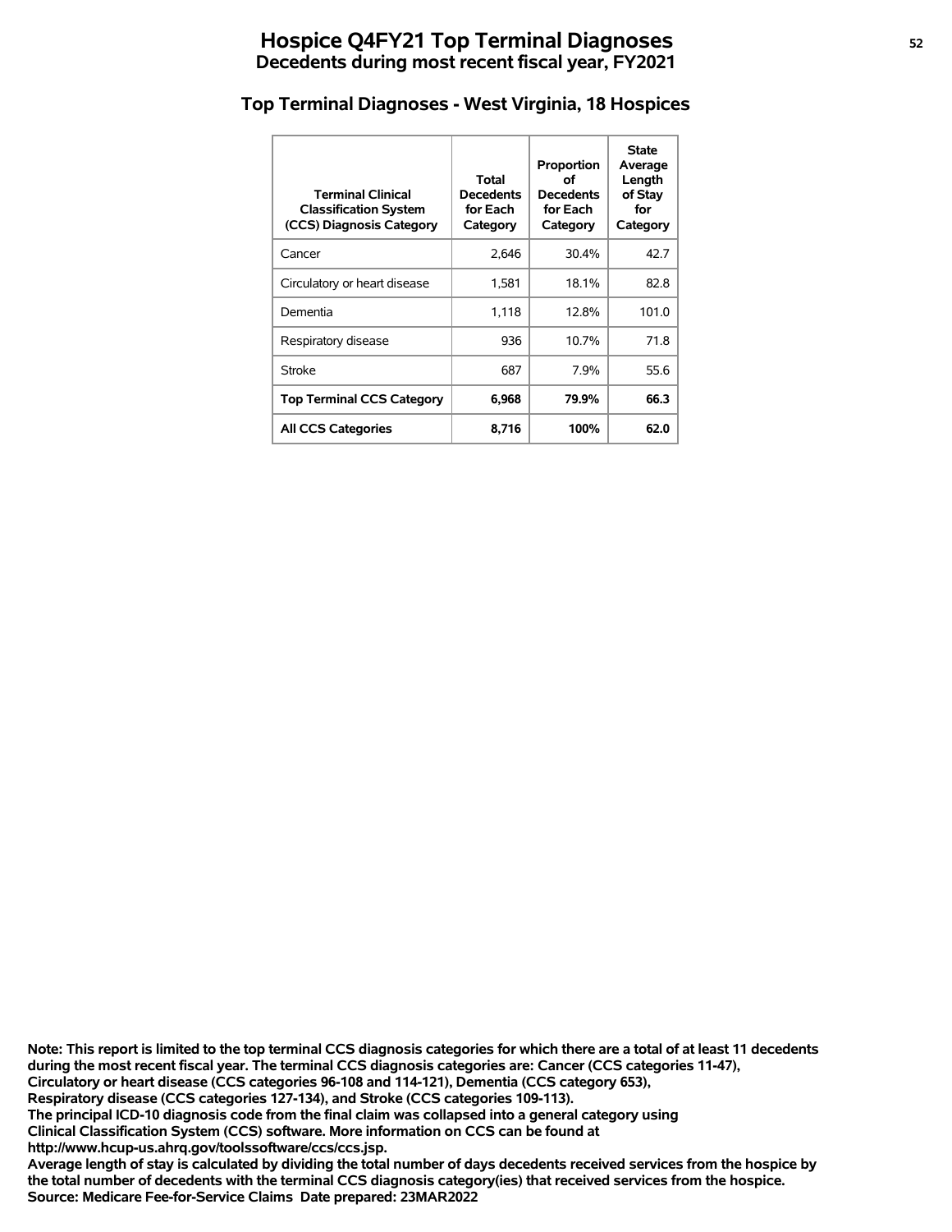# Hospice Q4FY21 Top Terminal Diagnoses
## Decedents during most recent fiscal year, FY2021

### Top Terminal Diagnoses - West Virginia, 18 Hospices

| Terminal Clinical Classification System (CCS) Diagnosis Category | Total Decedents for Each Category | Proportion of Decedents for Each Category | State Average Length of Stay for Category |
|---|---|---|---|
| Cancer | 2,646 | 30.4% | 42.7 |
| Circulatory or heart disease | 1,581 | 18.1% | 82.8 |
| Dementia | 1,118 | 12.8% | 101.0 |
| Respiratory disease | 936 | 10.7% | 71.8 |
| Stroke | 687 | 7.9% | 55.6 |
| **Top Terminal CCS Category** | **6,968** | **79.9%** | **66.3** |
| **All CCS Categories** | **8,716** | **100%** | **62.0** |

**Note: This report is limited to the top terminal CCS diagnosis categories for which there are a total of at least 11 decedents during the most recent fiscal year. The terminal CCS diagnosis categories are: Cancer (CCS categories 11-47), Circulatory or heart disease (CCS categories 96-108 and 114-121), Dementia (CCS category 653), Respiratory disease (CCS categories 127-134), and Stroke (CCS categories 109-113).**
**The principal ICD-10 diagnosis code from the final claim was collapsed into a general category using Clinical Classification System (CCS) software. More information on CCS can be found at http://www.hcup-us.ahrq.gov/toolssoftware/ccs/ccs.jsp.**
**Average length of stay is calculated by dividing the total number of days decedents received services from the hospice by the total number of decedents with the terminal CCS diagnosis category(ies) that received services from the hospice.**
**Source: Medicare Fee-for-Service Claims Date prepared: 23MAR2022**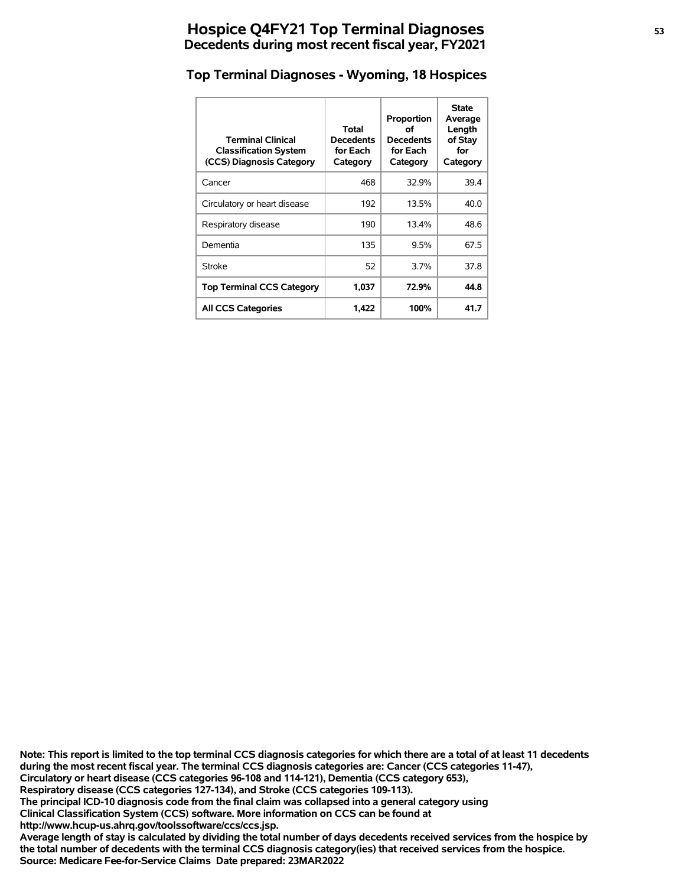# Hospice Q4FY21 Top Terminal Diagnoses
## Decedents during most recent fiscal year, FY2021

### Top Terminal Diagnoses - Wyoming, 18 Hospices

| Terminal Clinical Classification System (CCS) Diagnosis Category | Total Decedents for Each Category | Proportion of Decedents for Each Category | State Average Length of Stay for Category |
|---|---|---|---|
| Cancer | 468 | 32.9% | 39.4 |
| Circulatory or heart disease | 192 | 13.5% | 40.0 |
| Respiratory disease | 190 | 13.4% | 48.6 |
| Dementia | 135 | 9.5% | 67.5 |
| Stroke | 52 | 3.7% | 37.8 |
| **Top Terminal CCS Category** | **1,037** | **72.9%** | **44.8** |
| **All CCS Categories** | **1,422** | **100%** | **41.7** |

**Note: This report is limited to the top terminal CCS diagnosis categories for which there are a total of at least 11 decedents during the most recent fiscal year. The terminal CCS diagnosis categories are: Cancer (CCS categories 11-47), Circulatory or heart disease (CCS categories 96-108 and 114-121), Dementia (CCS category 653), Respiratory disease (CCS categories 127-134), and Stroke (CCS categories 109-113).**
**The principal ICD-10 diagnosis code from the final claim was collapsed into a general category using Clinical Classification System (CCS) software. More information on CCS can be found at http://www.hcup-us.ahrq.gov/toolssoftware/ccs/ccs.jsp.**
**Average length of stay is calculated by dividing the total number of days decedents received services from the hospice by the total number of decedents with the terminal CCS diagnosis category(ies) that received services from the hospice.**
**Source: Medicare Fee-for-Service Claims Date prepared: 23MAR2022**